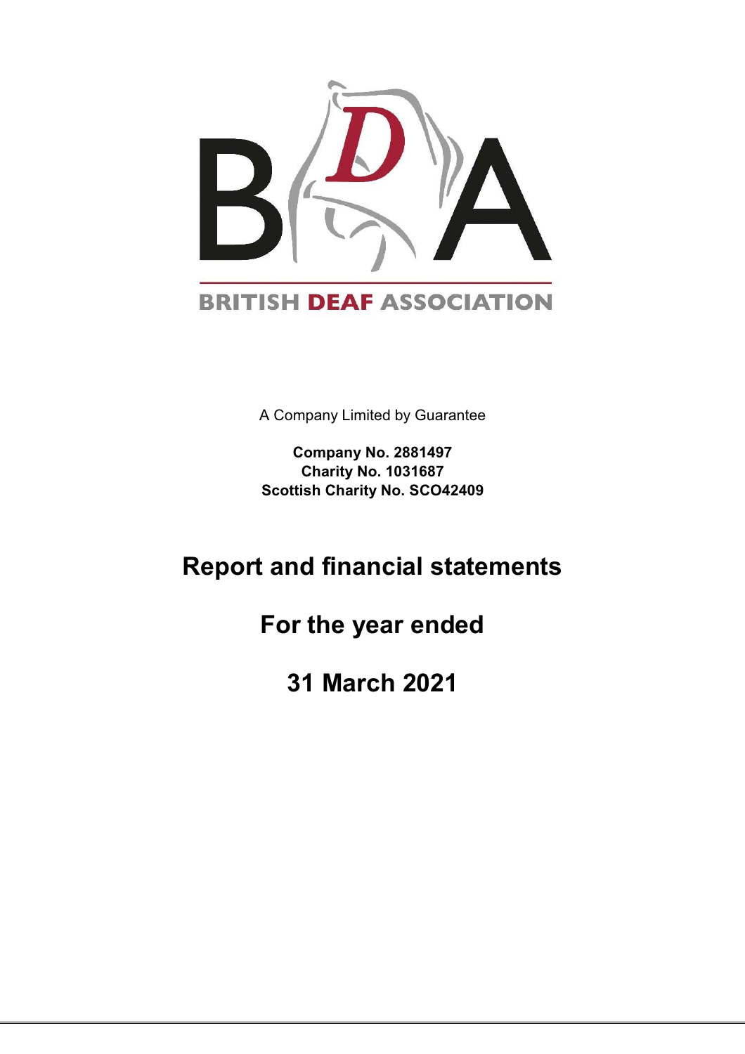BRITISH DEAF ASSOCIATION

A Company Limited by Guarantee

**Company No. 2881497**
**Charity No. 1031687**
**Scottish Charity No. SCO42409**

# Report and financial statements

# For the year ended

# 31 March 2021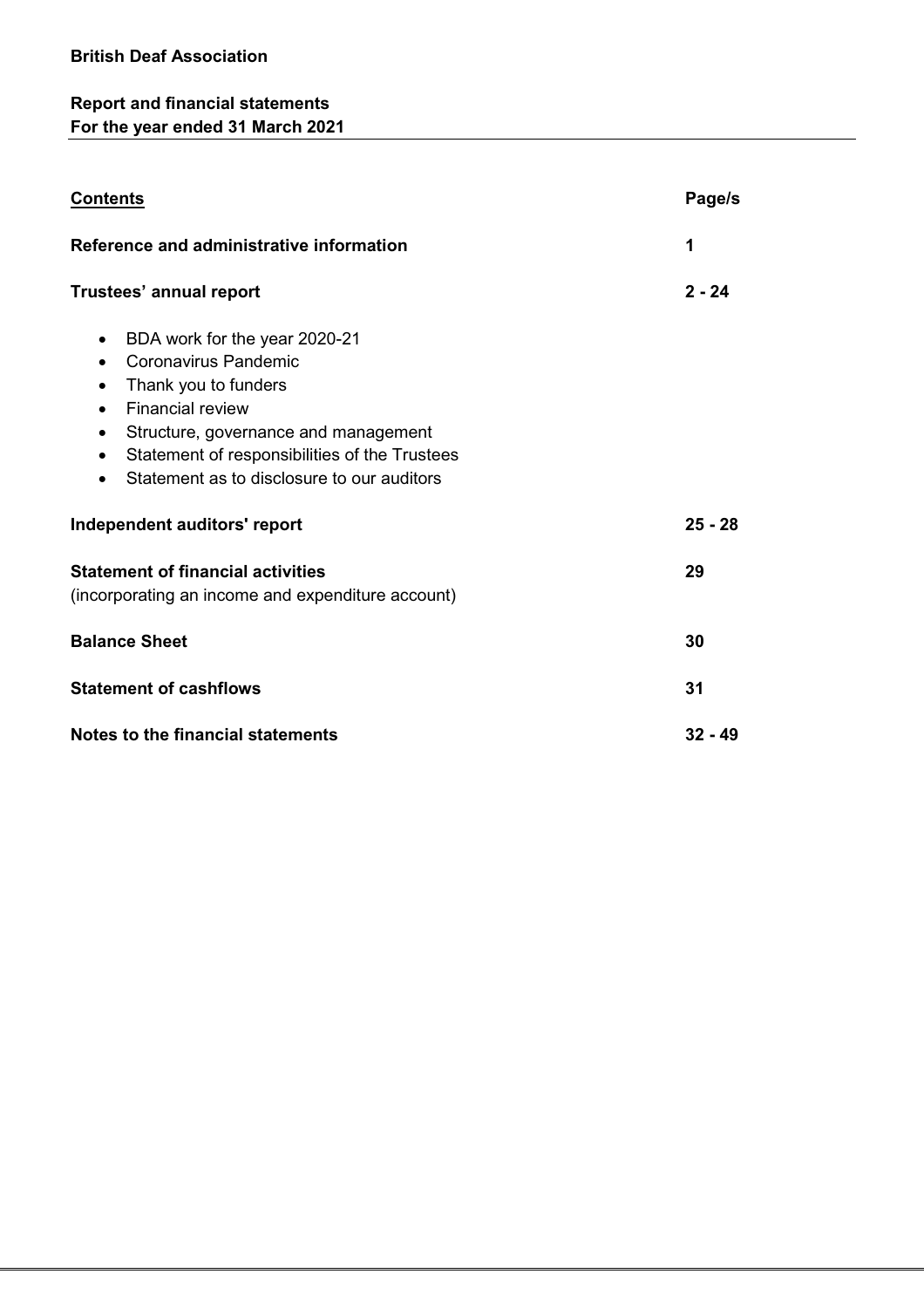**British Deaf Association**

**Report and financial statements**
**For the year ended 31 March 2021**

| **Contents** | **Page/s** |
|---|---|
| **Reference and administrative information** | **1** |
| **Trustees' annual report** | **2 - 24** |
| • BDA work for the year 2020-21<br>• Coronavirus Pandemic<br>• Thank you to funders<br>• Financial review<br>• Structure, governance and management<br>• Statement of responsibilities of the Trustees<br>• Statement as to disclosure to our auditors | |
| **Independent auditors' report** | **25 - 28** |
| **Statement of financial activities**<br>(incorporating an income and expenditure account) | **29** |
| **Balance Sheet** | **30** |
| **Statement of cashflows** | **31** |
| **Notes to the financial statements** | **32 - 49** |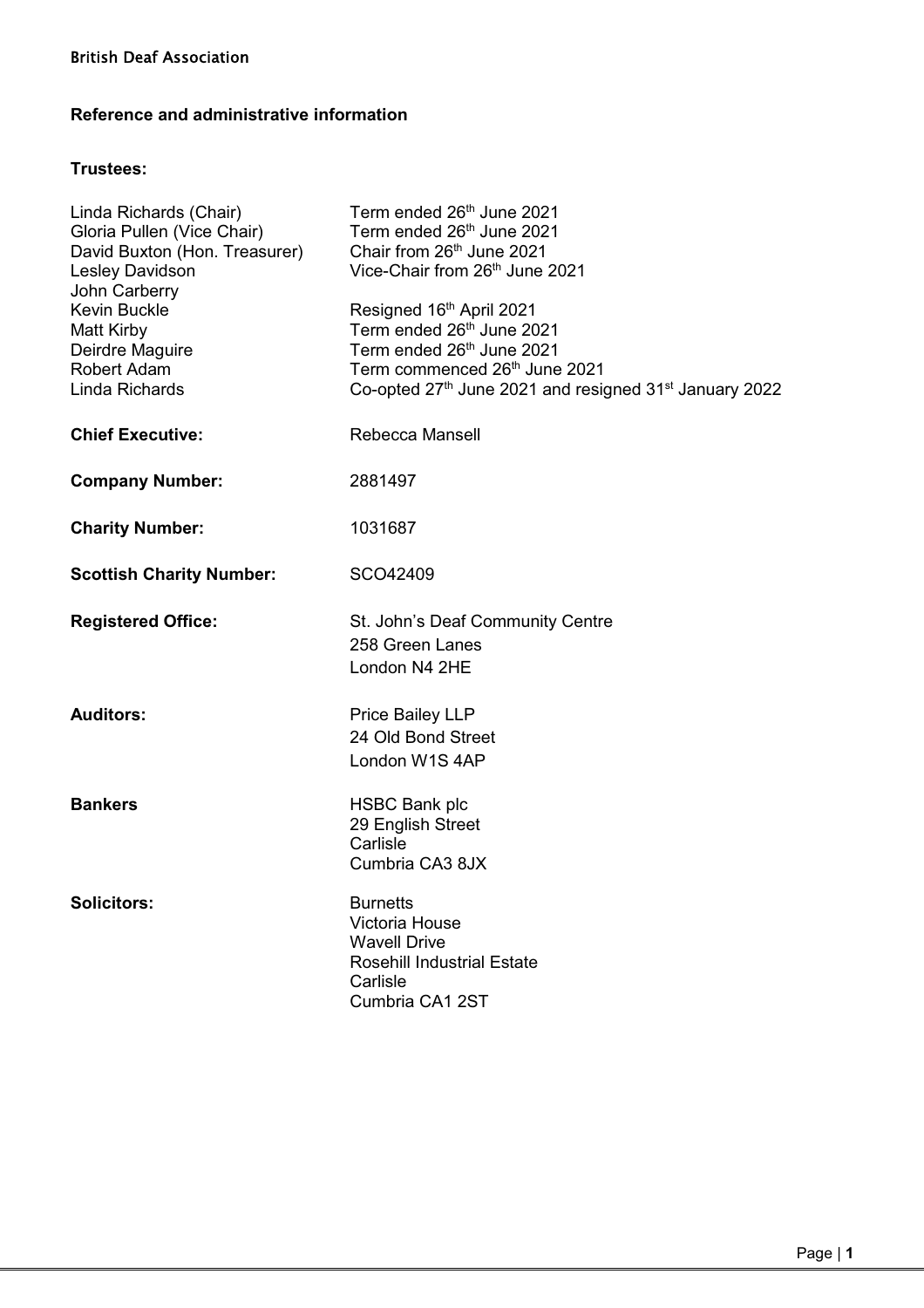## Reference and administrative information

**Trustees:**

| | |
|---|---|
| Linda Richards (Chair) | Term ended 26th June 2021 |
| Gloria Pullen (Vice Chair) | Term ended 26th June 2021 |
| David Buxton (Hon. Treasurer) | Chair from 26th June 2021 |
| Lesley Davidson | Vice-Chair from 26th June 2021 |
| John Carberry | |
| Kevin Buckle | Resigned 16th April 2021 |
| Matt Kirby | Term ended 26th June 2021 |
| Deirdre Maguire | Term ended 26th June 2021 |
| Robert Adam | Term commenced 26th June 2021 |
| Linda Richards | Co-opted 27th June 2021 and resigned 31st January 2022 |

**Chief Executive:** Rebecca Mansell

**Company Number:** 2881497

**Charity Number:** 1031687

**Scottish Charity Number:** SCO42409

**Registered Office:**
St. John's Deaf Community Centre
258 Green Lanes
London N4 2HE

**Auditors:**
Price Bailey LLP
24 Old Bond Street
London W1S 4AP

**Bankers**
HSBC Bank plc
29 English Street
Carlisle
Cumbria CA3 8JX

**Solicitors:**
Burnetts
Victoria House
Wavell Drive
Rosehill Industrial Estate
Carlisle
Cumbria CA1 2ST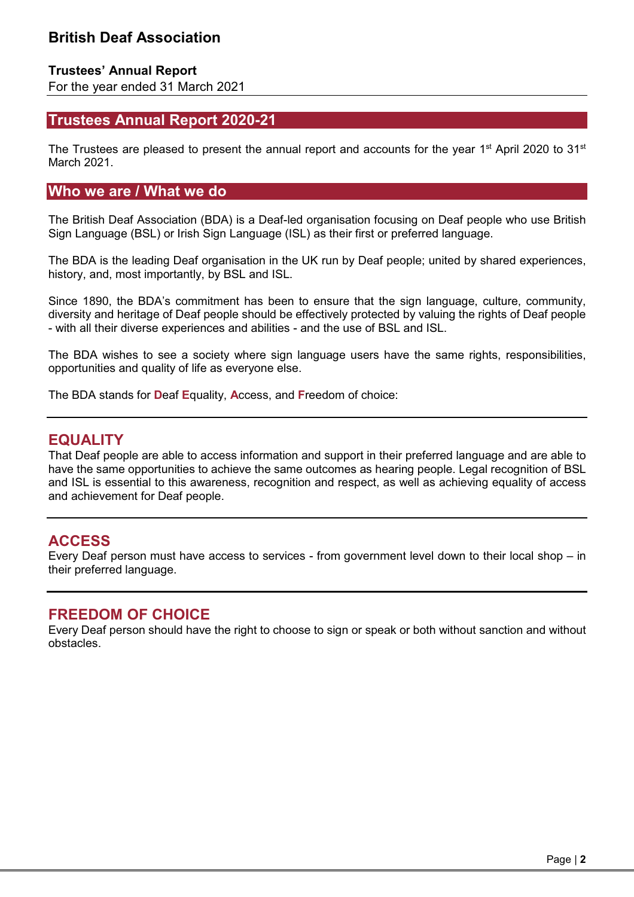# British Deaf Association

**Trustees' Annual Report**
For the year ended 31 March 2021

## Trustees Annual Report 2020-21

The Trustees are pleased to present the annual report and accounts for the year 1st April 2020 to 31st March 2021.

## Who we are / What we do

The British Deaf Association (BDA) is a Deaf-led organisation focusing on Deaf people who use British Sign Language (BSL) or Irish Sign Language (ISL) as their first or preferred language.

The BDA is the leading Deaf organisation in the UK run by Deaf people; united by shared experiences, history, and, most importantly, by BSL and ISL.

Since 1890, the BDA's commitment has been to ensure that the sign language, culture, community, diversity and heritage of Deaf people should be effectively protected by valuing the rights of Deaf people - with all their diverse experiences and abilities - and the use of BSL and ISL.

The BDA wishes to see a society where sign language users have the same rights, responsibilities, opportunities and quality of life as everyone else.

The BDA stands for **D**eaf **E**quality, **A**ccess, and **F**reedom of choice:

---

### EQUALITY

That Deaf people are able to access information and support in their preferred language and are able to have the same opportunities to achieve the same outcomes as hearing people. Legal recognition of BSL and ISL is essential to this awareness, recognition and respect, as well as achieving equality of access and achievement for Deaf people.

---

### ACCESS

Every Deaf person must have access to services - from government level down to their local shop – in their preferred language.

---

### FREEDOM OF CHOICE

Every Deaf person should have the right to choose to sign or speak or both without sanction and without obstacles.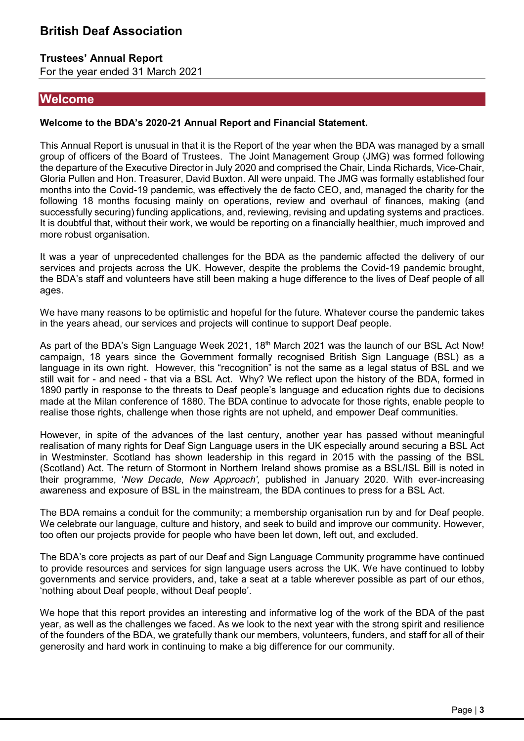# Welcome

**Welcome to the BDA's 2020-21 Annual Report and Financial Statement.**

This Annual Report is unusual in that it is the Report of the year when the BDA was managed by a small group of officers of the Board of Trustees. The Joint Management Group (JMG) was formed following the departure of the Executive Director in July 2020 and comprised the Chair, Linda Richards, Vice-Chair, Gloria Pullen and Hon. Treasurer, David Buxton. All were unpaid. The JMG was formally established four months into the Covid-19 pandemic, was effectively the de facto CEO, and, managed the charity for the following 18 months focusing mainly on operations, review and overhaul of finances, making (and successfully securing) funding applications, and, reviewing, revising and updating systems and practices. It is doubtful that, without their work, we would be reporting on a financially healthier, much improved and more robust organisation.

It was a year of unprecedented challenges for the BDA as the pandemic affected the delivery of our services and projects across the UK. However, despite the problems the Covid-19 pandemic brought, the BDA's staff and volunteers have still been making a huge difference to the lives of Deaf people of all ages.

We have many reasons to be optimistic and hopeful for the future. Whatever course the pandemic takes in the years ahead, our services and projects will continue to support Deaf people.

As part of the BDA's Sign Language Week 2021, 18th March 2021 was the launch of our BSL Act Now! campaign, 18 years since the Government formally recognised British Sign Language (BSL) as a language in its own right. However, this "recognition" is not the same as a legal status of BSL and we still wait for - and need - that via a BSL Act. Why? We reflect upon the history of the BDA, formed in 1890 partly in response to the threats to Deaf people's language and education rights due to decisions made at the Milan conference of 1880. The BDA continue to advocate for those rights, enable people to realise those rights, challenge when those rights are not upheld, and empower Deaf communities.

However, in spite of the advances of the last century, another year has passed without meaningful realisation of many rights for Deaf Sign Language users in the UK especially around securing a BSL Act in Westminster. Scotland has shown leadership in this regard in 2015 with the passing of the BSL (Scotland) Act. The return of Stormont in Northern Ireland shows promise as a BSL/ISL Bill is noted in their programme, '*New Decade, New Approach',* published in January 2020. With ever-increasing awareness and exposure of BSL in the mainstream, the BDA continues to press for a BSL Act.

The BDA remains a conduit for the community; a membership organisation run by and for Deaf people. We celebrate our language, culture and history, and seek to build and improve our community. However, too often our projects provide for people who have been let down, left out, and excluded.

The BDA's core projects as part of our Deaf and Sign Language Community programme have continued to provide resources and services for sign language users across the UK. We have continued to lobby governments and service providers, and, take a seat at a table wherever possible as part of our ethos, 'nothing about Deaf people, without Deaf people'.

We hope that this report provides an interesting and informative log of the work of the BDA of the past year, as well as the challenges we faced. As we look to the next year with the strong spirit and resilience of the founders of the BDA, we gratefully thank our members, volunteers, funders, and staff for all of their generosity and hard work in continuing to make a big difference for our community.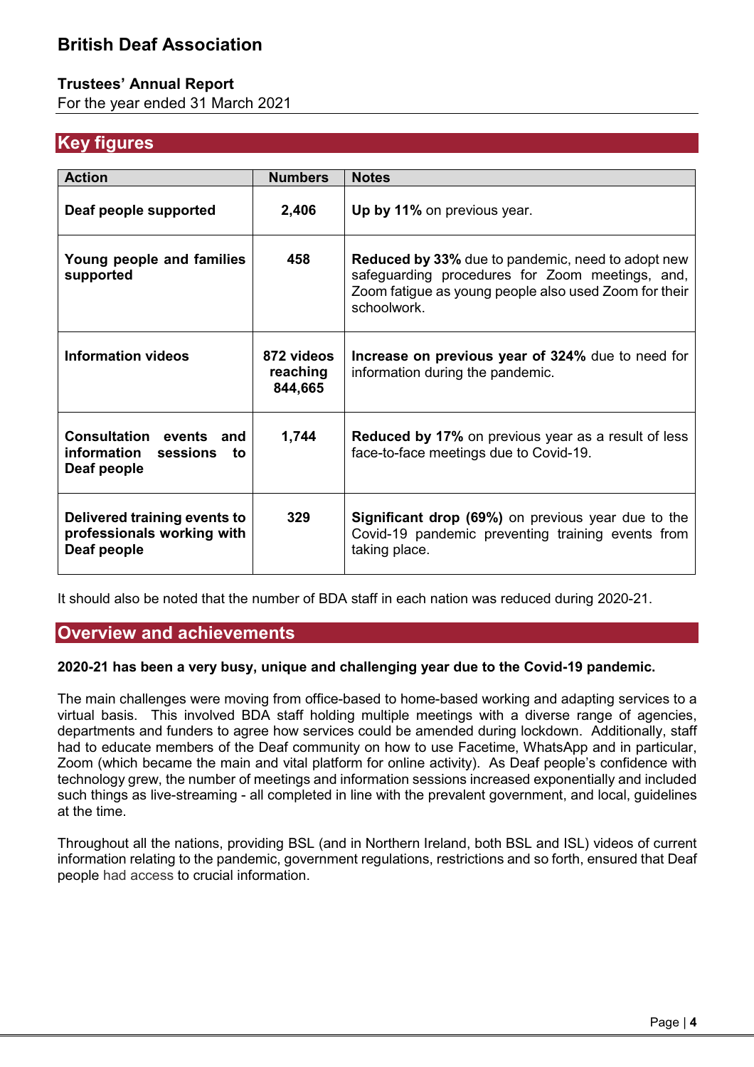## Key figures

| Action | Numbers | Notes |
|---|---|---|
| **Deaf people supported** | **2,406** | **Up by 11%** on previous year. |
| **Young people and families supported** | **458** | **Reduced by 33%** due to pandemic, need to adopt new safeguarding procedures for Zoom meetings, and, Zoom fatigue as young people also used Zoom for their schoolwork. |
| **Information videos** | **872 videos reaching 844,665** | **Increase on previous year of 324%** due to need for information during the pandemic. |
| **Consultation events and information sessions to Deaf people** | **1,744** | **Reduced by 17%** on previous year as a result of less face-to-face meetings due to Covid-19. |
| **Delivered training events to professionals working with Deaf people** | **329** | **Significant drop (69%)** on previous year due to the Covid-19 pandemic preventing training events from taking place. |

It should also be noted that the number of BDA staff in each nation was reduced during 2020-21.

## Overview and achievements

**2020-21 has been a very busy, unique and challenging year due to the Covid-19 pandemic.**

The main challenges were moving from office-based to home-based working and adapting services to a virtual basis. This involved BDA staff holding multiple meetings with a diverse range of agencies, departments and funders to agree how services could be amended during lockdown. Additionally, staff had to educate members of the Deaf community on how to use Facetime, WhatsApp and in particular, Zoom (which became the main and vital platform for online activity). As Deaf people's confidence with technology grew, the number of meetings and information sessions increased exponentially and included such things as live-streaming - all completed in line with the prevalent government, and local, guidelines at the time.

Throughout all the nations, providing BSL (and in Northern Ireland, both BSL and ISL) videos of current information relating to the pandemic, government regulations, restrictions and so forth, ensured that Deaf people had access to crucial information.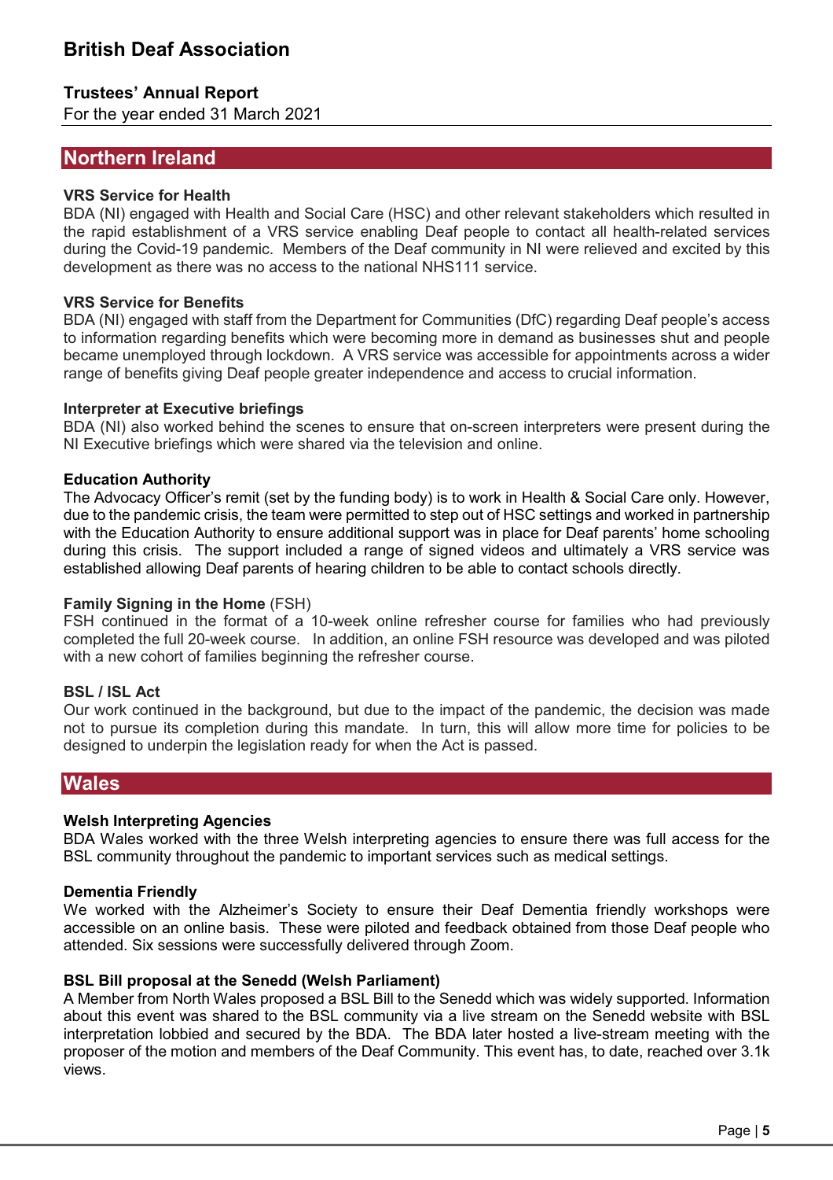## Northern Ireland

**VRS Service for Health**

BDA (NI) engaged with Health and Social Care (HSC) and other relevant stakeholders which resulted in the rapid establishment of a VRS service enabling Deaf people to contact all health-related services during the Covid-19 pandemic. Members of the Deaf community in NI were relieved and excited by this development as there was no access to the national NHS111 service.

**VRS Service for Benefits**

BDA (NI) engaged with staff from the Department for Communities (DfC) regarding Deaf people's access to information regarding benefits which were becoming more in demand as businesses shut and people became unemployed through lockdown. A VRS service was accessible for appointments across a wider range of benefits giving Deaf people greater independence and access to crucial information.

**Interpreter at Executive briefings**

BDA (NI) also worked behind the scenes to ensure that on-screen interpreters were present during the NI Executive briefings which were shared via the television and online.

**Education Authority**

The Advocacy Officer's remit (set by the funding body) is to work in Health & Social Care only. However, due to the pandemic crisis, the team were permitted to step out of HSC settings and worked in partnership with the Education Authority to ensure additional support was in place for Deaf parents' home schooling during this crisis. The support included a range of signed videos and ultimately a VRS service was established allowing Deaf parents of hearing children to be able to contact schools directly.

**Family Signing in the Home** (FSH)

FSH continued in the format of a 10-week online refresher course for families who had previously completed the full 20-week course. In addition, an online FSH resource was developed and was piloted with a new cohort of families beginning the refresher course.

**BSL / ISL Act**

Our work continued in the background, but due to the impact of the pandemic, the decision was made not to pursue its completion during this mandate. In turn, this will allow more time for policies to be designed to underpin the legislation ready for when the Act is passed.

## Wales

**Welsh Interpreting Agencies**

BDA Wales worked with the three Welsh interpreting agencies to ensure there was full access for the BSL community throughout the pandemic to important services such as medical settings.

**Dementia Friendly**

We worked with the Alzheimer's Society to ensure their Deaf Dementia friendly workshops were accessible on an online basis. These were piloted and feedback obtained from those Deaf people who attended. Six sessions were successfully delivered through Zoom.

**BSL Bill proposal at the Senedd (Welsh Parliament)**

A Member from North Wales proposed a BSL Bill to the Senedd which was widely supported. Information about this event was shared to the BSL community via a live stream on the Senedd website with BSL interpretation lobbied and secured by the BDA. The BDA later hosted a live-stream meeting with the proposer of the motion and members of the Deaf Community. This event has, to date, reached over 3.1k views.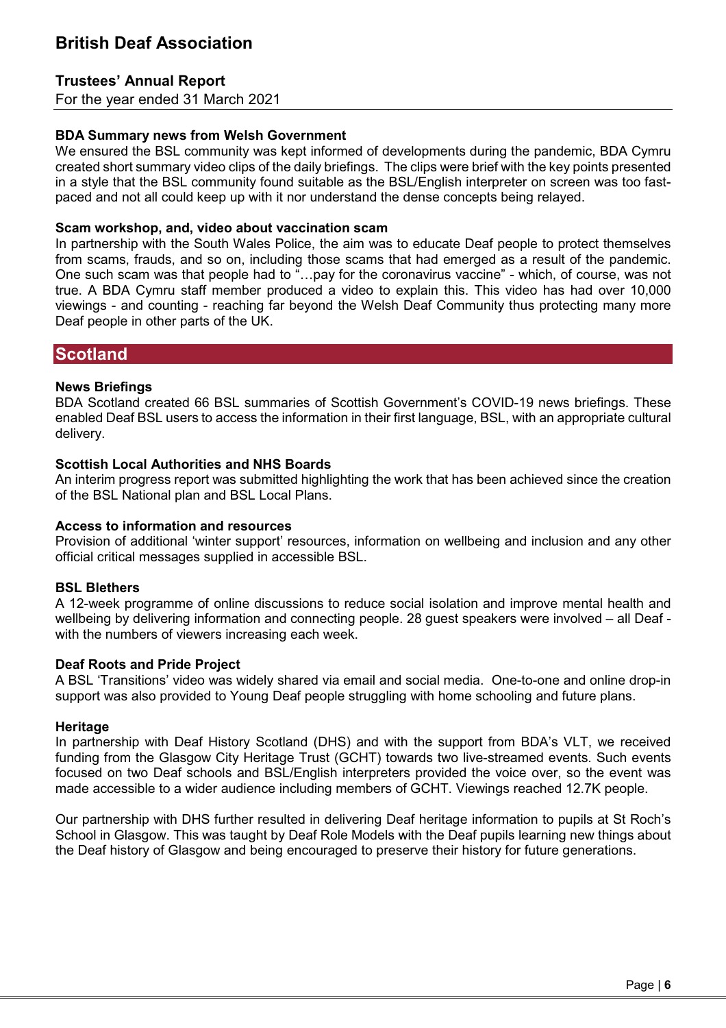**BDA Summary news from Welsh Government**

We ensured the BSL community was kept informed of developments during the pandemic, BDA Cymru created short summary video clips of the daily briefings. The clips were brief with the key points presented in a style that the BSL community found suitable as the BSL/English interpreter on screen was too fast-paced and not all could keep up with it nor understand the dense concepts being relayed.

**Scam workshop, and, video about vaccination scam**

In partnership with the South Wales Police, the aim was to educate Deaf people to protect themselves from scams, frauds, and so on, including those scams that had emerged as a result of the pandemic. One such scam was that people had to "…pay for the coronavirus vaccine" - which, of course, was not true. A BDA Cymru staff member produced a video to explain this. This video has had over 10,000 viewings - and counting - reaching far beyond the Welsh Deaf Community thus protecting many more Deaf people in other parts of the UK.

## Scotland

**News Briefings**

BDA Scotland created 66 BSL summaries of Scottish Government's COVID-19 news briefings. These enabled Deaf BSL users to access the information in their first language, BSL, with an appropriate cultural delivery.

**Scottish Local Authorities and NHS Boards**

An interim progress report was submitted highlighting the work that has been achieved since the creation of the BSL National plan and BSL Local Plans.

**Access to information and resources**

Provision of additional 'winter support' resources, information on wellbeing and inclusion and any other official critical messages supplied in accessible BSL.

**BSL Blethers**

A 12-week programme of online discussions to reduce social isolation and improve mental health and wellbeing by delivering information and connecting people. 28 guest speakers were involved – all Deaf - with the numbers of viewers increasing each week.

**Deaf Roots and Pride Project**

A BSL 'Transitions' video was widely shared via email and social media. One-to-one and online drop-in support was also provided to Young Deaf people struggling with home schooling and future plans.

**Heritage**

In partnership with Deaf History Scotland (DHS) and with the support from BDA's VLT, we received funding from the Glasgow City Heritage Trust (GCHT) towards two live-streamed events. Such events focused on two Deaf schools and BSL/English interpreters provided the voice over, so the event was made accessible to a wider audience including members of GCHT. Viewings reached 12.7K people.

Our partnership with DHS further resulted in delivering Deaf heritage information to pupils at St Roch's School in Glasgow. This was taught by Deaf Role Models with the Deaf pupils learning new things about the Deaf history of Glasgow and being encouraged to preserve their history for future generations.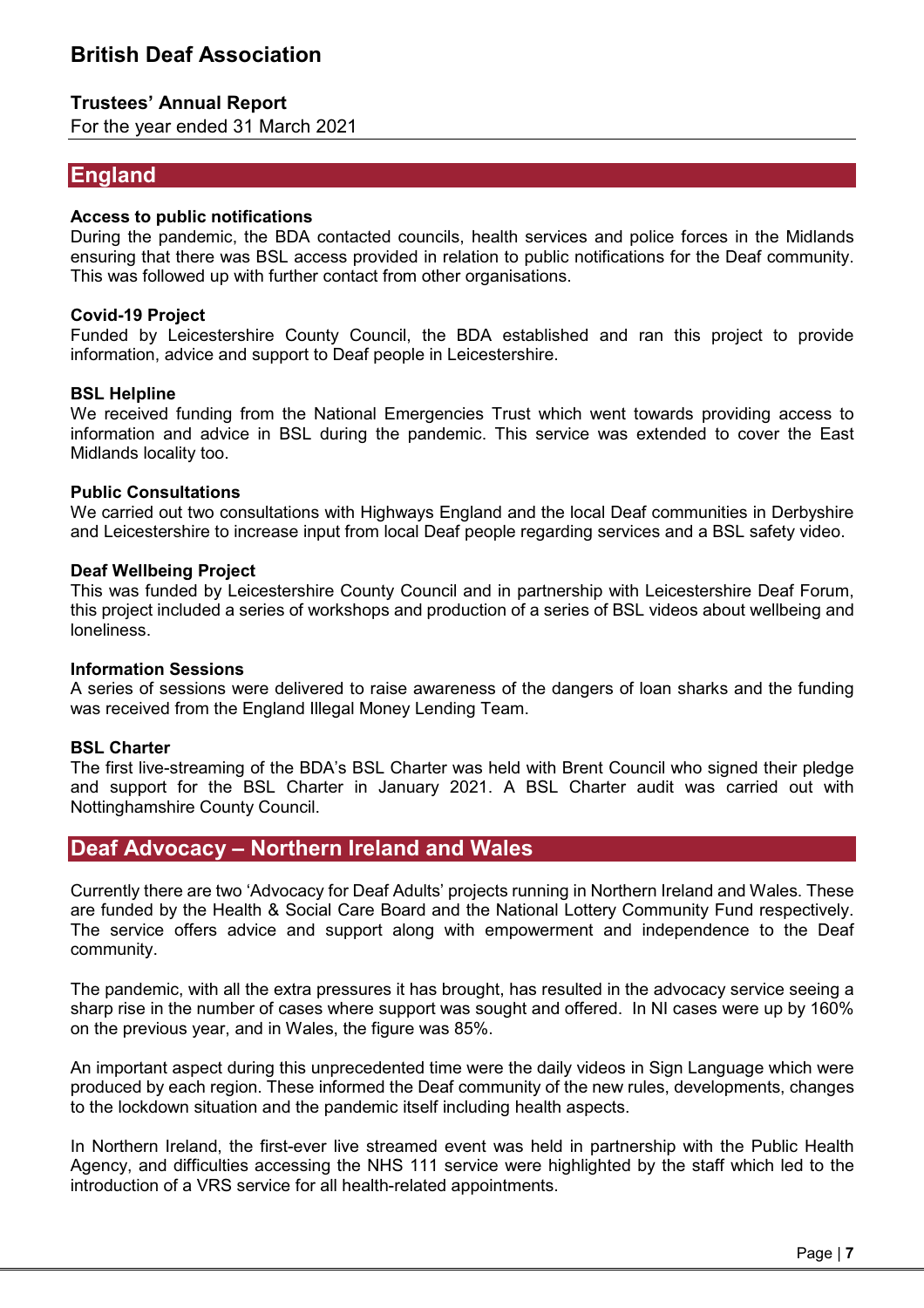## England

### Access to public notifications

During the pandemic, the BDA contacted councils, health services and police forces in the Midlands ensuring that there was BSL access provided in relation to public notifications for the Deaf community. This was followed up with further contact from other organisations.

### Covid-19 Project

Funded by Leicestershire County Council, the BDA established and ran this project to provide information, advice and support to Deaf people in Leicestershire.

### BSL Helpline

We received funding from the National Emergencies Trust which went towards providing access to information and advice in BSL during the pandemic. This service was extended to cover the East Midlands locality too.

### Public Consultations

We carried out two consultations with Highways England and the local Deaf communities in Derbyshire and Leicestershire to increase input from local Deaf people regarding services and a BSL safety video.

### Deaf Wellbeing Project

This was funded by Leicestershire County Council and in partnership with Leicestershire Deaf Forum, this project included a series of workshops and production of a series of BSL videos about wellbeing and loneliness.

### Information Sessions

A series of sessions were delivered to raise awareness of the dangers of loan sharks and the funding was received from the England Illegal Money Lending Team.

### BSL Charter

The first live-streaming of the BDA's BSL Charter was held with Brent Council who signed their pledge and support for the BSL Charter in January 2021. A BSL Charter audit was carried out with Nottinghamshire County Council.

## Deaf Advocacy – Northern Ireland and Wales

Currently there are two 'Advocacy for Deaf Adults' projects running in Northern Ireland and Wales. These are funded by the Health & Social Care Board and the National Lottery Community Fund respectively. The service offers advice and support along with empowerment and independence to the Deaf community.

The pandemic, with all the extra pressures it has brought, has resulted in the advocacy service seeing a sharp rise in the number of cases where support was sought and offered. In NI cases were up by 160% on the previous year, and in Wales, the figure was 85%.

An important aspect during this unprecedented time were the daily videos in Sign Language which were produced by each region. These informed the Deaf community of the new rules, developments, changes to the lockdown situation and the pandemic itself including health aspects.

In Northern Ireland, the first-ever live streamed event was held in partnership with the Public Health Agency, and difficulties accessing the NHS 111 service were highlighted by the staff which led to the introduction of a VRS service for all health-related appointments.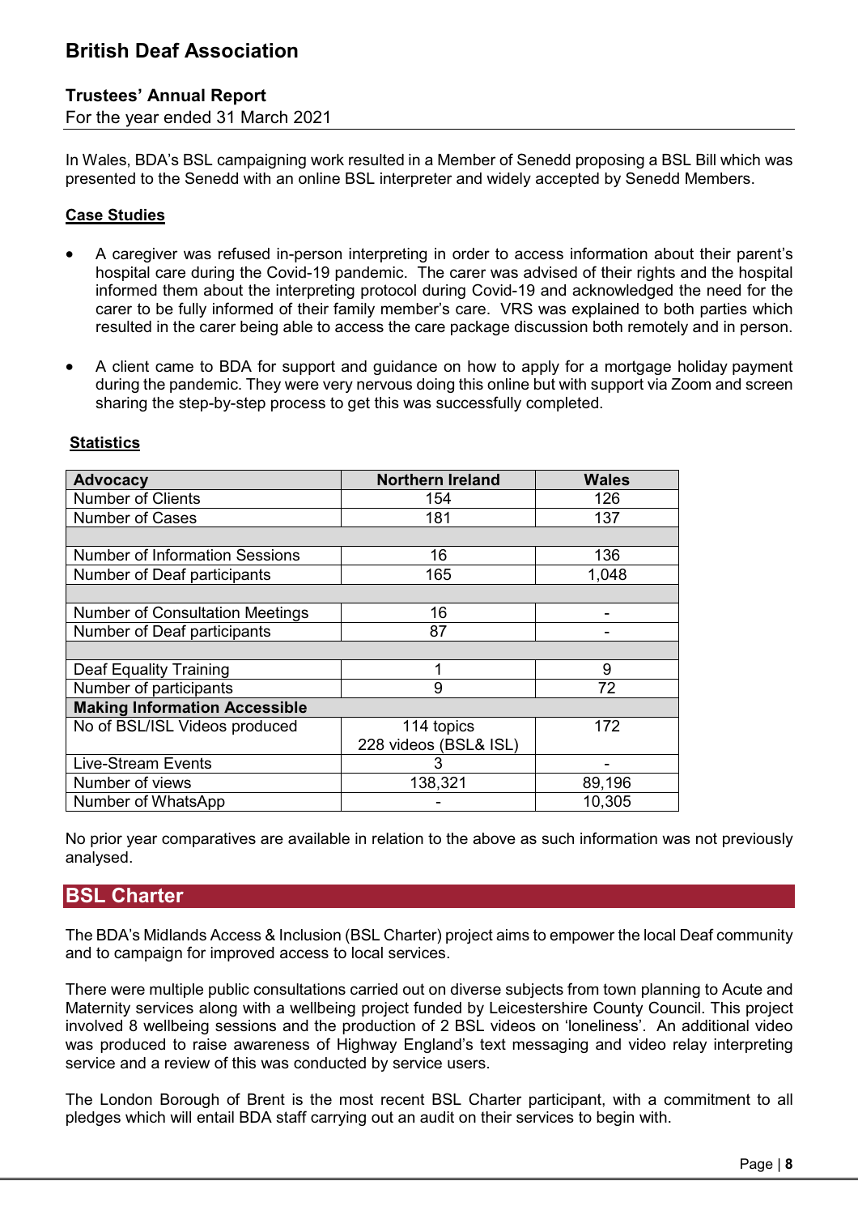In Wales, BDA's BSL campaigning work resulted in a Member of Senedd proposing a BSL Bill which was presented to the Senedd with an online BSL interpreter and widely accepted by Senedd Members.

**Case Studies**

- A caregiver was refused in-person interpreting in order to access information about their parent's hospital care during the Covid-19 pandemic. The carer was advised of their rights and the hospital informed them about the interpreting protocol during Covid-19 and acknowledged the need for the carer to be fully informed of their family member's care. VRS was explained to both parties which resulted in the carer being able to access the care package discussion both remotely and in person.
- A client came to BDA for support and guidance on how to apply for a mortgage holiday payment during the pandemic. They were very nervous doing this online but with support via Zoom and screen sharing the step-by-step process to get this was successfully completed.

**Statistics**

| Advocacy | Northern Ireland | Wales |
|---|---|---|
| Number of Clients | 154 | 126 |
| Number of Cases | 181 | 137 |
| | | |
| Number of Information Sessions | 16 | 136 |
| Number of Deaf participants | 165 | 1,048 |
| | | |
| Number of Consultation Meetings | 16 | - |
| Number of Deaf participants | 87 | - |
| | | |
| Deaf Equality Training | 1 | 9 |
| Number of participants | 9 | 72 |
| **Making Information Accessible** | | |
| No of BSL/ISL Videos produced | 114 topics<br>228 videos (BSL& ISL) | 172 |
| Live-Stream Events | 3 | - |
| Number of views | 138,321 | 89,196 |
| Number of WhatsApp | - | 10,305 |

No prior year comparatives are available in relation to the above as such information was not previously analysed.

## BSL Charter

The BDA's Midlands Access & Inclusion (BSL Charter) project aims to empower the local Deaf community and to campaign for improved access to local services.

There were multiple public consultations carried out on diverse subjects from town planning to Acute and Maternity services along with a wellbeing project funded by Leicestershire County Council. This project involved 8 wellbeing sessions and the production of 2 BSL videos on 'loneliness'. An additional video was produced to raise awareness of Highway England's text messaging and video relay interpreting service and a review of this was conducted by service users.

The London Borough of Brent is the most recent BSL Charter participant, with a commitment to all pledges which will entail BDA staff carrying out an audit on their services to begin with.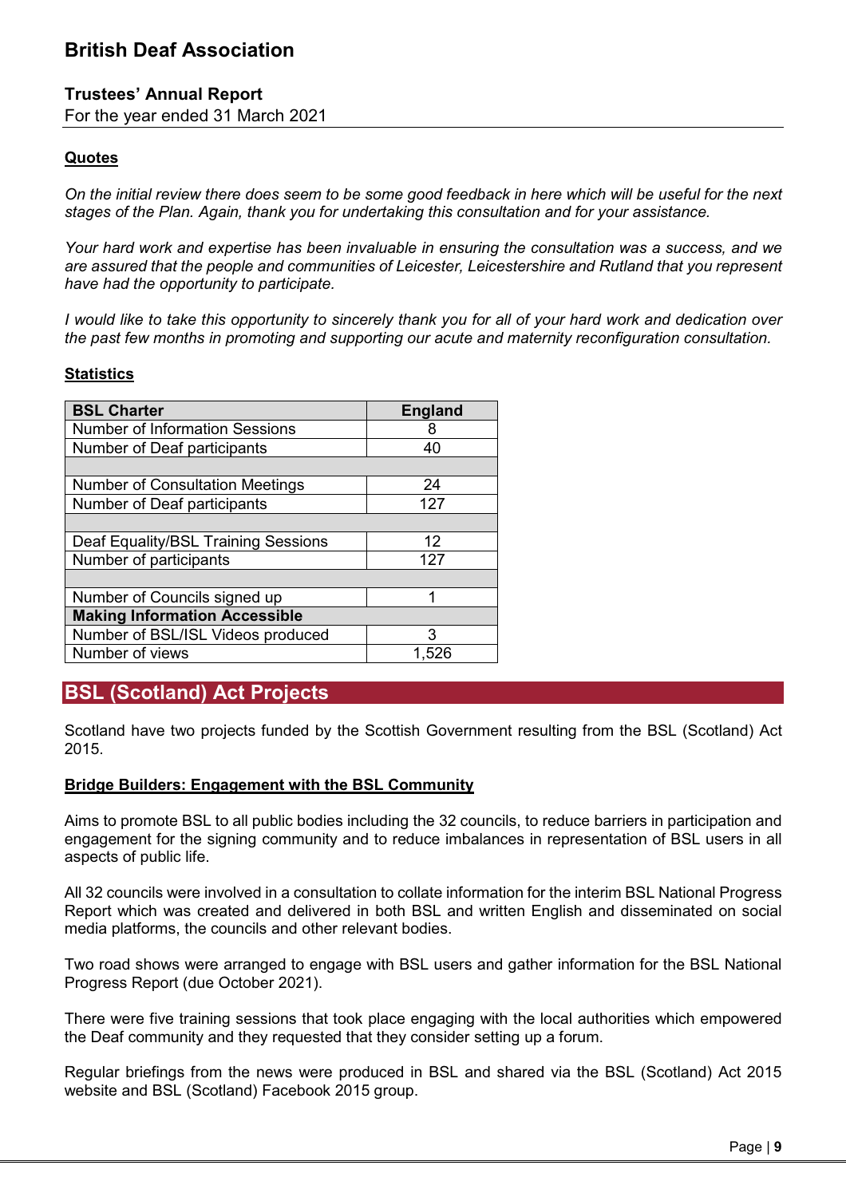### Quotes

*On the initial review there does seem to be some good feedback in here which will be useful for the next stages of the Plan. Again, thank you for undertaking this consultation and for your assistance.*

*Your hard work and expertise has been invaluable in ensuring the consultation was a success, and we are assured that the people and communities of Leicester, Leicestershire and Rutland that you represent have had the opportunity to participate.*

*I would like to take this opportunity to sincerely thank you for all of your hard work and dedication over the past few months in promoting and supporting our acute and maternity reconfiguration consultation.*

### Statistics

| BSL Charter | England |
|---|---|
| Number of Information Sessions | 8 |
| Number of Deaf participants | 40 |
| | |
| Number of Consultation Meetings | 24 |
| Number of Deaf participants | 127 |
| | |
| Deaf Equality/BSL Training Sessions | 12 |
| Number of participants | 127 |
| | |
| Number of Councils signed up | 1 |
| **Making Information Accessible** | |
| Number of BSL/ISL Videos produced | 3 |
| Number of views | 1,526 |

## BSL (Scotland) Act Projects

Scotland have two projects funded by the Scottish Government resulting from the BSL (Scotland) Act 2015.

### Bridge Builders: Engagement with the BSL Community

Aims to promote BSL to all public bodies including the 32 councils, to reduce barriers in participation and engagement for the signing community and to reduce imbalances in representation of BSL users in all aspects of public life.

All 32 councils were involved in a consultation to collate information for the interim BSL National Progress Report which was created and delivered in both BSL and written English and disseminated on social media platforms, the councils and other relevant bodies.

Two road shows were arranged to engage with BSL users and gather information for the BSL National Progress Report (due October 2021).

There were five training sessions that took place engaging with the local authorities which empowered the Deaf community and they requested that they consider setting up a forum.

Regular briefings from the news were produced in BSL and shared via the BSL (Scotland) Act 2015 website and BSL (Scotland) Facebook 2015 group.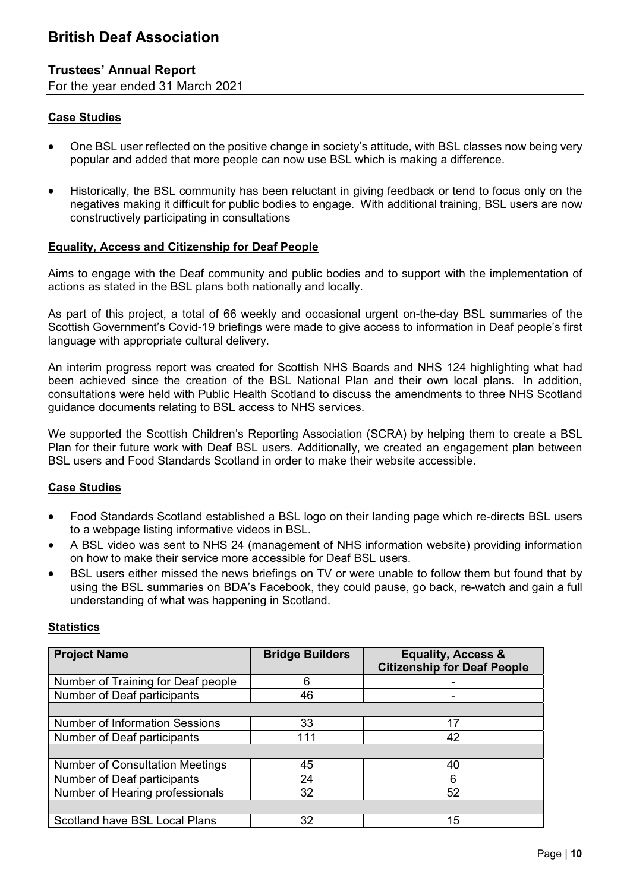#### Case Studies

- One BSL user reflected on the positive change in society's attitude, with BSL classes now being very popular and added that more people can now use BSL which is making a difference.

- Historically, the BSL community has been reluctant in giving feedback or tend to focus only on the negatives making it difficult for public bodies to engage. With additional training, BSL users are now constructively participating in consultations

#### Equality, Access and Citizenship for Deaf People

Aims to engage with the Deaf community and public bodies and to support with the implementation of actions as stated in the BSL plans both nationally and locally.

As part of this project, a total of 66 weekly and occasional urgent on-the-day BSL summaries of the Scottish Government's Covid-19 briefings were made to give access to information in Deaf people's first language with appropriate cultural delivery.

An interim progress report was created for Scottish NHS Boards and NHS 124 highlighting what had been achieved since the creation of the BSL National Plan and their own local plans. In addition, consultations were held with Public Health Scotland to discuss the amendments to three NHS Scotland guidance documents relating to BSL access to NHS services.

We supported the Scottish Children's Reporting Association (SCRA) by helping them to create a BSL Plan for their future work with Deaf BSL users. Additionally, we created an engagement plan between BSL users and Food Standards Scotland in order to make their website accessible.

#### Case Studies

- Food Standards Scotland established a BSL logo on their landing page which re-directs BSL users to a webpage listing informative videos in BSL.
- A BSL video was sent to NHS 24 (management of NHS information website) providing information on how to make their service more accessible for Deaf BSL users.
- BSL users either missed the news briefings on TV or were unable to follow them but found that by using the BSL summaries on BDA's Facebook, they could pause, go back, re-watch and gain a full understanding of what was happening in Scotland.

#### Statistics

| Project Name | Bridge Builders | Equality, Access & Citizenship for Deaf People |
|---|---|---|
| Number of Training for Deaf people | 6 | - |
| Number of Deaf participants | 46 | - |
| | | |
| Number of Information Sessions | 33 | 17 |
| Number of Deaf participants | 111 | 42 |
| | | |
| Number of Consultation Meetings | 45 | 40 |
| Number of Deaf participants | 24 | 6 |
| Number of Hearing professionals | 32 | 52 |
| | | |
| Scotland have BSL Local Plans | 32 | 15 |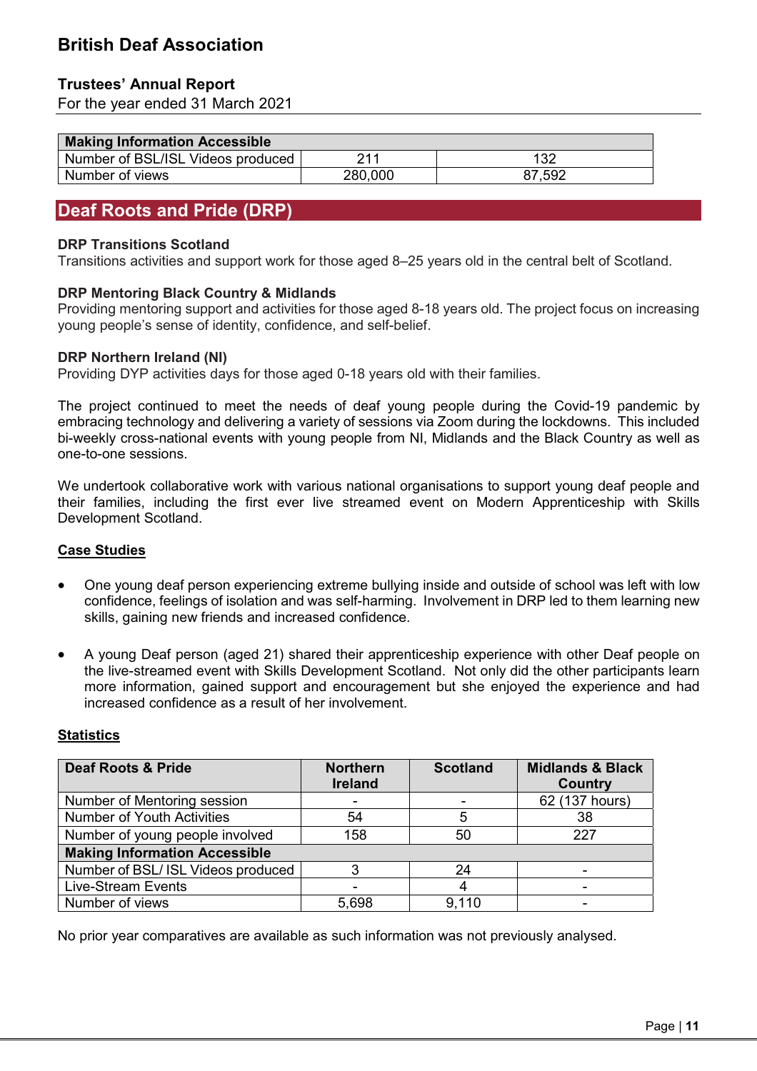| Making Information Accessible | | |
|---|---|---|
| Number of BSL/ISL Videos produced | 211 | 132 |
| Number of views | 280,000 | 87,592 |

## Deaf Roots and Pride (DRP)

**DRP Transitions Scotland**
Transitions activities and support work for those aged 8–25 years old in the central belt of Scotland.

**DRP Mentoring Black Country & Midlands**
Providing mentoring support and activities for those aged 8-18 years old. The project focus on increasing young people's sense of identity, confidence, and self-belief.

**DRP Northern Ireland (NI)**
Providing DYP activities days for those aged 0-18 years old with their families.

The project continued to meet the needs of deaf young people during the Covid-19 pandemic by embracing technology and delivering a variety of sessions via Zoom during the lockdowns. This included bi-weekly cross-national events with young people from NI, Midlands and the Black Country as well as one-to-one sessions.

We undertook collaborative work with various national organisations to support young deaf people and their families, including the first ever live streamed event on Modern Apprenticeship with Skills Development Scotland.

**Case Studies**

- One young deaf person experiencing extreme bullying inside and outside of school was left with low confidence, feelings of isolation and was self-harming. Involvement in DRP led to them learning new skills, gaining new friends and increased confidence.

- A young Deaf person (aged 21) shared their apprenticeship experience with other Deaf people on the live-streamed event with Skills Development Scotland. Not only did the other participants learn more information, gained support and encouragement but she enjoyed the experience and had increased confidence as a result of her involvement.

**Statistics**

| Deaf Roots & Pride | Northern Ireland | Scotland | Midlands & Black Country |
|---|---|---|---|
| Number of Mentoring session | - | - | 62 (137 hours) |
| Number of Youth Activities | 54 | 5 | 38 |
| Number of young people involved | 158 | 50 | 227 |
| **Making Information Accessible** | | | |
| Number of BSL/ ISL Videos produced | 3 | 24 | - |
| Live-Stream Events | - | 4 | - |
| Number of views | 5,698 | 9,110 | - |

No prior year comparatives are available as such information was not previously analysed.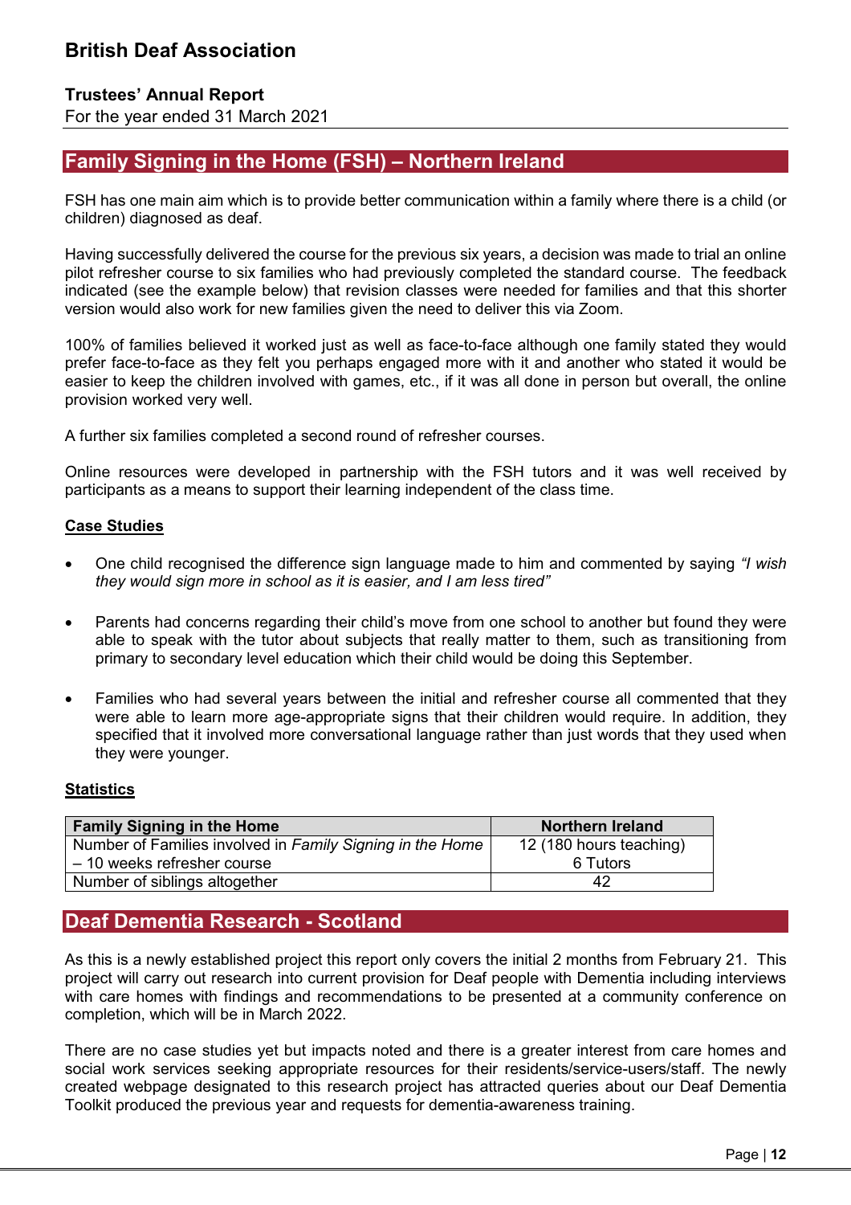## Family Signing in the Home (FSH) – Northern Ireland

FSH has one main aim which is to provide better communication within a family where there is a child (or children) diagnosed as deaf.

Having successfully delivered the course for the previous six years, a decision was made to trial an online pilot refresher course to six families who had previously completed the standard course. The feedback indicated (see the example below) that revision classes were needed for families and that this shorter version would also work for new families given the need to deliver this via Zoom.

100% of families believed it worked just as well as face-to-face although one family stated they would prefer face-to-face as they felt you perhaps engaged more with it and another who stated it would be easier to keep the children involved with games, etc., if it was all done in person but overall, the online provision worked very well.

A further six families completed a second round of refresher courses.

Online resources were developed in partnership with the FSH tutors and it was well received by participants as a means to support their learning independent of the class time.

**Case Studies**

- One child recognised the difference sign language made to him and commented by saying *"I wish they would sign more in school as it is easier, and I am less tired"*
- Parents had concerns regarding their child's move from one school to another but found they were able to speak with the tutor about subjects that really matter to them, such as transitioning from primary to secondary level education which their child would be doing this September.
- Families who had several years between the initial and refresher course all commented that they were able to learn more age-appropriate signs that their children would require. In addition, they specified that it involved more conversational language rather than just words that they used when they were younger.

**Statistics**

| Family Signing in the Home | Northern Ireland |
|---|---|
| Number of Families involved in *Family Signing in the Home* – 10 weeks refresher course | 12 (180 hours teaching) 6 Tutors |
| Number of siblings altogether | 42 |

## Deaf Dementia Research - Scotland

As this is a newly established project this report only covers the initial 2 months from February 21. This project will carry out research into current provision for Deaf people with Dementia including interviews with care homes with findings and recommendations to be presented at a community conference on completion, which will be in March 2022.

There are no case studies yet but impacts noted and there is a greater interest from care homes and social work services seeking appropriate resources for their residents/service-users/staff. The newly created webpage designated to this research project has attracted queries about our Deaf Dementia Toolkit produced the previous year and requests for dementia-awareness training.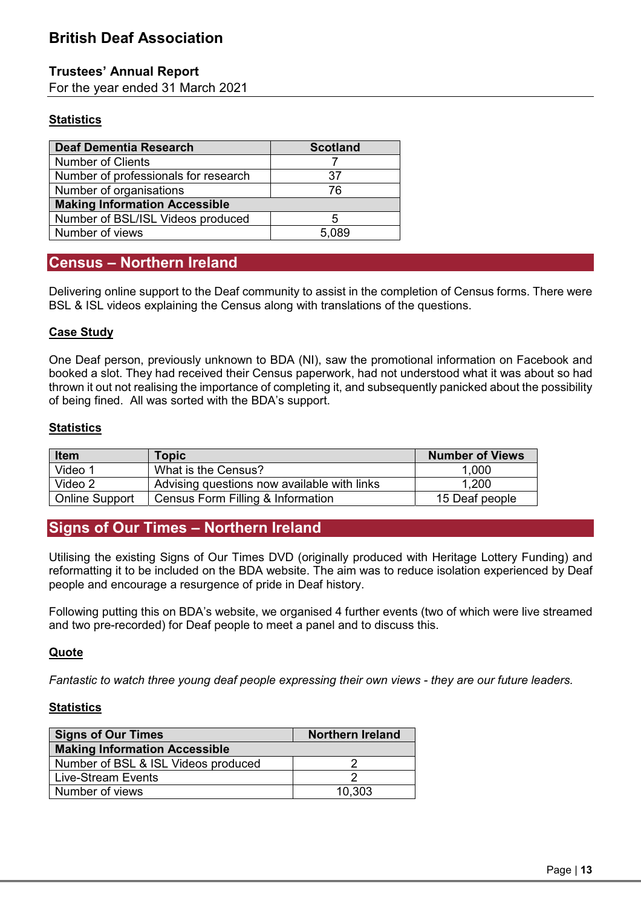#### Statistics

| Deaf Dementia Research | Scotland |
|---|---|
| Number of Clients | 7 |
| Number of professionals for research | 37 |
| Number of organisations | 76 |
| **Making Information Accessible** | |
| Number of BSL/ISL Videos produced | 5 |
| Number of views | 5,089 |

## Census – Northern Ireland

Delivering online support to the Deaf community to assist in the completion of Census forms. There were BSL & ISL videos explaining the Census along with translations of the questions.

#### Case Study

One Deaf person, previously unknown to BDA (NI), saw the promotional information on Facebook and booked a slot. They had received their Census paperwork, had not understood what it was about so had thrown it out not realising the importance of completing it, and subsequently panicked about the possibility of being fined. All was sorted with the BDA's support.

#### Statistics

| Item | Topic | Number of Views |
|---|---|---|
| Video 1 | What is the Census? | 1,000 |
| Video 2 | Advising questions now available with links | 1,200 |
| Online Support | Census Form Filling & Information | 15 Deaf people |

## Signs of Our Times – Northern Ireland

Utilising the existing Signs of Our Times DVD (originally produced with Heritage Lottery Funding) and reformatting it to be included on the BDA website. The aim was to reduce isolation experienced by Deaf people and encourage a resurgence of pride in Deaf history.

Following putting this on BDA's website, we organised 4 further events (two of which were live streamed and two pre-recorded) for Deaf people to meet a panel and to discuss this.

#### Quote

*Fantastic to watch three young deaf people expressing their own views - they are our future leaders.*

#### Statistics

| Signs of Our Times | Northern Ireland |
|---|---|
| **Making Information Accessible** | |
| Number of BSL & ISL Videos produced | 2 |
| Live-Stream Events | 2 |
| Number of views | 10,303 |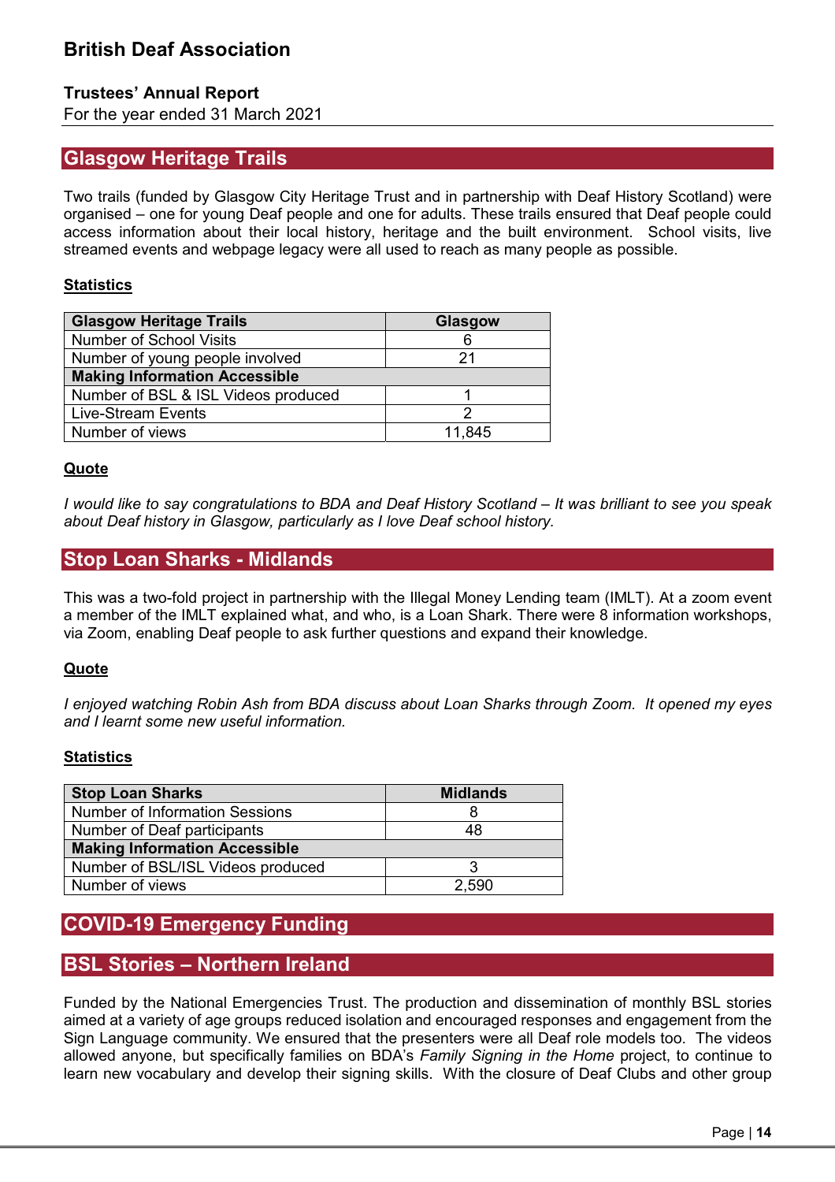## Glasgow Heritage Trails

Two trails (funded by Glasgow City Heritage Trust and in partnership with Deaf History Scotland) were organised – one for young Deaf people and one for adults. These trails ensured that Deaf people could access information about their local history, heritage and the built environment. School visits, live streamed events and webpage legacy were all used to reach as many people as possible.

**Statistics**

| **Glasgow Heritage Trails** | **Glasgow** |
|---|---|
| Number of School Visits | 6 |
| Number of young people involved | 21 |
| **Making Information Accessible** | |
| Number of BSL & ISL Videos produced | 1 |
| Live-Stream Events | 2 |
| Number of views | 11,845 |

**Quote**

*I would like to say congratulations to BDA and Deaf History Scotland – It was brilliant to see you speak about Deaf history in Glasgow, particularly as I love Deaf school history.*

## Stop Loan Sharks - Midlands

This was a two-fold project in partnership with the Illegal Money Lending team (IMLT). At a zoom event a member of the IMLT explained what, and who, is a Loan Shark. There were 8 information workshops, via Zoom, enabling Deaf people to ask further questions and expand their knowledge.

**Quote**

*I enjoyed watching Robin Ash from BDA discuss about Loan Sharks through Zoom. It opened my eyes and I learnt some new useful information.*

**Statistics**

| **Stop Loan Sharks** | **Midlands** |
|---|---|
| Number of Information Sessions | 8 |
| Number of Deaf participants | 48 |
| **Making Information Accessible** | |
| Number of BSL/ISL Videos produced | 3 |
| Number of views | 2,590 |

## COVID-19 Emergency Funding

## BSL Stories – Northern Ireland

Funded by the National Emergencies Trust. The production and dissemination of monthly BSL stories aimed at a variety of age groups reduced isolation and encouraged responses and engagement from the Sign Language community. We ensured that the presenters were all Deaf role models too. The videos allowed anyone, but specifically families on BDA's *Family Signing in the Home* project, to continue to learn new vocabulary and develop their signing skills. With the closure of Deaf Clubs and other group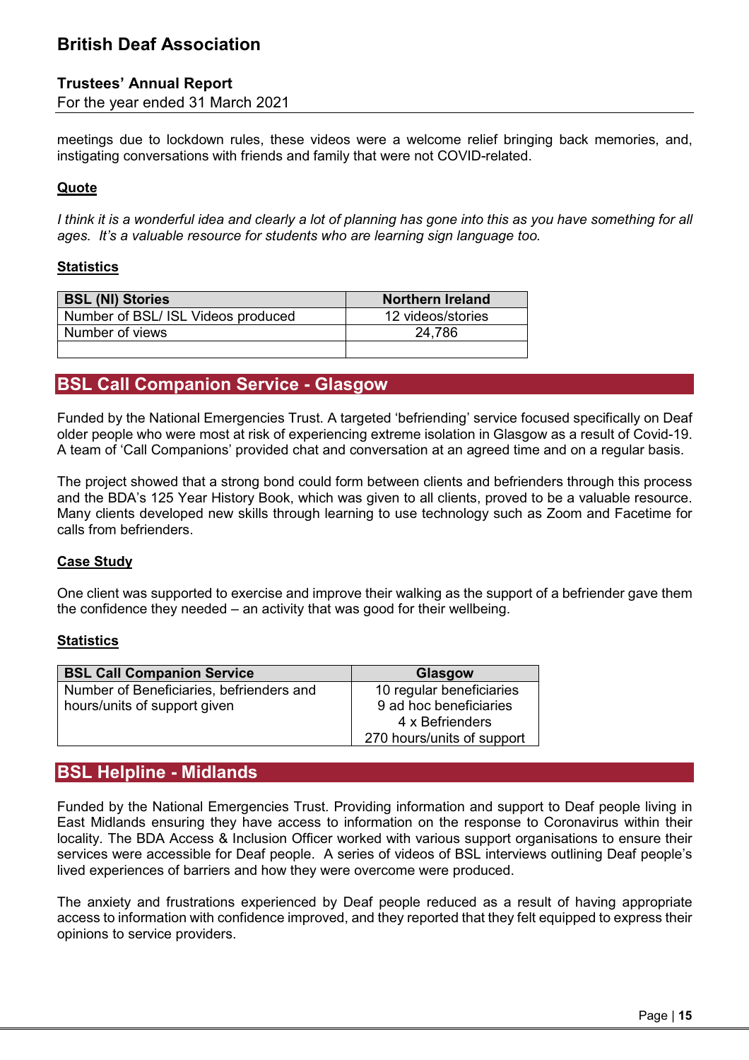meetings due to lockdown rules, these videos were a welcome relief bringing back memories, and, instigating conversations with friends and family that were not COVID-related.

**Quote**

*I think it is a wonderful idea and clearly a lot of planning has gone into this as you have something for all ages. It's a valuable resource for students who are learning sign language too.*

**Statistics**

| BSL (NI) Stories | Northern Ireland |
|---|---|
| Number of BSL/ ISL Videos produced | 12 videos/stories |
| Number of views | 24,786 |
| | |

## BSL Call Companion Service - Glasgow

Funded by the National Emergencies Trust. A targeted 'befriending' service focused specifically on Deaf older people who were most at risk of experiencing extreme isolation in Glasgow as a result of Covid-19. A team of 'Call Companions' provided chat and conversation at an agreed time and on a regular basis.

The project showed that a strong bond could form between clients and befrienders through this process and the BDA's 125 Year History Book, which was given to all clients, proved to be a valuable resource. Many clients developed new skills through learning to use technology such as Zoom and Facetime for calls from befrienders.

**Case Study**

One client was supported to exercise and improve their walking as the support of a befriender gave them the confidence they needed – an activity that was good for their wellbeing.

**Statistics**

| BSL Call Companion Service | Glasgow |
|---|---|
| Number of Beneficiaries, befrienders and hours/units of support given | 10 regular beneficiaries<br>9 ad hoc beneficiaries<br>4 x Befrienders<br>270 hours/units of support |

## BSL Helpline - Midlands

Funded by the National Emergencies Trust. Providing information and support to Deaf people living in East Midlands ensuring they have access to information on the response to Coronavirus within their locality. The BDA Access & Inclusion Officer worked with various support organisations to ensure their services were accessible for Deaf people. A series of videos of BSL interviews outlining Deaf people's lived experiences of barriers and how they were overcome were produced.

The anxiety and frustrations experienced by Deaf people reduced as a result of having appropriate access to information with confidence improved, and they reported that they felt equipped to express their opinions to service providers.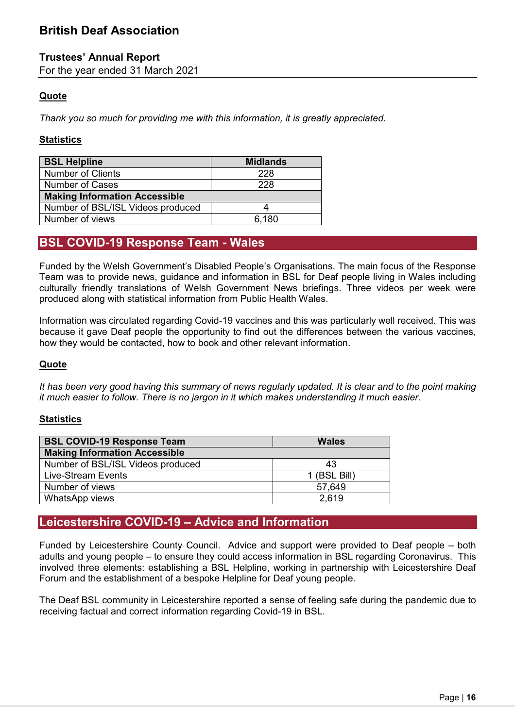**Quote**

*Thank you so much for providing me with this information, it is greatly appreciated.*

**Statistics**

| BSL Helpline | Midlands |
|---|---|
| Number of Clients | 228 |
| Number of Cases | 228 |
| **Making Information Accessible** | |
| Number of BSL/ISL Videos produced | 4 |
| Number of views | 6,180 |

## BSL COVID-19 Response Team - Wales

Funded by the Welsh Government's Disabled People's Organisations. The main focus of the Response Team was to provide news, guidance and information in BSL for Deaf people living in Wales including culturally friendly translations of Welsh Government News briefings. Three videos per week were produced along with statistical information from Public Health Wales.

Information was circulated regarding Covid-19 vaccines and this was particularly well received. This was because it gave Deaf people the opportunity to find out the differences between the various vaccines, how they would be contacted, how to book and other relevant information.

**Quote**

*It has been very good having this summary of news regularly updated. It is clear and to the point making it much easier to follow. There is no jargon in it which makes understanding it much easier.*

**Statistics**

| BSL COVID-19 Response Team | Wales |
|---|---|
| **Making Information Accessible** | |
| Number of BSL/ISL Videos produced | 43 |
| Live-Stream Events | 1 (BSL Bill) |
| Number of views | 57,649 |
| WhatsApp views | 2,619 |

## Leicestershire COVID-19 – Advice and Information

Funded by Leicestershire County Council. Advice and support were provided to Deaf people – both adults and young people – to ensure they could access information in BSL regarding Coronavirus. This involved three elements: establishing a BSL Helpline, working in partnership with Leicestershire Deaf Forum and the establishment of a bespoke Helpline for Deaf young people.

The Deaf BSL community in Leicestershire reported a sense of feeling safe during the pandemic due to receiving factual and correct information regarding Covid-19 in BSL.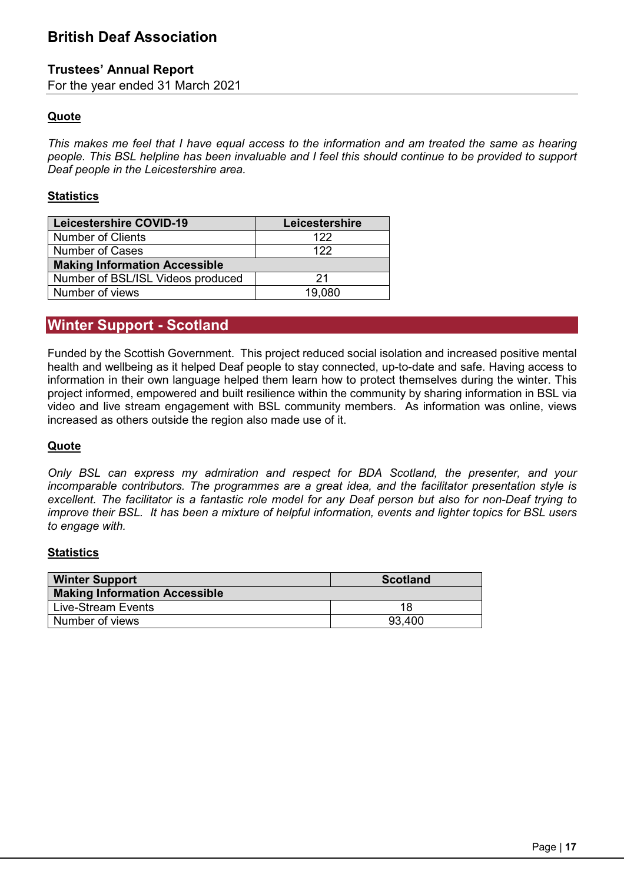**Quote**

*This makes me feel that I have equal access to the information and am treated the same as hearing people. This BSL helpline has been invaluable and I feel this should continue to be provided to support Deaf people in the Leicestershire area.*

**Statistics**

| **Leicestershire COVID-19** | **Leicestershire** |
|---|---|
| Number of Clients | 122 |
| Number of Cases | 122 |
| **Making Information Accessible** | |
| Number of BSL/ISL Videos produced | 21 |
| Number of views | 19,080 |

## Winter Support - Scotland

Funded by the Scottish Government. This project reduced social isolation and increased positive mental health and wellbeing as it helped Deaf people to stay connected, up-to-date and safe. Having access to information in their own language helped them learn how to protect themselves during the winter. This project informed, empowered and built resilience within the community by sharing information in BSL via video and live stream engagement with BSL community members. As information was online, views increased as others outside the region also made use of it.

**Quote**

*Only BSL can express my admiration and respect for BDA Scotland, the presenter, and your incomparable contributors. The programmes are a great idea, and the facilitator presentation style is excellent. The facilitator is a fantastic role model for any Deaf person but also for non-Deaf trying to improve their BSL. It has been a mixture of helpful information, events and lighter topics for BSL users to engage with.*

**Statistics**

| **Winter Support** | **Scotland** |
|---|---|
| **Making Information Accessible** | |
| Live-Stream Events | 18 |
| Number of views | 93,400 |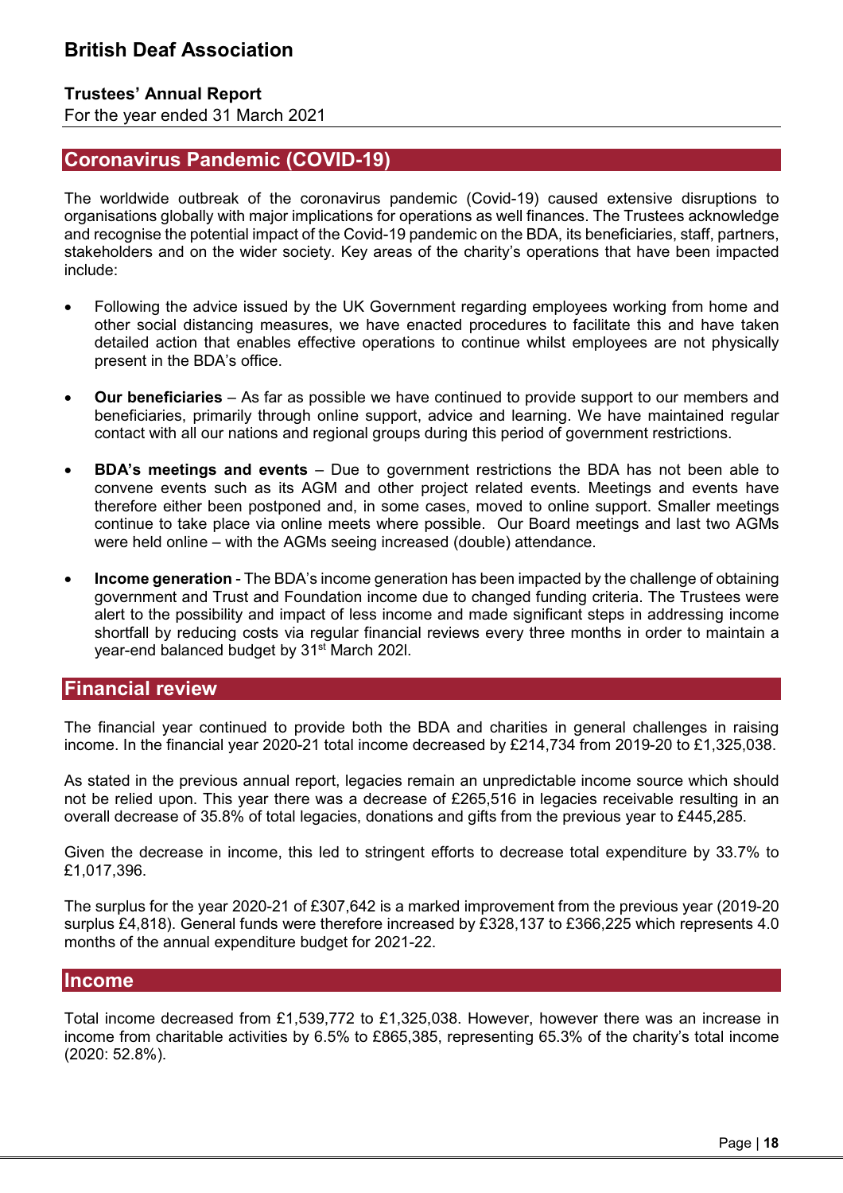## Coronavirus Pandemic (COVID-19)

The worldwide outbreak of the coronavirus pandemic (Covid-19) caused extensive disruptions to organisations globally with major implications for operations as well finances. The Trustees acknowledge and recognise the potential impact of the Covid-19 pandemic on the BDA, its beneficiaries, staff, partners, stakeholders and on the wider society. Key areas of the charity's operations that have been impacted include:

- Following the advice issued by the UK Government regarding employees working from home and other social distancing measures, we have enacted procedures to facilitate this and have taken detailed action that enables effective operations to continue whilst employees are not physically present in the BDA's office.

- **Our beneficiaries** – As far as possible we have continued to provide support to our members and beneficiaries, primarily through online support, advice and learning. We have maintained regular contact with all our nations and regional groups during this period of government restrictions.

- **BDA's meetings and events** – Due to government restrictions the BDA has not been able to convene events such as its AGM and other project related events. Meetings and events have therefore either been postponed and, in some cases, moved to online support. Smaller meetings continue to take place via online meets where possible. Our Board meetings and last two AGMs were held online – with the AGMs seeing increased (double) attendance.

- **Income generation** - The BDA's income generation has been impacted by the challenge of obtaining government and Trust and Foundation income due to changed funding criteria. The Trustees were alert to the possibility and impact of less income and made significant steps in addressing income shortfall by reducing costs via regular financial reviews every three months in order to maintain a year-end balanced budget by 31st March 202l.

## Financial review

The financial year continued to provide both the BDA and charities in general challenges in raising income. In the financial year 2020-21 total income decreased by £214,734 from 2019-20 to £1,325,038.

As stated in the previous annual report, legacies remain an unpredictable income source which should not be relied upon. This year there was a decrease of £265,516 in legacies receivable resulting in an overall decrease of 35.8% of total legacies, donations and gifts from the previous year to £445,285.

Given the decrease in income, this led to stringent efforts to decrease total expenditure by 33.7% to £1,017,396.

The surplus for the year 2020-21 of £307,642 is a marked improvement from the previous year (2019-20 surplus £4,818). General funds were therefore increased by £328,137 to £366,225 which represents 4.0 months of the annual expenditure budget for 2021-22.

## Income

Total income decreased from £1,539,772 to £1,325,038. However, however there was an increase in income from charitable activities by 6.5% to £865,385, representing 65.3% of the charity's total income (2020: 52.8%).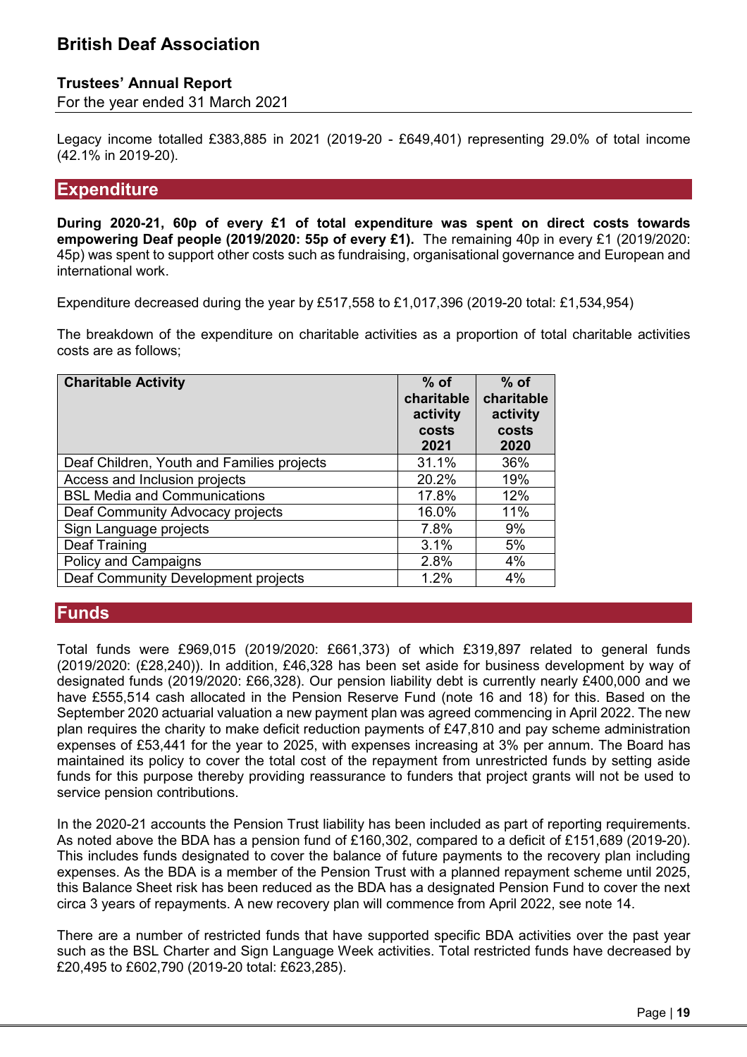Legacy income totalled £383,885 in 2021 (2019-20 - £649,401) representing 29.0% of total income (42.1% in 2019-20).

## Expenditure

**During 2020-21, 60p of every £1 of total expenditure was spent on direct costs towards empowering Deaf people (2019/2020: 55p of every £1).** The remaining 40p in every £1 (2019/2020: 45p) was spent to support other costs such as fundraising, organisational governance and European and international work.

Expenditure decreased during the year by £517,558 to £1,017,396 (2019-20 total: £1,534,954)

The breakdown of the expenditure on charitable activities as a proportion of total charitable activities costs are as follows;

| Charitable Activity | % of charitable activity costs 2021 | % of charitable activity costs 2020 |
|---|---|---|
| Deaf Children, Youth and Families projects | 31.1% | 36% |
| Access and Inclusion projects | 20.2% | 19% |
| BSL Media and Communications | 17.8% | 12% |
| Deaf Community Advocacy projects | 16.0% | 11% |
| Sign Language projects | 7.8% | 9% |
| Deaf Training | 3.1% | 5% |
| Policy and Campaigns | 2.8% | 4% |
| Deaf Community Development projects | 1.2% | 4% |

## Funds

Total funds were £969,015 (2019/2020: £661,373) of which £319,897 related to general funds (2019/2020: (£28,240)). In addition, £46,328 has been set aside for business development by way of designated funds (2019/2020: £66,328). Our pension liability debt is currently nearly £400,000 and we have £555,514 cash allocated in the Pension Reserve Fund (note 16 and 18) for this. Based on the September 2020 actuarial valuation a new payment plan was agreed commencing in April 2022. The new plan requires the charity to make deficit reduction payments of £47,810 and pay scheme administration expenses of £53,441 for the year to 2025, with expenses increasing at 3% per annum. The Board has maintained its policy to cover the total cost of the repayment from unrestricted funds by setting aside funds for this purpose thereby providing reassurance to funders that project grants will not be used to service pension contributions.

In the 2020-21 accounts the Pension Trust liability has been included as part of reporting requirements. As noted above the BDA has a pension fund of £160,302, compared to a deficit of £151,689 (2019-20). This includes funds designated to cover the balance of future payments to the recovery plan including expenses. As the BDA is a member of the Pension Trust with a planned repayment scheme until 2025, this Balance Sheet risk has been reduced as the BDA has a designated Pension Fund to cover the next circa 3 years of repayments. A new recovery plan will commence from April 2022, see note 14.

There are a number of restricted funds that have supported specific BDA activities over the past year such as the BSL Charter and Sign Language Week activities. Total restricted funds have decreased by £20,495 to £602,790 (2019-20 total: £623,285).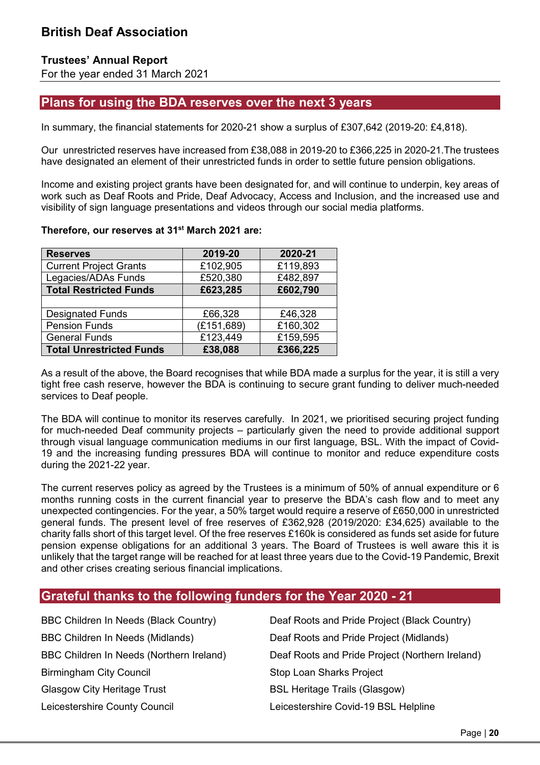## Plans for using the BDA reserves over the next 3 years

In summary, the financial statements for 2020-21 show a surplus of £307,642 (2019-20: £4,818).

Our unrestricted reserves have increased from £38,088 in 2019-20 to £366,225 in 2020-21.The trustees have designated an element of their unrestricted funds in order to settle future pension obligations.

Income and existing project grants have been designated for, and will continue to underpin, key areas of work such as Deaf Roots and Pride, Deaf Advocacy, Access and Inclusion, and the increased use and visibility of sign language presentations and videos through our social media platforms.

**Therefore, our reserves at 31st March 2021 are:**

| Reserves | 2019-20 | 2020-21 |
|---|---|---|
| Current Project Grants | £102,905 | £119,893 |
| Legacies/ADAs Funds | £520,380 | £482,897 |
| **Total Restricted Funds** | **£623,285** | **£602,790** |
| | | |
| Designated Funds | £66,328 | £46,328 |
| Pension Funds | (£151,689) | £160,302 |
| General Funds | £123,449 | £159,595 |
| **Total Unrestricted Funds** | **£38,088** | **£366,225** |

As a result of the above, the Board recognises that while BDA made a surplus for the year, it is still a very tight free cash reserve, however the BDA is continuing to secure grant funding to deliver much-needed services to Deaf people.

The BDA will continue to monitor its reserves carefully. In 2021, we prioritised securing project funding for much-needed Deaf community projects – particularly given the need to provide additional support through visual language communication mediums in our first language, BSL. With the impact of Covid-19 and the increasing funding pressures BDA will continue to monitor and reduce expenditure costs during the 2021-22 year.

The current reserves policy as agreed by the Trustees is a minimum of 50% of annual expenditure or 6 months running costs in the current financial year to preserve the BDA's cash flow and to meet any unexpected contingencies. For the year, a 50% target would require a reserve of £650,000 in unrestricted general funds. The present level of free reserves of £362,928 (2019/2020: £34,625) available to the charity falls short of this target level. Of the free reserves £160k is considered as funds set aside for future pension expense obligations for an additional 3 years. The Board of Trustees is well aware this it is unlikely that the target range will be reached for at least three years due to the Covid-19 Pandemic, Brexit and other crises creating serious financial implications.

## Grateful thanks to the following funders for the Year 2020 - 21

| | |
|---|---|
| BBC Children In Needs (Black Country) | Deaf Roots and Pride Project (Black Country) |
| BBC Children In Needs (Midlands) | Deaf Roots and Pride Project (Midlands) |
| BBC Children In Needs (Northern Ireland) | Deaf Roots and Pride Project (Northern Ireland) |
| Birmingham City Council | Stop Loan Sharks Project |
| Glasgow City Heritage Trust | BSL Heritage Trails (Glasgow) |
| Leicestershire County Council | Leicestershire Covid-19 BSL Helpline |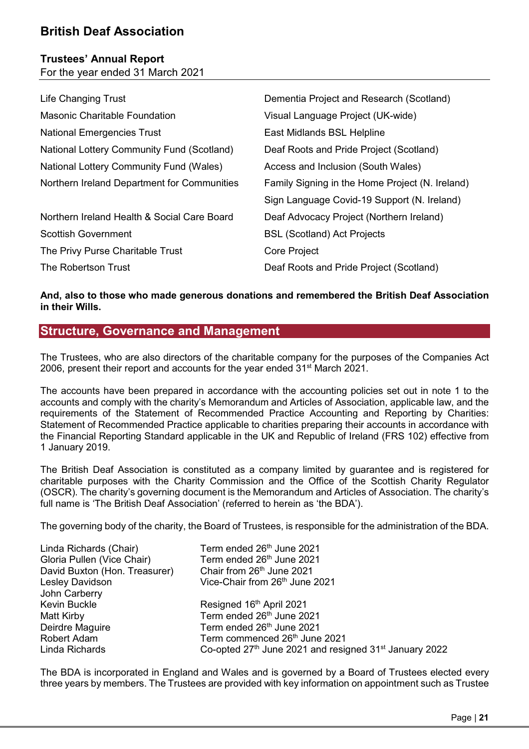| | |
|---|---|
| Life Changing Trust | Dementia Project and Research (Scotland) |
| Masonic Charitable Foundation | Visual Language Project (UK-wide) |
| National Emergencies Trust | East Midlands BSL Helpline |
| National Lottery Community Fund (Scotland) | Deaf Roots and Pride Project (Scotland) |
| National Lottery Community Fund (Wales) | Access and Inclusion (South Wales) |
| Northern Ireland Department for Communities | Family Signing in the Home Project (N. Ireland) |
| | Sign Language Covid-19 Support (N. Ireland) |
| Northern Ireland Health & Social Care Board | Deaf Advocacy Project (Northern Ireland) |
| Scottish Government | BSL (Scotland) Act Projects |
| The Privy Purse Charitable Trust | Core Project |
| The Robertson Trust | Deaf Roots and Pride Project (Scotland) |

**And, also to those who made generous donations and remembered the British Deaf Association in their Wills.**

## Structure, Governance and Management

The Trustees, who are also directors of the charitable company for the purposes of the Companies Act 2006, present their report and accounts for the year ended 31st March 2021.

The accounts have been prepared in accordance with the accounting policies set out in note 1 to the accounts and comply with the charity's Memorandum and Articles of Association, applicable law, and the requirements of the Statement of Recommended Practice Accounting and Reporting by Charities: Statement of Recommended Practice applicable to charities preparing their accounts in accordance with the Financial Reporting Standard applicable in the UK and Republic of Ireland (FRS 102) effective from 1 January 2019.

The British Deaf Association is constituted as a company limited by guarantee and is registered for charitable purposes with the Charity Commission and the Office of the Scottish Charity Regulator (OSCR). The charity's governing document is the Memorandum and Articles of Association. The charity's full name is 'The British Deaf Association' (referred to herein as 'the BDA').

The governing body of the charity, the Board of Trustees, is responsible for the administration of the BDA.

| | |
|---|---|
| Linda Richards (Chair) | Term ended 26th June 2021 |
| Gloria Pullen (Vice Chair) | Term ended 26th June 2021 |
| David Buxton (Hon. Treasurer) | Chair from 26th June 2021 |
| Lesley Davidson | Vice-Chair from 26th June 2021 |
| John Carberry | |
| Kevin Buckle | Resigned 16th April 2021 |
| Matt Kirby | Term ended 26th June 2021 |
| Deirdre Maguire | Term ended 26th June 2021 |
| Robert Adam | Term commenced 26th June 2021 |
| Linda Richards | Co-opted 27th June 2021 and resigned 31st January 2022 |

The BDA is incorporated in England and Wales and is governed by a Board of Trustees elected every three years by members. The Trustees are provided with key information on appointment such as Trustee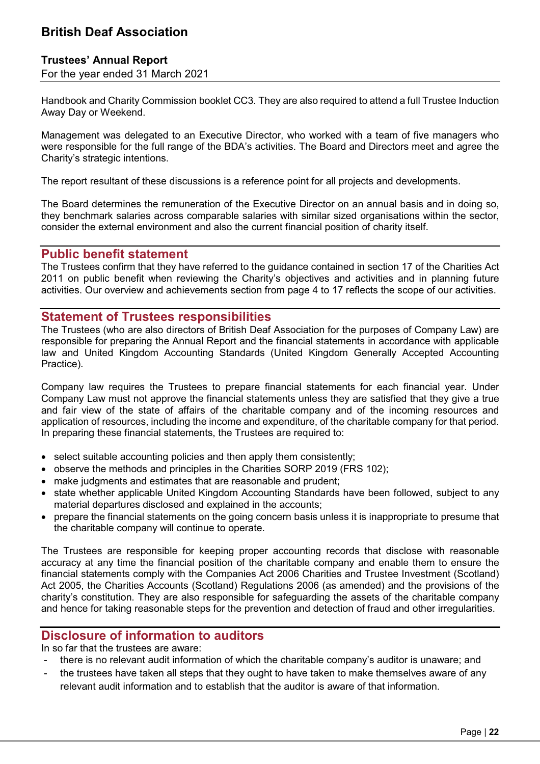Handbook and Charity Commission booklet CC3. They are also required to attend a full Trustee Induction Away Day or Weekend.

Management was delegated to an Executive Director, who worked with a team of five managers who were responsible for the full range of the BDA's activities. The Board and Directors meet and agree the Charity's strategic intentions.

The report resultant of these discussions is a reference point for all projects and developments.

The Board determines the remuneration of the Executive Director on an annual basis and in doing so, they benchmark salaries across comparable salaries with similar sized organisations within the sector, consider the external environment and also the current financial position of charity itself.

## Public benefit statement

The Trustees confirm that they have referred to the guidance contained in section 17 of the Charities Act 2011 on public benefit when reviewing the Charity's objectives and activities and in planning future activities. Our overview and achievements section from page 4 to 17 reflects the scope of our activities.

## Statement of Trustees responsibilities

The Trustees (who are also directors of British Deaf Association for the purposes of Company Law) are responsible for preparing the Annual Report and the financial statements in accordance with applicable law and United Kingdom Accounting Standards (United Kingdom Generally Accepted Accounting Practice).

Company law requires the Trustees to prepare financial statements for each financial year. Under Company Law must not approve the financial statements unless they are satisfied that they give a true and fair view of the state of affairs of the charitable company and of the incoming resources and application of resources, including the income and expenditure, of the charitable company for that period. In preparing these financial statements, the Trustees are required to:

- select suitable accounting policies and then apply them consistently;
- observe the methods and principles in the Charities SORP 2019 (FRS 102);
- make judgments and estimates that are reasonable and prudent;
- state whether applicable United Kingdom Accounting Standards have been followed, subject to any material departures disclosed and explained in the accounts;
- prepare the financial statements on the going concern basis unless it is inappropriate to presume that the charitable company will continue to operate.

The Trustees are responsible for keeping proper accounting records that disclose with reasonable accuracy at any time the financial position of the charitable company and enable them to ensure the financial statements comply with the Companies Act 2006 Charities and Trustee Investment (Scotland) Act 2005, the Charities Accounts (Scotland) Regulations 2006 (as amended) and the provisions of the charity's constitution. They are also responsible for safeguarding the assets of the charitable company and hence for taking reasonable steps for the prevention and detection of fraud and other irregularities.

## Disclosure of information to auditors

In so far that the trustees are aware:

- there is no relevant audit information of which the charitable company's auditor is unaware; and
- the trustees have taken all steps that they ought to have taken to make themselves aware of any relevant audit information and to establish that the auditor is aware of that information.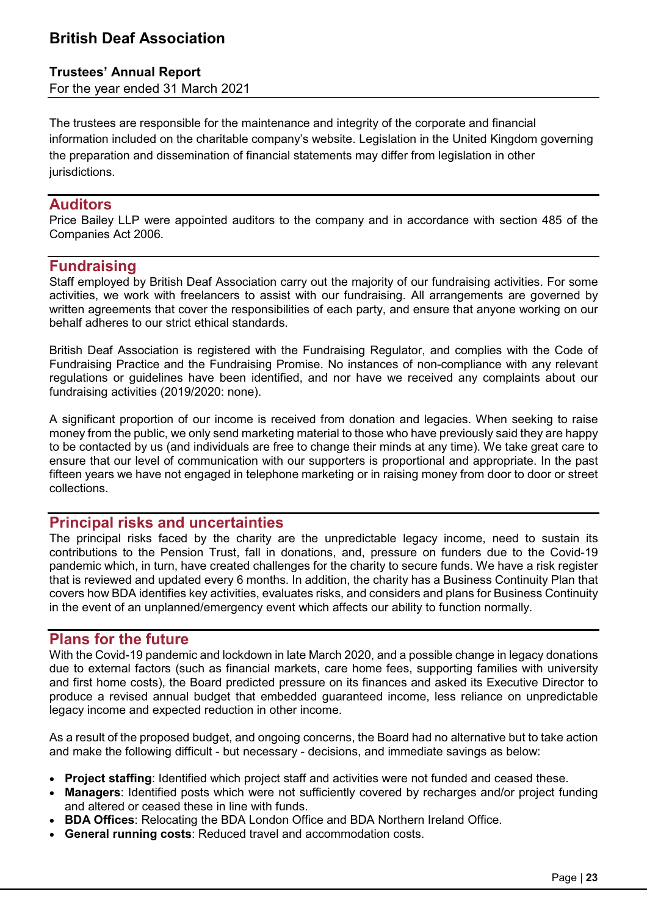The trustees are responsible for the maintenance and integrity of the corporate and financial information included on the charitable company's website. Legislation in the United Kingdom governing the preparation and dissemination of financial statements may differ from legislation in other jurisdictions.

## Auditors

Price Bailey LLP were appointed auditors to the company and in accordance with section 485 of the Companies Act 2006.

## Fundraising

Staff employed by British Deaf Association carry out the majority of our fundraising activities. For some activities, we work with freelancers to assist with our fundraising. All arrangements are governed by written agreements that cover the responsibilities of each party, and ensure that anyone working on our behalf adheres to our strict ethical standards.

British Deaf Association is registered with the Fundraising Regulator, and complies with the Code of Fundraising Practice and the Fundraising Promise. No instances of non-compliance with any relevant regulations or guidelines have been identified, and nor have we received any complaints about our fundraising activities (2019/2020: none).

A significant proportion of our income is received from donation and legacies. When seeking to raise money from the public, we only send marketing material to those who have previously said they are happy to be contacted by us (and individuals are free to change their minds at any time). We take great care to ensure that our level of communication with our supporters is proportional and appropriate. In the past fifteen years we have not engaged in telephone marketing or in raising money from door to door or street collections.

## Principal risks and uncertainties

The principal risks faced by the charity are the unpredictable legacy income, need to sustain its contributions to the Pension Trust, fall in donations, and, pressure on funders due to the Covid-19 pandemic which, in turn, have created challenges for the charity to secure funds. We have a risk register that is reviewed and updated every 6 months. In addition, the charity has a Business Continuity Plan that covers how BDA identifies key activities, evaluates risks, and considers and plans for Business Continuity in the event of an unplanned/emergency event which affects our ability to function normally.

## Plans for the future

With the Covid-19 pandemic and lockdown in late March 2020, and a possible change in legacy donations due to external factors (such as financial markets, care home fees, supporting families with university and first home costs), the Board predicted pressure on its finances and asked its Executive Director to produce a revised annual budget that embedded guaranteed income, less reliance on unpredictable legacy income and expected reduction in other income.

As a result of the proposed budget, and ongoing concerns, the Board had no alternative but to take action and make the following difficult - but necessary - decisions, and immediate savings as below:

- **Project staffing**: Identified which project staff and activities were not funded and ceased these.
- **Managers**: Identified posts which were not sufficiently covered by recharges and/or project funding and altered or ceased these in line with funds.
- **BDA Offices**: Relocating the BDA London Office and BDA Northern Ireland Office.
- **General running costs**: Reduced travel and accommodation costs.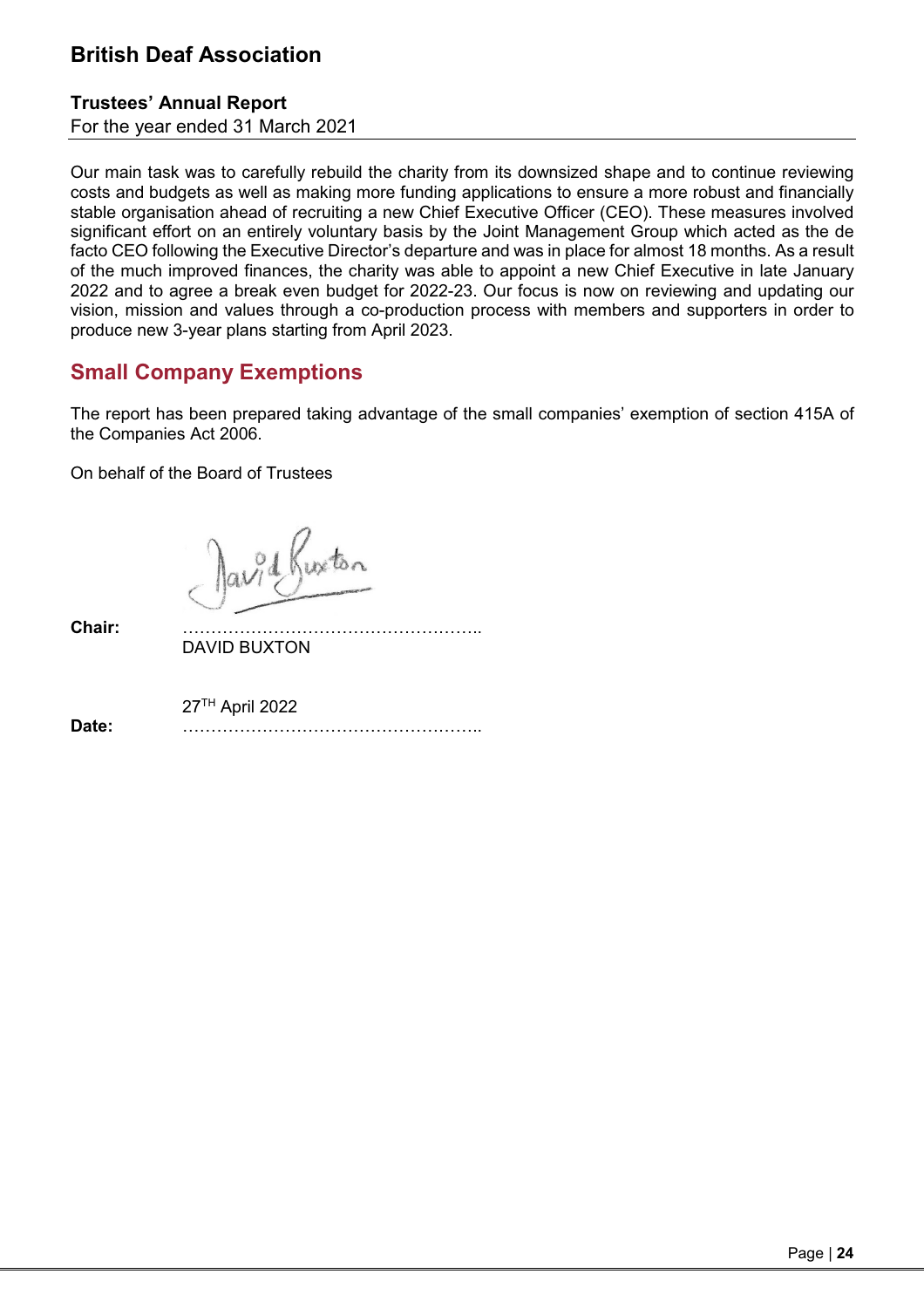Our main task was to carefully rebuild the charity from its downsized shape and to continue reviewing costs and budgets as well as making more funding applications to ensure a more robust and financially stable organisation ahead of recruiting a new Chief Executive Officer (CEO). These measures involved significant effort on an entirely voluntary basis by the Joint Management Group which acted as the de facto CEO following the Executive Director's departure and was in place for almost 18 months. As a result of the much improved finances, the charity was able to appoint a new Chief Executive in late January 2022 and to agree a break even budget for 2022-23. Our focus is now on reviewing and updating our vision, mission and values through a co-production process with members and supporters in order to produce new 3-year plans starting from April 2023.

## Small Company Exemptions

The report has been prepared taking advantage of the small companies' exemption of section 415A of the Companies Act 2006.

On behalf of the Board of Trustees

**Chair:** ……………………………………………..
DAVID BUXTON

**Date:** 27TH April 2022
……………………………………………..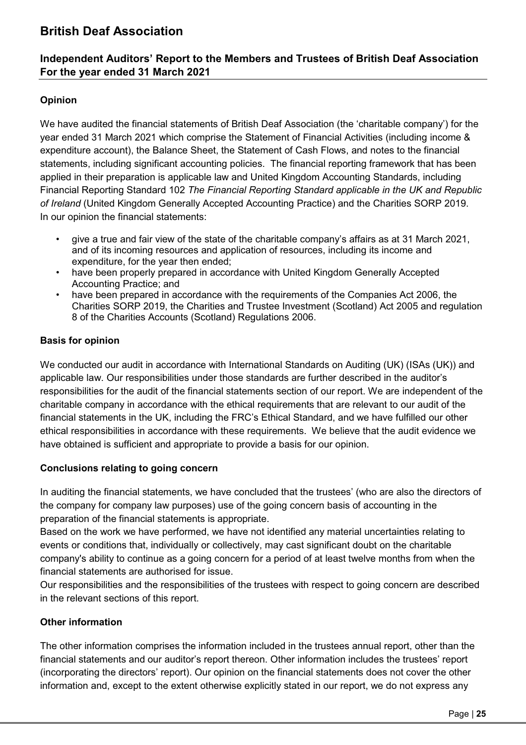# British Deaf Association

## Independent Auditors' Report to the Members and Trustees of British Deaf Association For the year ended 31 March 2021

### Opinion

We have audited the financial statements of British Deaf Association (the 'charitable company') for the year ended 31 March 2021 which comprise the Statement of Financial Activities (including income & expenditure account), the Balance Sheet, the Statement of Cash Flows, and notes to the financial statements, including significant accounting policies. The financial reporting framework that has been applied in their preparation is applicable law and United Kingdom Accounting Standards, including Financial Reporting Standard 102 *The Financial Reporting Standard applicable in the UK and Republic of Ireland* (United Kingdom Generally Accepted Accounting Practice) and the Charities SORP 2019. In our opinion the financial statements:

- give a true and fair view of the state of the charitable company's affairs as at 31 March 2021, and of its incoming resources and application of resources, including its income and expenditure, for the year then ended;
- have been properly prepared in accordance with United Kingdom Generally Accepted Accounting Practice; and
- have been prepared in accordance with the requirements of the Companies Act 2006, the Charities SORP 2019, the Charities and Trustee Investment (Scotland) Act 2005 and regulation 8 of the Charities Accounts (Scotland) Regulations 2006.

### Basis for opinion

We conducted our audit in accordance with International Standards on Auditing (UK) (ISAs (UK)) and applicable law. Our responsibilities under those standards are further described in the auditor's responsibilities for the audit of the financial statements section of our report. We are independent of the charitable company in accordance with the ethical requirements that are relevant to our audit of the financial statements in the UK, including the FRC's Ethical Standard, and we have fulfilled our other ethical responsibilities in accordance with these requirements. We believe that the audit evidence we have obtained is sufficient and appropriate to provide a basis for our opinion.

### Conclusions relating to going concern

In auditing the financial statements, we have concluded that the trustees' (who are also the directors of the company for company law purposes) use of the going concern basis of accounting in the preparation of the financial statements is appropriate.
Based on the work we have performed, we have not identified any material uncertainties relating to events or conditions that, individually or collectively, may cast significant doubt on the charitable company's ability to continue as a going concern for a period of at least twelve months from when the financial statements are authorised for issue.
Our responsibilities and the responsibilities of the trustees with respect to going concern are described in the relevant sections of this report.

### Other information

The other information comprises the information included in the trustees annual report, other than the financial statements and our auditor's report thereon. Other information includes the trustees' report (incorporating the directors' report). Our opinion on the financial statements does not cover the other information and, except to the extent otherwise explicitly stated in our report, we do not express any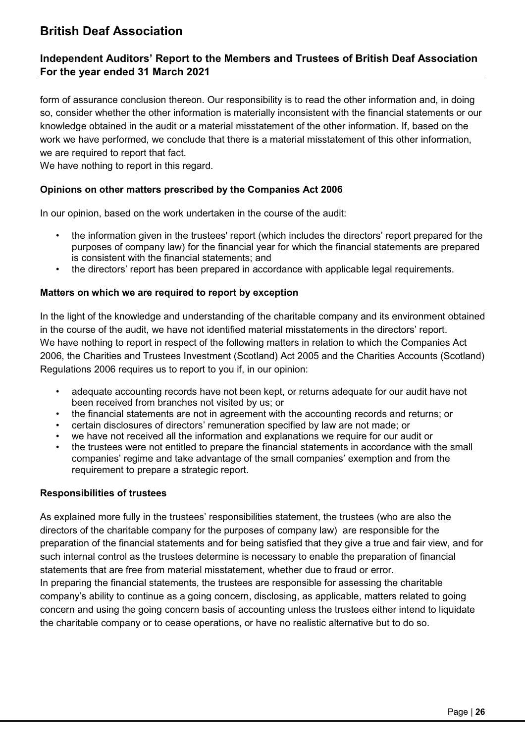form of assurance conclusion thereon. Our responsibility is to read the other information and, in doing so, consider whether the other information is materially inconsistent with the financial statements or our knowledge obtained in the audit or a material misstatement of the other information. If, based on the work we have performed, we conclude that there is a material misstatement of this other information, we are required to report that fact.
We have nothing to report in this regard.

**Opinions on other matters prescribed by the Companies Act 2006**

In our opinion, based on the work undertaken in the course of the audit:

- the information given in the trustees' report (which includes the directors' report prepared for the purposes of company law) for the financial year for which the financial statements are prepared is consistent with the financial statements; and
- the directors' report has been prepared in accordance with applicable legal requirements.

**Matters on which we are required to report by exception**

In the light of the knowledge and understanding of the charitable company and its environment obtained in the course of the audit, we have not identified material misstatements in the directors' report.
We have nothing to report in respect of the following matters in relation to which the Companies Act 2006, the Charities and Trustees Investment (Scotland) Act 2005 and the Charities Accounts (Scotland) Regulations 2006 requires us to report to you if, in our opinion:

- adequate accounting records have not been kept, or returns adequate for our audit have not been received from branches not visited by us; or
- the financial statements are not in agreement with the accounting records and returns; or
- certain disclosures of directors' remuneration specified by law are not made; or
- we have not received all the information and explanations we require for our audit or
- the trustees were not entitled to prepare the financial statements in accordance with the small companies' regime and take advantage of the small companies' exemption and from the requirement to prepare a strategic report.

**Responsibilities of trustees**

As explained more fully in the trustees' responsibilities statement, the trustees (who are also the directors of the charitable company for the purposes of company law) are responsible for the preparation of the financial statements and for being satisfied that they give a true and fair view, and for such internal control as the trustees determine is necessary to enable the preparation of financial statements that are free from material misstatement, whether due to fraud or error.
In preparing the financial statements, the trustees are responsible for assessing the charitable company's ability to continue as a going concern, disclosing, as applicable, matters related to going concern and using the going concern basis of accounting unless the trustees either intend to liquidate the charitable company or to cease operations, or have no realistic alternative but to do so.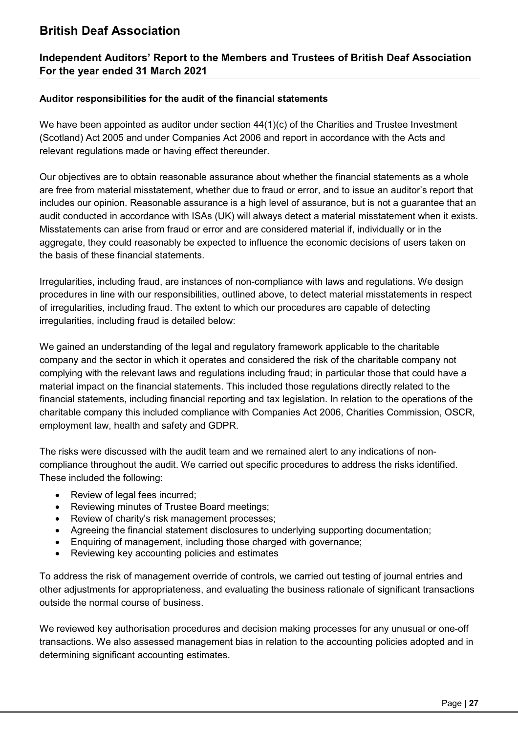## Independent Auditors' Report to the Members and Trustees of British Deaf Association For the year ended 31 March 2021

### Auditor responsibilities for the audit of the financial statements

We have been appointed as auditor under section 44(1)(c) of the Charities and Trustee Investment (Scotland) Act 2005 and under Companies Act 2006 and report in accordance with the Acts and relevant regulations made or having effect thereunder.

Our objectives are to obtain reasonable assurance about whether the financial statements as a whole are free from material misstatement, whether due to fraud or error, and to issue an auditor's report that includes our opinion. Reasonable assurance is a high level of assurance, but is not a guarantee that an audit conducted in accordance with ISAs (UK) will always detect a material misstatement when it exists. Misstatements can arise from fraud or error and are considered material if, individually or in the aggregate, they could reasonably be expected to influence the economic decisions of users taken on the basis of these financial statements.

Irregularities, including fraud, are instances of non-compliance with laws and regulations. We design procedures in line with our responsibilities, outlined above, to detect material misstatements in respect of irregularities, including fraud. The extent to which our procedures are capable of detecting irregularities, including fraud is detailed below:

We gained an understanding of the legal and regulatory framework applicable to the charitable company and the sector in which it operates and considered the risk of the charitable company not complying with the relevant laws and regulations including fraud; in particular those that could have a material impact on the financial statements. This included those regulations directly related to the financial statements, including financial reporting and tax legislation. In relation to the operations of the charitable company this included compliance with Companies Act 2006, Charities Commission, OSCR, employment law, health and safety and GDPR.

The risks were discussed with the audit team and we remained alert to any indications of non-compliance throughout the audit. We carried out specific procedures to address the risks identified. These included the following:

- Review of legal fees incurred;
- Reviewing minutes of Trustee Board meetings;
- Review of charity's risk management processes;
- Agreeing the financial statement disclosures to underlying supporting documentation;
- Enquiring of management, including those charged with governance;
- Reviewing key accounting policies and estimates

To address the risk of management override of controls, we carried out testing of journal entries and other adjustments for appropriateness, and evaluating the business rationale of significant transactions outside the normal course of business.

We reviewed key authorisation procedures and decision making processes for any unusual or one-off transactions. We also assessed management bias in relation to the accounting policies adopted and in determining significant accounting estimates.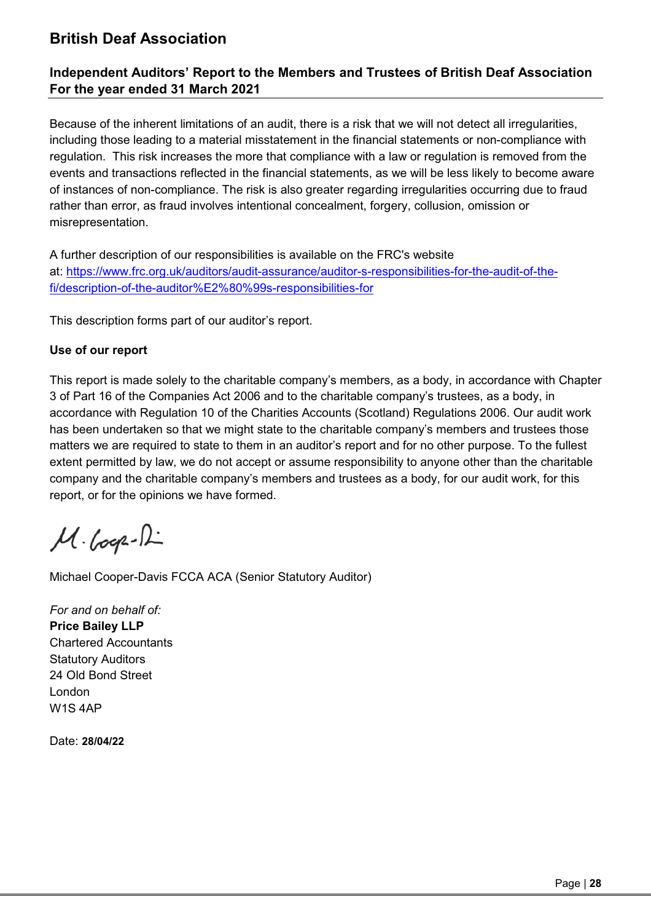# British Deaf Association

## Independent Auditors' Report to the Members and Trustees of British Deaf Association For the year ended 31 March 2021

Because of the inherent limitations of an audit, there is a risk that we will not detect all irregularities, including those leading to a material misstatement in the financial statements or non-compliance with regulation. This risk increases the more that compliance with a law or regulation is removed from the events and transactions reflected in the financial statements, as we will be less likely to become aware of instances of non-compliance. The risk is also greater regarding irregularities occurring due to fraud rather than error, as fraud involves intentional concealment, forgery, collusion, omission or misrepresentation.

A further description of our responsibilities is available on the FRC's website at: https://www.frc.org.uk/auditors/audit-assurance/auditor-s-responsibilities-for-the-audit-of-the-fi/description-of-the-auditor%E2%80%99s-responsibilities-for

This description forms part of our auditor's report.

**Use of our report**

This report is made solely to the charitable company's members, as a body, in accordance with Chapter 3 of Part 16 of the Companies Act 2006 and to the charitable company's trustees, as a body, in accordance with Regulation 10 of the Charities Accounts (Scotland) Regulations 2006. Our audit work has been undertaken so that we might state to the charitable company's members and trustees those matters we are required to state to them in an auditor's report and for no other purpose. To the fullest extent permitted by law, we do not accept or assume responsibility to anyone other than the charitable company and the charitable company's members and trustees as a body, for our audit work, for this report, or for the opinions we have formed.

Michael Cooper-Davis FCCA ACA (Senior Statutory Auditor)

*For and on behalf of:*
**Price Bailey LLP**
Chartered Accountants
Statutory Auditors
24 Old Bond Street
London
W1S 4AP

Date: **28/04/22**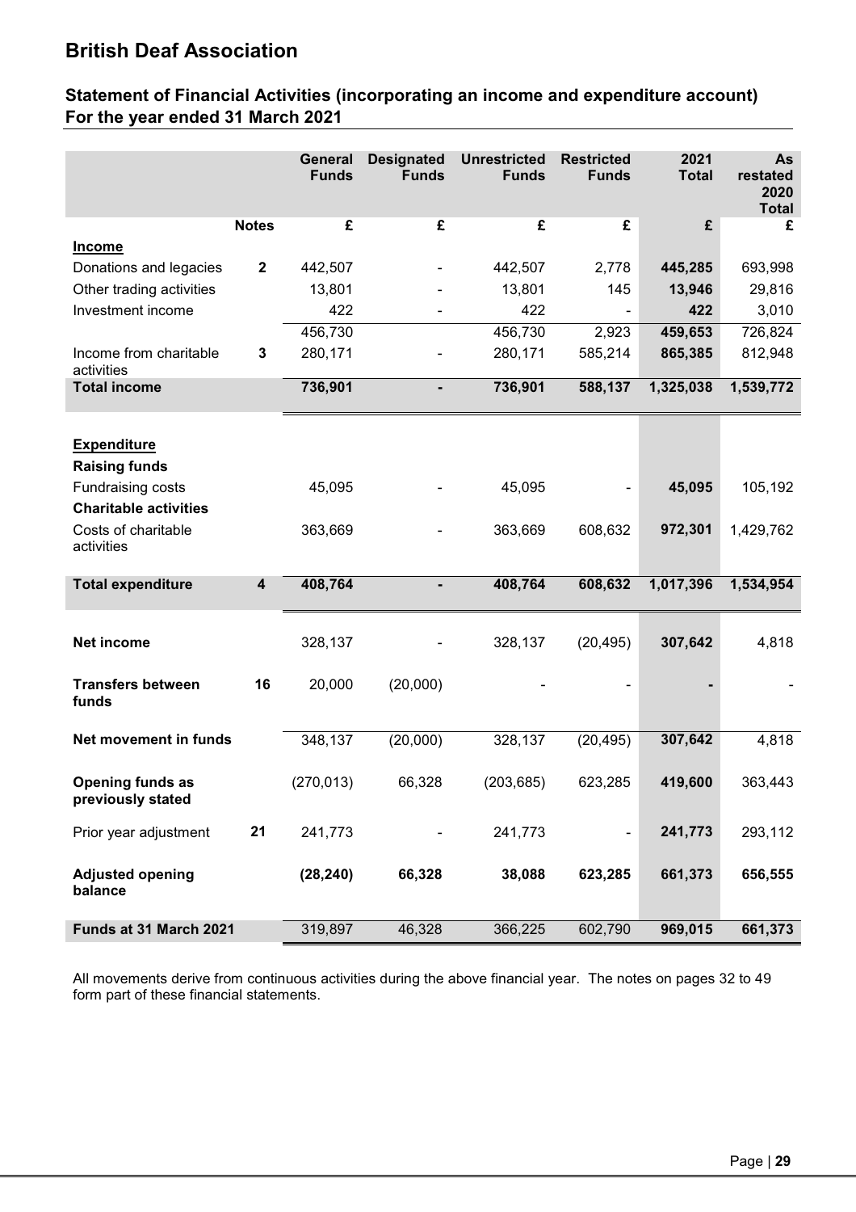# British Deaf Association

## Statement of Financial Activities (incorporating an income and expenditure account) For the year ended 31 March 2021

| | Notes | General Funds | Designated Funds | Unrestricted Funds | Restricted Funds | 2021 Total | As restated 2020 Total |
|---|---|---|---|---|---|---|---|
| | | £ | £ | £ | £ | £ | £ |
| **Income** | | | | | | | |
| Donations and legacies | **2** | 442,507 | - | 442,507 | 2,778 | **445,285** | 693,998 |
| Other trading activities | | 13,801 | - | 13,801 | 145 | **13,946** | 29,816 |
| Investment income | | 422 | - | 422 | - | **422** | 3,010 |
| | | 456,730 | | 456,730 | 2,923 | **459,653** | 726,824 |
| Income from charitable activities | **3** | 280,171 | - | 280,171 | 585,214 | **865,385** | 812,948 |
| **Total income** | | **736,901** | **-** | **736,901** | **588,137** | **1,325,038** | **1,539,772** |
| **Expenditure** | | | | | | | |
| **Raising funds** | | | | | | | |
| Fundraising costs | | 45,095 | - | 45,095 | - | **45,095** | 105,192 |
| **Charitable activities** | | | | | | | |
| Costs of charitable activities | | 363,669 | - | 363,669 | 608,632 | **972,301** | 1,429,762 |
| **Total expenditure** | **4** | **408,764** | **-** | **408,764** | **608,632** | **1,017,396** | **1,534,954** |
| **Net income** | | 328,137 | - | 328,137 | (20,495) | **307,642** | 4,818 |
| **Transfers between funds** | **16** | 20,000 | (20,000) | - | - | **-** | - |
| **Net movement in funds** | | 348,137 | (20,000) | 328,137 | (20,495) | **307,642** | 4,818 |
| **Opening funds as previously stated** | | (270,013) | 66,328 | (203,685) | 623,285 | **419,600** | 363,443 |
| Prior year adjustment | **21** | 241,773 | - | 241,773 | - | **241,773** | 293,112 |
| **Adjusted opening balance** | | **(28,240)** | **66,328** | **38,088** | **623,285** | **661,373** | **656,555** |
| **Funds at 31 March 2021** | | 319,897 | 46,328 | 366,225 | 602,790 | **969,015** | **661,373** |

All movements derive from continuous activities during the above financial year. The notes on pages 32 to 49 form part of these financial statements.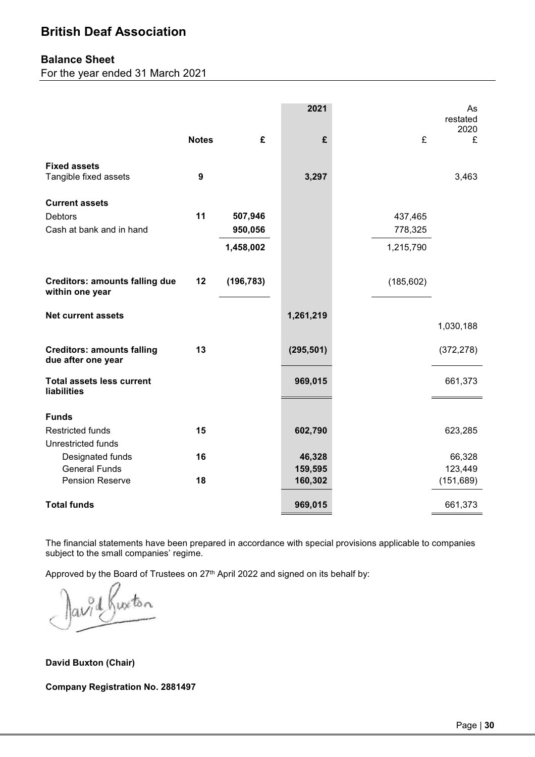## British Deaf Association

### Balance Sheet

For the year ended 31 March 2021

| | Notes | £ | 2021 £ | £ | As restated 2020 £ |
|---|---|---|---|---|---|
| **Fixed assets** | | | | | |
| Tangible fixed assets | 9 | | **3,297** | | 3,463 |
| **Current assets** | | | | | |
| Debtors | 11 | **507,946** | | 437,465 | |
| Cash at bank and in hand | | **950,056** | | 778,325 | |
| | | **1,458,002** | | 1,215,790 | |
| **Creditors: amounts falling due within one year** | 12 | **(196,783)** | | (185,602) | |
| **Net current assets** | | | **1,261,219** | | 1,030,188 |
| **Creditors: amounts falling due after one year** | 13 | | **(295,501)** | | (372,278) |
| **Total assets less current liabilities** | | | **969,015** | | 661,373 |
| **Funds** | | | | | |
| Restricted funds | 15 | | **602,790** | | 623,285 |
| Unrestricted funds | | | | | |
| Designated funds | 16 | | **46,328** | | 66,328 |
| General Funds | | | **159,595** | | 123,449 |
| Pension Reserve | 18 | | **160,302** | | (151,689) |
| **Total funds** | | | **969,015** | | 661,373 |

The financial statements have been prepared in accordance with special provisions applicable to companies subject to the small companies' regime.

Approved by the Board of Trustees on 27th April 2022 and signed on its behalf by:

David Buxton

**David Buxton (Chair)**

**Company Registration No. 2881497**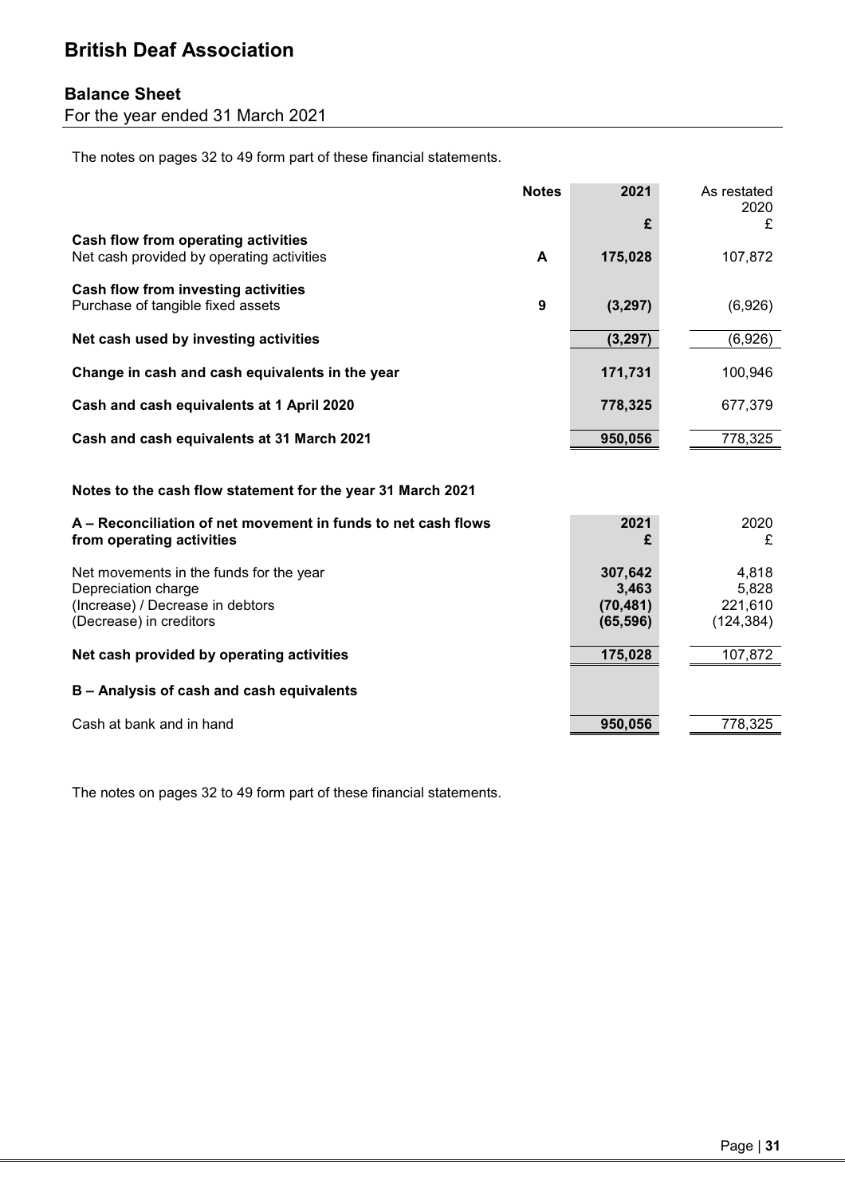# British Deaf Association

## Balance Sheet

For the year ended 31 March 2021

The notes on pages 32 to 49 form part of these financial statements.

| | Notes | 2021 £ | As restated 2020 £ |
|---|---|---|---|
| **Cash flow from operating activities** | | | |
| Net cash provided by operating activities | **A** | **175,028** | 107,872 |
| **Cash flow from investing activities** | | | |
| Purchase of tangible fixed assets | **9** | **(3,297)** | (6,926) |
| **Net cash used by investing activities** | | **(3,297)** | (6,926) |
| **Change in cash and cash equivalents in the year** | | **171,731** | 100,946 |
| **Cash and cash equivalents at 1 April 2020** | | **778,325** | 677,379 |
| **Cash and cash equivalents at 31 March 2021** | | **950,056** | 778,325 |

**Notes to the cash flow statement for the year 31 March 2021**

| **A – Reconciliation of net movement in funds to net cash flows from operating activities** | **2021 £** | 2020 £ |
|---|---|---|
| Net movements in the funds for the year | **307,642** | 4,818 |
| Depreciation charge | **3,463** | 5,828 |
| (Increase) / Decrease in debtors | **(70,481)** | 221,610 |
| (Decrease) in creditors | **(65,596)** | (124,384) |
| **Net cash provided by operating activities** | **175,028** | 107,872 |
| **B – Analysis of cash and cash equivalents** | | |
| Cash at bank and in hand | **950,056** | 778,325 |

The notes on pages 32 to 49 form part of these financial statements.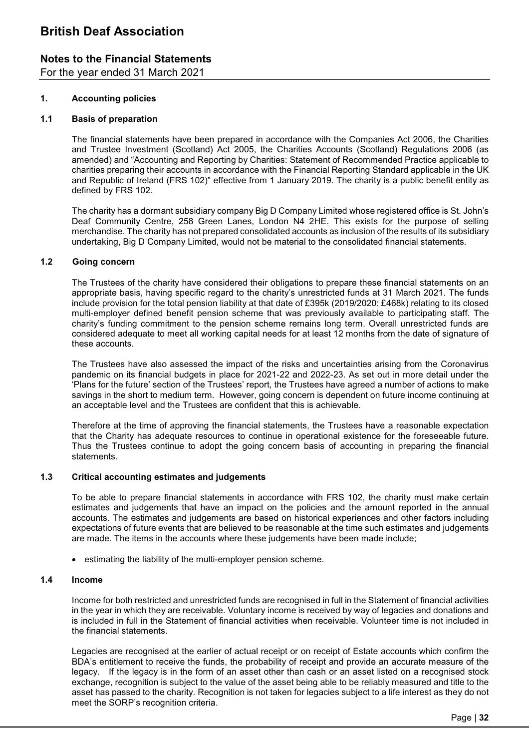# British Deaf Association

## Notes to the Financial Statements

For the year ended 31 March 2021

### 1. Accounting policies

#### 1.1 Basis of preparation

The financial statements have been prepared in accordance with the Companies Act 2006, the Charities and Trustee Investment (Scotland) Act 2005, the Charities Accounts (Scotland) Regulations 2006 (as amended) and "Accounting and Reporting by Charities: Statement of Recommended Practice applicable to charities preparing their accounts in accordance with the Financial Reporting Standard applicable in the UK and Republic of Ireland (FRS 102)" effective from 1 January 2019. The charity is a public benefit entity as defined by FRS 102.

The charity has a dormant subsidiary company Big D Company Limited whose registered office is St. John's Deaf Community Centre, 258 Green Lanes, London N4 2HE. This exists for the purpose of selling merchandise. The charity has not prepared consolidated accounts as inclusion of the results of its subsidiary undertaking, Big D Company Limited, would not be material to the consolidated financial statements.

#### 1.2 Going concern

The Trustees of the charity have considered their obligations to prepare these financial statements on an appropriate basis, having specific regard to the charity's unrestricted funds at 31 March 2021. The funds include provision for the total pension liability at that date of £395k (2019/2020: £468k) relating to its closed multi-employer defined benefit pension scheme that was previously available to participating staff. The charity's funding commitment to the pension scheme remains long term. Overall unrestricted funds are considered adequate to meet all working capital needs for at least 12 months from the date of signature of these accounts.

The Trustees have also assessed the impact of the risks and uncertainties arising from the Coronavirus pandemic on its financial budgets in place for 2021-22 and 2022-23. As set out in more detail under the 'Plans for the future' section of the Trustees' report, the Trustees have agreed a number of actions to make savings in the short to medium term. However, going concern is dependent on future income continuing at an acceptable level and the Trustees are confident that this is achievable.

Therefore at the time of approving the financial statements, the Trustees have a reasonable expectation that the Charity has adequate resources to continue in operational existence for the foreseeable future. Thus the Trustees continue to adopt the going concern basis of accounting in preparing the financial statements.

#### 1.3 Critical accounting estimates and judgements

To be able to prepare financial statements in accordance with FRS 102, the charity must make certain estimates and judgements that have an impact on the policies and the amount reported in the annual accounts. The estimates and judgements are based on historical experiences and other factors including expectations of future events that are believed to be reasonable at the time such estimates and judgements are made. The items in the accounts where these judgements have been made include;

- estimating the liability of the multi-employer pension scheme.

#### 1.4 Income

Income for both restricted and unrestricted funds are recognised in full in the Statement of financial activities in the year in which they are receivable. Voluntary income is received by way of legacies and donations and is included in full in the Statement of financial activities when receivable. Volunteer time is not included in the financial statements.

Legacies are recognised at the earlier of actual receipt or on receipt of Estate accounts which confirm the BDA's entitlement to receive the funds, the probability of receipt and provide an accurate measure of the legacy. If the legacy is in the form of an asset other than cash or an asset listed on a recognised stock exchange, recognition is subject to the value of the asset being able to be reliably measured and title to the asset has passed to the charity. Recognition is not taken for legacies subject to a life interest as they do not meet the SORP's recognition criteria.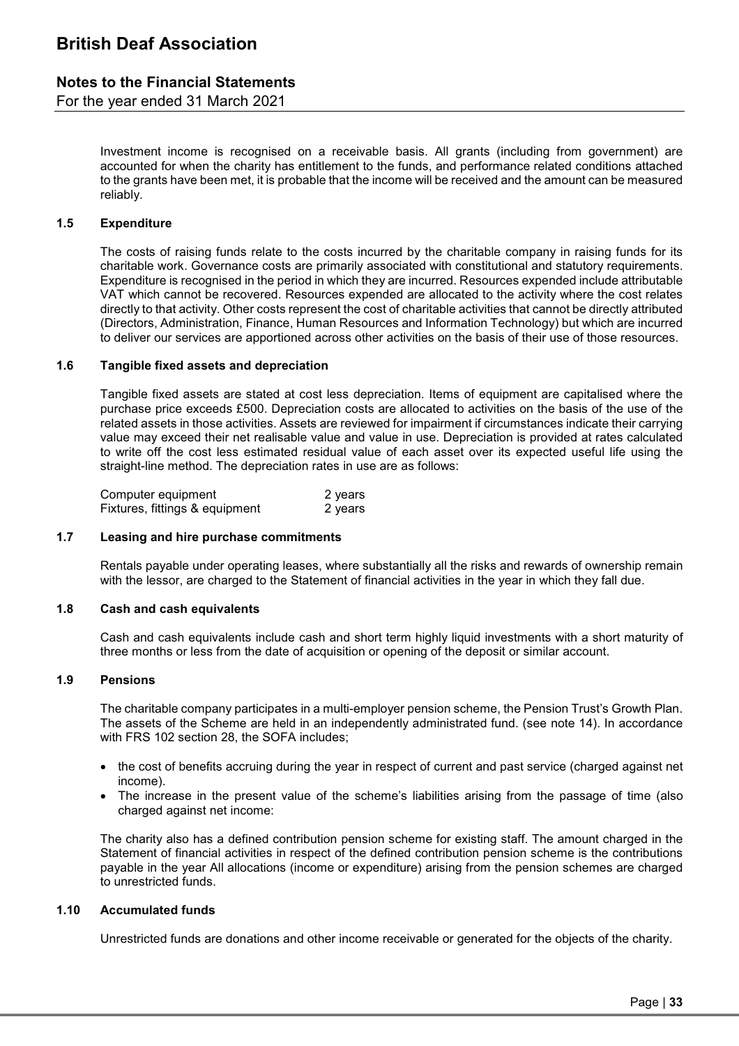Investment income is recognised on a receivable basis. All grants (including from government) are accounted for when the charity has entitlement to the funds, and performance related conditions attached to the grants have been met, it is probable that the income will be received and the amount can be measured reliably.

### 1.5 Expenditure

The costs of raising funds relate to the costs incurred by the charitable company in raising funds for its charitable work. Governance costs are primarily associated with constitutional and statutory requirements. Expenditure is recognised in the period in which they are incurred. Resources expended include attributable VAT which cannot be recovered. Resources expended are allocated to the activity where the cost relates directly to that activity. Other costs represent the cost of charitable activities that cannot be directly attributed (Directors, Administration, Finance, Human Resources and Information Technology) but which are incurred to deliver our services are apportioned across other activities on the basis of their use of those resources.

### 1.6 Tangible fixed assets and depreciation

Tangible fixed assets are stated at cost less depreciation. Items of equipment are capitalised where the purchase price exceeds £500. Depreciation costs are allocated to activities on the basis of the use of the related assets in those activities. Assets are reviewed for impairment if circumstances indicate their carrying value may exceed their net realisable value and value in use. Depreciation is provided at rates calculated to write off the cost less estimated residual value of each asset over its expected useful life using the straight-line method. The depreciation rates in use are as follows:

| | |
|---|---|
| Computer equipment | 2 years |
| Fixtures, fittings & equipment | 2 years |

### 1.7 Leasing and hire purchase commitments

Rentals payable under operating leases, where substantially all the risks and rewards of ownership remain with the lessor, are charged to the Statement of financial activities in the year in which they fall due.

### 1.8 Cash and cash equivalents

Cash and cash equivalents include cash and short term highly liquid investments with a short maturity of three months or less from the date of acquisition or opening of the deposit or similar account.

### 1.9 Pensions

The charitable company participates in a multi-employer pension scheme, the Pension Trust's Growth Plan. The assets of the Scheme are held in an independently administrated fund. (see note 14). In accordance with FRS 102 section 28, the SOFA includes;

- the cost of benefits accruing during the year in respect of current and past service (charged against net income).
- The increase in the present value of the scheme's liabilities arising from the passage of time (also charged against net income:

The charity also has a defined contribution pension scheme for existing staff. The amount charged in the Statement of financial activities in respect of the defined contribution pension scheme is the contributions payable in the year All allocations (income or expenditure) arising from the pension schemes are charged to unrestricted funds.

### 1.10 Accumulated funds

Unrestricted funds are donations and other income receivable or generated for the objects of the charity.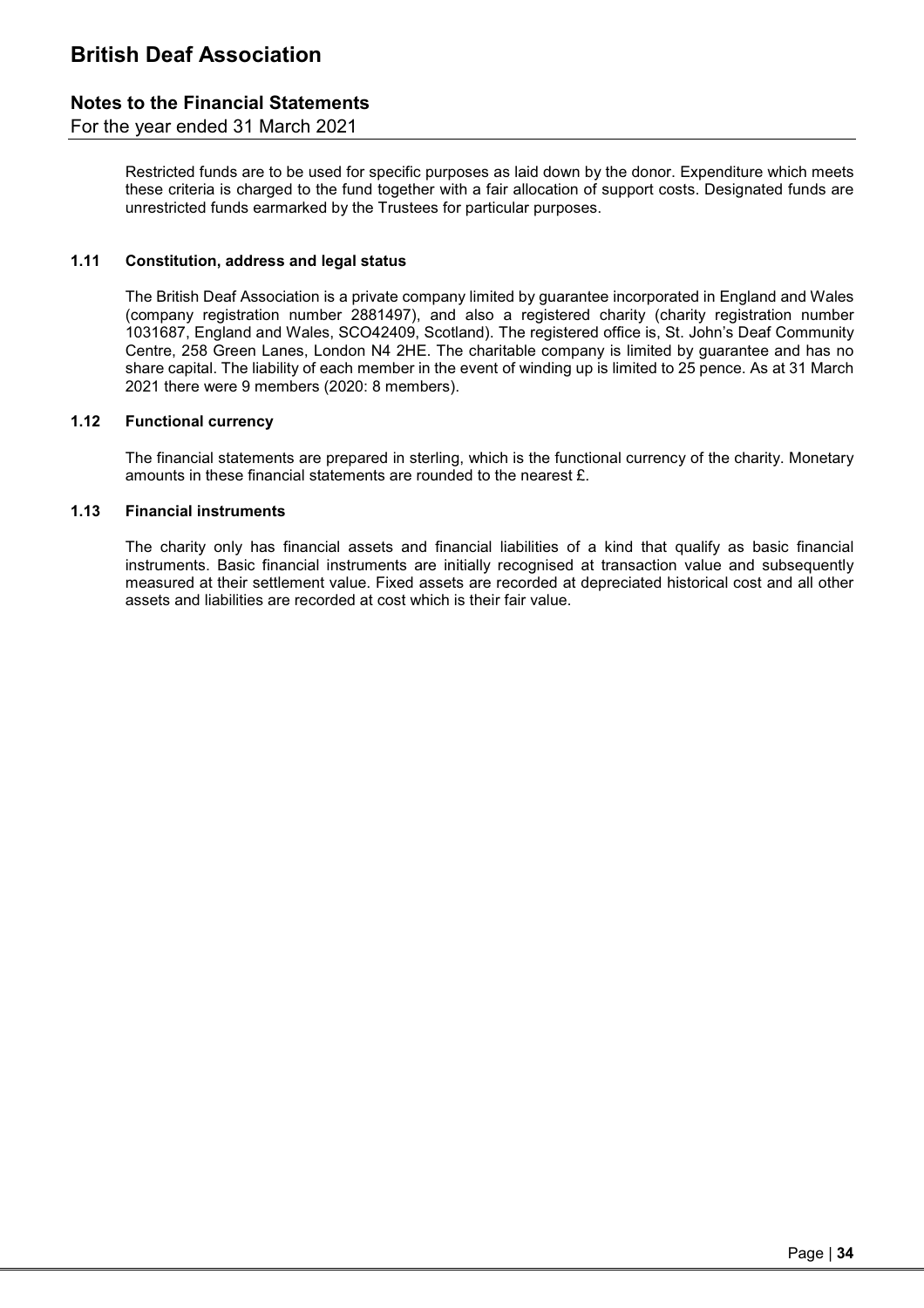Restricted funds are to be used for specific purposes as laid down by the donor. Expenditure which meets these criteria is charged to the fund together with a fair allocation of support costs. Designated funds are unrestricted funds earmarked by the Trustees for particular purposes.

### 1.11 Constitution, address and legal status

The British Deaf Association is a private company limited by guarantee incorporated in England and Wales (company registration number 2881497), and also a registered charity (charity registration number 1031687, England and Wales, SCO42409, Scotland). The registered office is, St. John's Deaf Community Centre, 258 Green Lanes, London N4 2HE. The charitable company is limited by guarantee and has no share capital. The liability of each member in the event of winding up is limited to 25 pence. As at 31 March 2021 there were 9 members (2020: 8 members).

### 1.12 Functional currency

The financial statements are prepared in sterling, which is the functional currency of the charity. Monetary amounts in these financial statements are rounded to the nearest £.

### 1.13 Financial instruments

The charity only has financial assets and financial liabilities of a kind that qualify as basic financial instruments. Basic financial instruments are initially recognised at transaction value and subsequently measured at their settlement value. Fixed assets are recorded at depreciated historical cost and all other assets and liabilities are recorded at cost which is their fair value.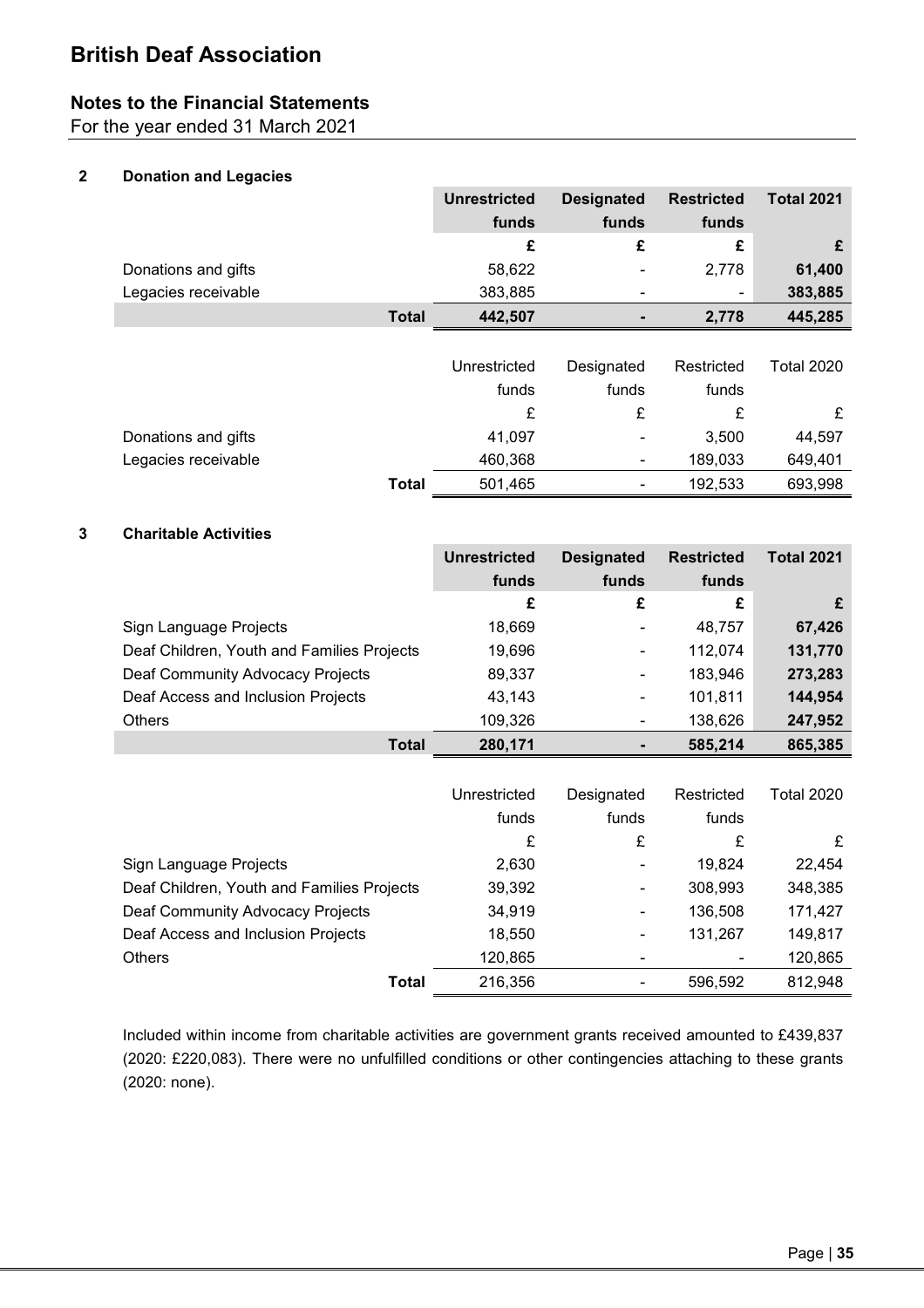# British Deaf Association

## Notes to the Financial Statements

For the year ended 31 March 2021

### 2 Donation and Legacies

| | Unrestricted funds | Designated funds | Restricted funds | Total 2021 |
|---|---|---|---|---|
| | £ | £ | £ | £ |
| Donations and gifts | 58,622 | - | 2,778 | **61,400** |
| Legacies receivable | 383,885 | - | - | **383,885** |
| **Total** | **442,507** | **-** | **2,778** | **445,285** |

| | Unrestricted funds | Designated funds | Restricted funds | Total 2020 |
|---|---|---|---|---|
| | £ | £ | £ | £ |
| Donations and gifts | 41,097 | - | 3,500 | 44,597 |
| Legacies receivable | 460,368 | - | 189,033 | 649,401 |
| **Total** | 501,465 | - | 192,533 | 693,998 |

### 3 Charitable Activities

| | Unrestricted funds | Designated funds | Restricted funds | Total 2021 |
|---|---|---|---|---|
| | £ | £ | £ | £ |
| Sign Language Projects | 18,669 | - | 48,757 | **67,426** |
| Deaf Children, Youth and Families Projects | 19,696 | - | 112,074 | **131,770** |
| Deaf Community Advocacy Projects | 89,337 | - | 183,946 | **273,283** |
| Deaf Access and Inclusion Projects | 43,143 | - | 101,811 | **144,954** |
| Others | 109,326 | - | 138,626 | **247,952** |
| **Total** | **280,171** | **-** | **585,214** | **865,385** |

| | Unrestricted funds | Designated funds | Restricted funds | Total 2020 |
|---|---|---|---|---|
| | £ | £ | £ | £ |
| Sign Language Projects | 2,630 | - | 19,824 | 22,454 |
| Deaf Children, Youth and Families Projects | 39,392 | - | 308,993 | 348,385 |
| Deaf Community Advocacy Projects | 34,919 | - | 136,508 | 171,427 |
| Deaf Access and Inclusion Projects | 18,550 | - | 131,267 | 149,817 |
| Others | 120,865 | - | - | 120,865 |
| **Total** | 216,356 | - | 596,592 | 812,948 |

Included within income from charitable activities are government grants received amounted to £439,837 (2020: £220,083). There were no unfulfilled conditions or other contingencies attaching to these grants (2020: none).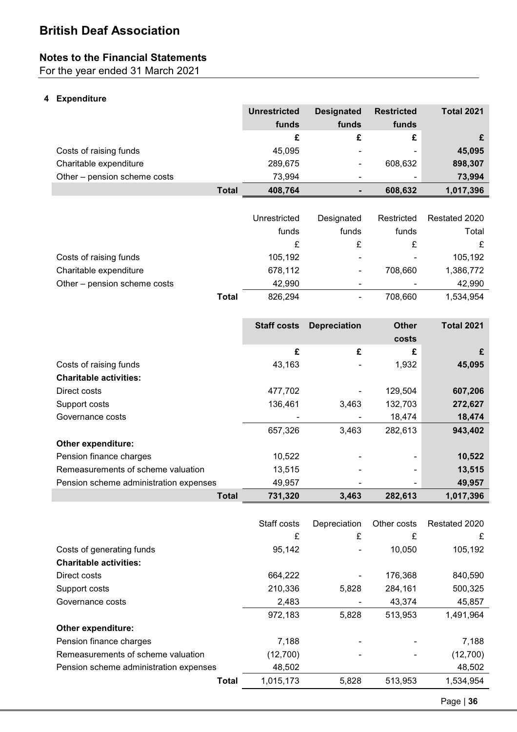# British Deaf Association

## Notes to the Financial Statements

For the year ended 31 March 2021

### 4 Expenditure

| | Unrestricted funds | Designated funds | Restricted funds | Total 2021 |
|---|---|---|---|---|
| | £ | £ | £ | £ |
| Costs of raising funds | 45,095 | - | - | 45,095 |
| Charitable expenditure | 289,675 | - | 608,632 | 898,307 |
| Other – pension scheme costs | 73,994 | - | - | 73,994 |
| **Total** | **408,764** | **-** | **608,632** | **1,017,396** |

| | Unrestricted funds | Designated funds | Restricted funds | Restated 2020 Total |
|---|---|---|---|---|
| | £ | £ | £ | £ |
| Costs of raising funds | 105,192 | - | - | 105,192 |
| Charitable expenditure | 678,112 | - | 708,660 | 1,386,772 |
| Other – pension scheme costs | 42,990 | - | - | 42,990 |
| **Total** | 826,294 | - | 708,660 | 1,534,954 |

| | Staff costs | Depreciation | Other costs | Total 2021 |
|---|---|---|---|---|
| | £ | £ | £ | £ |
| Costs of raising funds | 43,163 | - | 1,932 | 45,095 |
| **Charitable activities:** | | | | |
| Direct costs | 477,702 | - | 129,504 | 607,206 |
| Support costs | 136,461 | 3,463 | 132,703 | 272,627 |
| Governance costs | - | - | 18,474 | 18,474 |
| | 657,326 | 3,463 | 282,613 | 943,402 |
| **Other expenditure:** | | | | |
| Pension finance charges | 10,522 | - | - | 10,522 |
| Remeasurements of scheme valuation | 13,515 | - | - | 13,515 |
| Pension scheme administration expenses | 49,957 | - | - | 49,957 |
| **Total** | **731,320** | **3,463** | **282,613** | **1,017,396** |

| | Staff costs | Depreciation | Other costs | Restated 2020 |
|---|---|---|---|---|
| | £ | £ | £ | £ |
| Costs of generating funds | 95,142 | - | 10,050 | 105,192 |
| **Charitable activities:** | | | | |
| Direct costs | 664,222 | - | 176,368 | 840,590 |
| Support costs | 210,336 | 5,828 | 284,161 | 500,325 |
| Governance costs | 2,483 | - | 43,374 | 45,857 |
| | 972,183 | 5,828 | 513,953 | 1,491,964 |
| **Other expenditure:** | | | | |
| Pension finance charges | 7,188 | - | - | 7,188 |
| Remeasurements of scheme valuation | (12,700) | - | - | (12,700) |
| Pension scheme administration expenses | 48,502 | | | 48,502 |
| **Total** | 1,015,173 | 5,828 | 513,953 | 1,534,954 |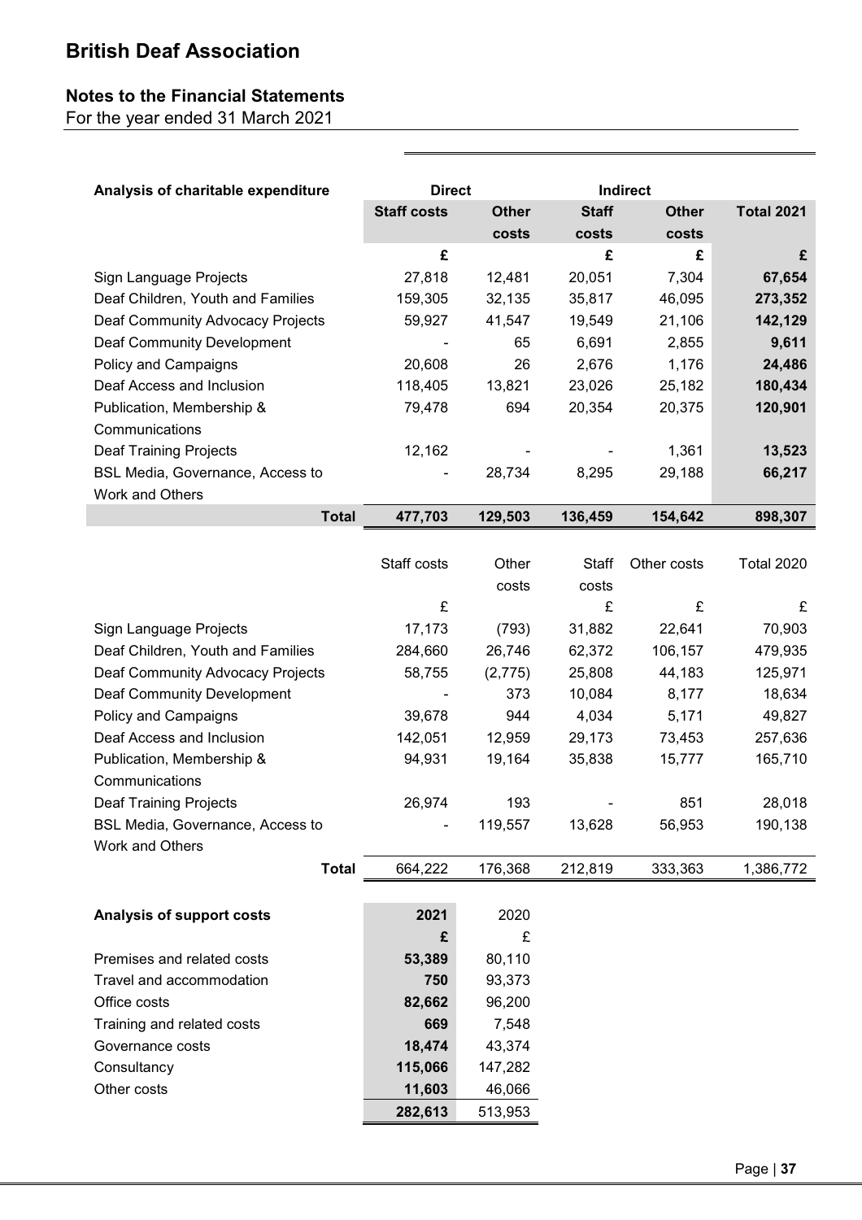# British Deaf Association

## Notes to the Financial Statements

For the year ended 31 March 2021

| Analysis of charitable expenditure | Direct | | Indirect | | |
|---|---|---|---|---|---|
| | **Staff costs** | **Other costs** | **Staff costs** | **Other costs** | **Total 2021** |
| | **£** | | **£** | **£** | **£** |
| Sign Language Projects | 27,818 | 12,481 | 20,051 | 7,304 | **67,654** |
| Deaf Children, Youth and Families | 159,305 | 32,135 | 35,817 | 46,095 | **273,352** |
| Deaf Community Advocacy Projects | 59,927 | 41,547 | 19,549 | 21,106 | **142,129** |
| Deaf Community Development | - | 65 | 6,691 | 2,855 | **9,611** |
| Policy and Campaigns | 20,608 | 26 | 2,676 | 1,176 | **24,486** |
| Deaf Access and Inclusion | 118,405 | 13,821 | 23,026 | 25,182 | **180,434** |
| Publication, Membership & Communications | 79,478 | 694 | 20,354 | 20,375 | **120,901** |
| Deaf Training Projects | 12,162 | - | - | 1,361 | **13,523** |
| BSL Media, Governance, Access to Work and Others | - | 28,734 | 8,295 | 29,188 | **66,217** |
| **Total** | **477,703** | **129,503** | **136,459** | **154,642** | **898,307** |

| | Staff costs | Other costs | Staff costs | Other costs | Total 2020 |
|---|---|---|---|---|---|
| | £ | | £ | £ | £ |
| Sign Language Projects | 17,173 | (793) | 31,882 | 22,641 | 70,903 |
| Deaf Children, Youth and Families | 284,660 | 26,746 | 62,372 | 106,157 | 479,935 |
| Deaf Community Advocacy Projects | 58,755 | (2,775) | 25,808 | 44,183 | 125,971 |
| Deaf Community Development | - | 373 | 10,084 | 8,177 | 18,634 |
| Policy and Campaigns | 39,678 | 944 | 4,034 | 5,171 | 49,827 |
| Deaf Access and Inclusion | 142,051 | 12,959 | 29,173 | 73,453 | 257,636 |
| Publication, Membership & Communications | 94,931 | 19,164 | 35,838 | 15,777 | 165,710 |
| Deaf Training Projects | 26,974 | 193 | - | 851 | 28,018 |
| BSL Media, Governance, Access to Work and Others | - | 119,557 | 13,628 | 56,953 | 190,138 |
| **Total** | 664,222 | 176,368 | 212,819 | 333,363 | 1,386,772 |

| Analysis of support costs | 2021 | 2020 |
|---|---|---|
| | **£** | £ |
| Premises and related costs | **53,389** | 80,110 |
| Travel and accommodation | **750** | 93,373 |
| Office costs | **82,662** | 96,200 |
| Training and related costs | **669** | 7,548 |
| Governance costs | **18,474** | 43,374 |
| Consultancy | **115,066** | 147,282 |
| Other costs | **11,603** | 46,066 |
| | **282,613** | 513,953 |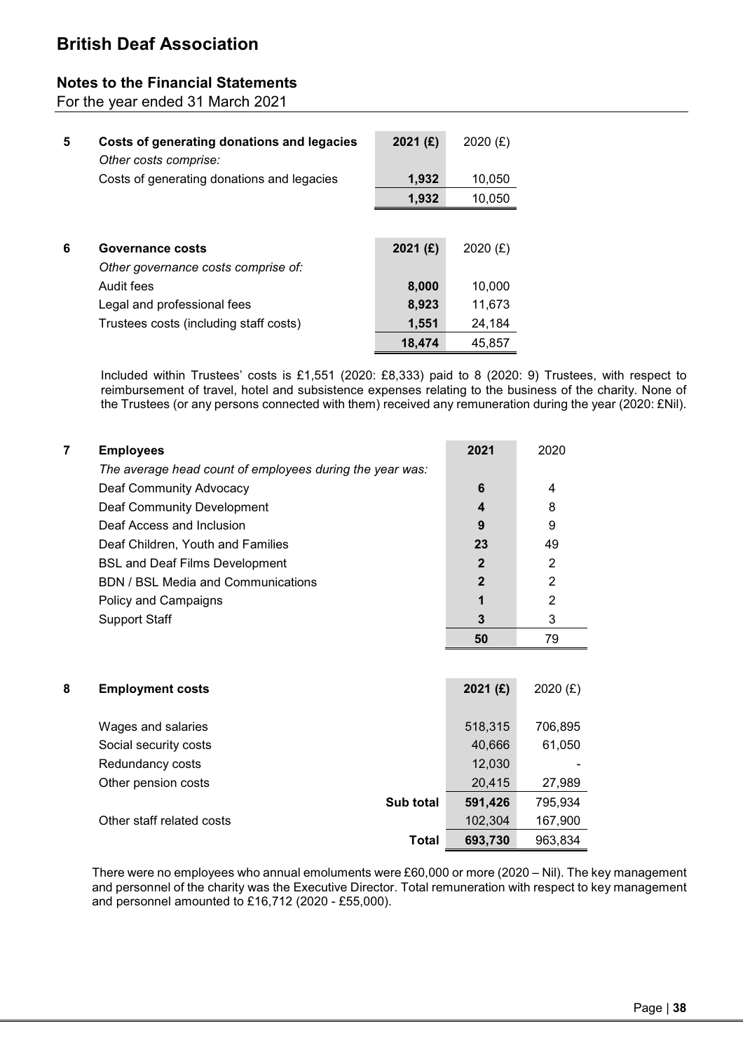# British Deaf Association

## Notes to the Financial Statements

For the year ended 31 March 2021

| 5 | **Costs of generating donations and legacies** | **2021 (£)** | 2020 (£) |
|---|---|---|---|
| | *Other costs comprise:* | | |
| | Costs of generating donations and legacies | **1,932** | 10,050 |
| | | **1,932** | 10,050 |

| 6 | **Governance costs** | **2021 (£)** | 2020 (£) |
|---|---|---|---|
| | *Other governance costs comprise of:* | | |
| | Audit fees | **8,000** | 10,000 |
| | Legal and professional fees | **8,923** | 11,673 |
| | Trustees costs (including staff costs) | **1,551** | 24,184 |
| | | **18,474** | 45,857 |

Included within Trustees' costs is £1,551 (2020: £8,333) paid to 8 (2020: 9) Trustees, with respect to reimbursement of travel, hotel and subsistence expenses relating to the business of the charity. None of the Trustees (or any persons connected with them) received any remuneration during the year (2020: £Nil).

| 7 | **Employees** | **2021** | 2020 |
|---|---|---|---|
| | *The average head count of employees during the year was:* | | |
| | Deaf Community Advocacy | **6** | 4 |
| | Deaf Community Development | **4** | 8 |
| | Deaf Access and Inclusion | **9** | 9 |
| | Deaf Children, Youth and Families | **23** | 49 |
| | BSL and Deaf Films Development | **2** | 2 |
| | BDN / BSL Media and Communications | **2** | 2 |
| | Policy and Campaigns | **1** | 2 |
| | Support Staff | **3** | 3 |
| | | **50** | 79 |

| 8 | **Employment costs** | | **2021 (£)** | 2020 (£) |
|---|---|---|---|---|
| | Wages and salaries | | 518,315 | 706,895 |
| | Social security costs | | 40,666 | 61,050 |
| | Redundancy costs | | 12,030 | - |
| | Other pension costs | | 20,415 | 27,989 |
| | | **Sub total** | **591,426** | 795,934 |
| | Other staff related costs | | 102,304 | 167,900 |
| | | **Total** | **693,730** | 963,834 |

There were no employees who annual emoluments were £60,000 or more (2020 – Nil). The key management and personnel of the charity was the Executive Director. Total remuneration with respect to key management and personnel amounted to £16,712 (2020 - £55,000).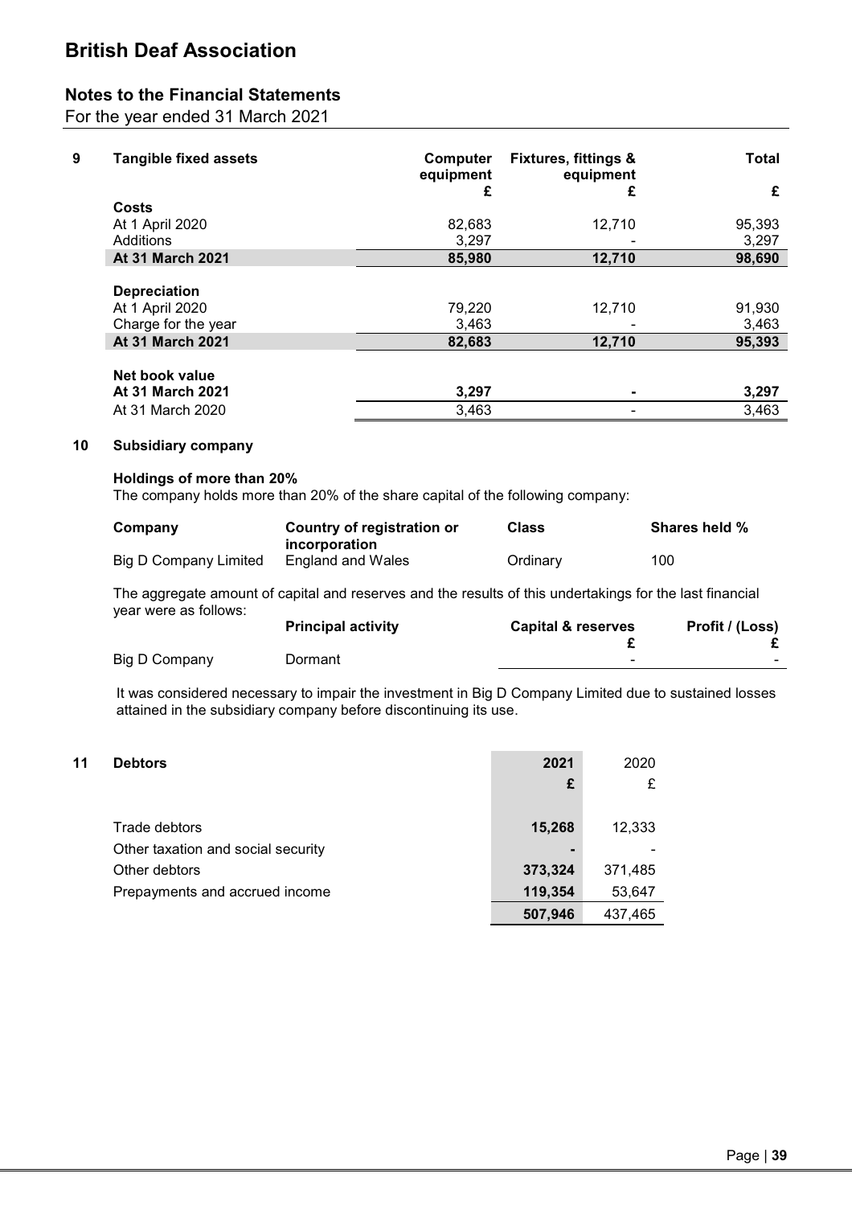# British Deaf Association

## Notes to the Financial Statements

For the year ended 31 March 2021

### 9 Tangible fixed assets

| | Computer equipment | Fixtures, fittings & equipment | Total |
|---|---|---|---|
| | £ | £ | £ |
| **Costs** | | | |
| At 1 April 2020 | 82,683 | 12,710 | 95,393 |
| Additions | 3,297 | - | 3,297 |
| **At 31 March 2021** | **85,980** | **12,710** | **98,690** |
| **Depreciation** | | | |
| At 1 April 2020 | 79,220 | 12,710 | 91,930 |
| Charge for the year | 3,463 | - | 3,463 |
| **At 31 March 2021** | **82,683** | **12,710** | **95,393** |
| **Net book value** | | | |
| **At 31 March 2021** | **3,297** | **-** | **3,297** |
| At 31 March 2020 | 3,463 | - | 3,463 |

### 10 Subsidiary company

**Holdings of more than 20%**

The company holds more than 20% of the share capital of the following company:

| Company | Country of registration or incorporation | Class | Shares held % |
|---|---|---|---|
| Big D Company Limited | England and Wales | Ordinary | 100 |

The aggregate amount of capital and reserves and the results of this undertakings for the last financial year were as follows:

| | Principal activity | Capital & reserves | Profit / (Loss) |
|---|---|---|---|
| | | £ | £ |
| Big D Company | Dormant | - | - |

It was considered necessary to impair the investment in Big D Company Limited due to sustained losses attained in the subsidiary company before discontinuing its use.

### 11 Debtors

| | 2021 | 2020 |
|---|---|---|
| | £ | £ |
| Trade debtors | 15,268 | 12,333 |
| Other taxation and social security | - | - |
| Other debtors | 373,324 | 371,485 |
| Prepayments and accrued income | 119,354 | 53,647 |
| | 507,946 | 437,465 |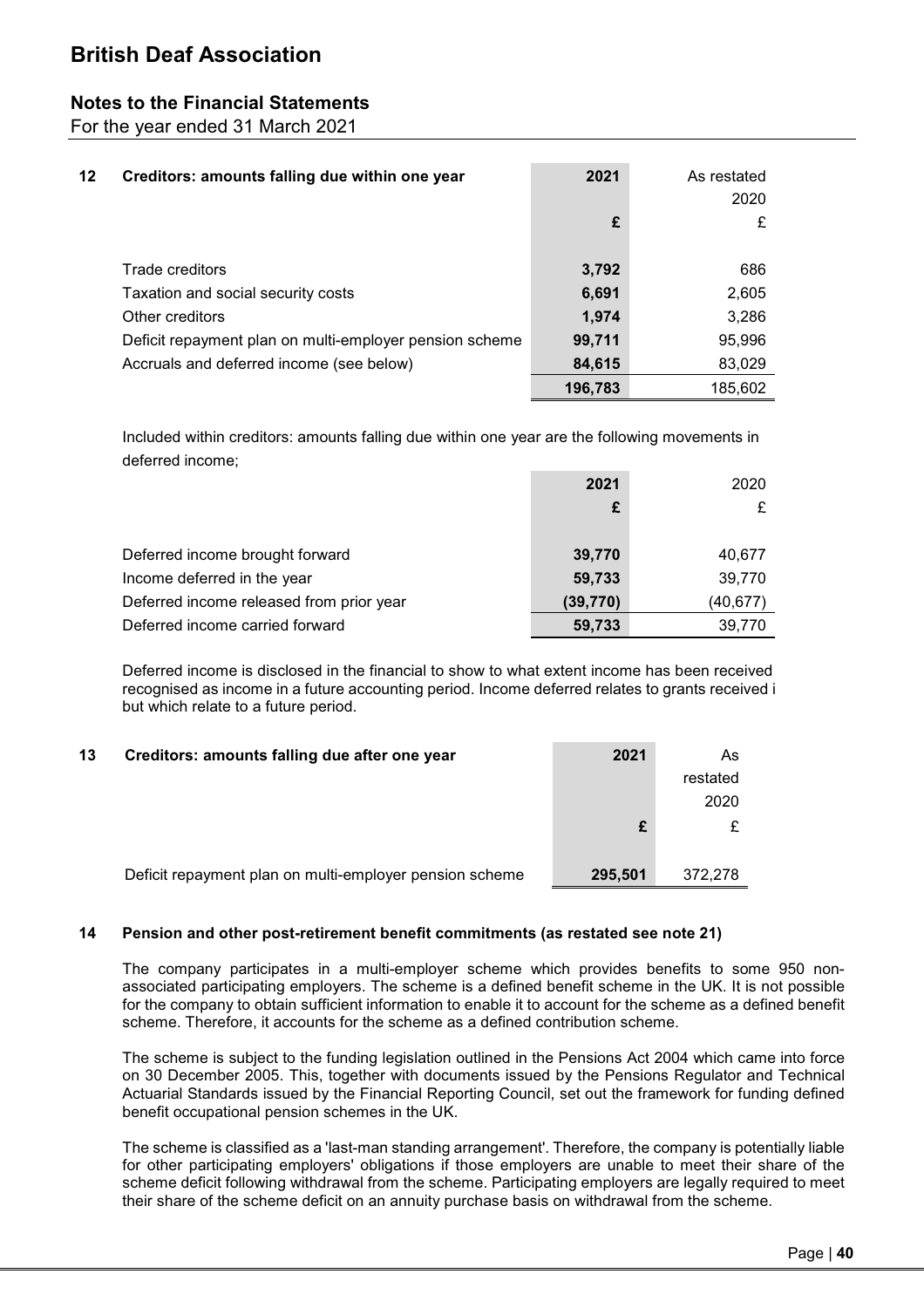# British Deaf Association

## Notes to the Financial Statements

For the year ended 31 March 2021

### 12 Creditors: amounts falling due within one year

| | 2021 | As restated 2020 |
|---|---|---|
| | £ | £ |
| Trade creditors | 3,792 | 686 |
| Taxation and social security costs | 6,691 | 2,605 |
| Other creditors | 1,974 | 3,286 |
| Deficit repayment plan on multi-employer pension scheme | 99,711 | 95,996 |
| Accruals and deferred income (see below) | 84,615 | 83,029 |
| | 196,783 | 185,602 |

Included within creditors: amounts falling due within one year are the following movements in deferred income;

| | 2021 | 2020 |
|---|---|---|
| | £ | £ |
| Deferred income brought forward | 39,770 | 40,677 |
| Income deferred in the year | 59,733 | 39,770 |
| Deferred income released from prior year | (39,770) | (40,677) |
| Deferred income carried forward | 59,733 | 39,770 |

Deferred income is disclosed in the financial to show to what extent income has been received recognised as income in a future accounting period. Income deferred relates to grants received i but which relate to a future period.

### 13 Creditors: amounts falling due after one year

| | 2021 | As restated 2020 |
|---|---|---|
| | £ | £ |
| Deficit repayment plan on multi-employer pension scheme | 295,501 | 372,278 |

### 14 Pension and other post-retirement benefit commitments (as restated see note 21)

The company participates in a multi-employer scheme which provides benefits to some 950 non-associated participating employers. The scheme is a defined benefit scheme in the UK. It is not possible for the company to obtain sufficient information to enable it to account for the scheme as a defined benefit scheme. Therefore, it accounts for the scheme as a defined contribution scheme.

The scheme is subject to the funding legislation outlined in the Pensions Act 2004 which came into force on 30 December 2005. This, together with documents issued by the Pensions Regulator and Technical Actuarial Standards issued by the Financial Reporting Council, set out the framework for funding defined benefit occupational pension schemes in the UK.

The scheme is classified as a 'last-man standing arrangement'. Therefore, the company is potentially liable for other participating employers' obligations if those employers are unable to meet their share of the scheme deficit following withdrawal from the scheme. Participating employers are legally required to meet their share of the scheme deficit on an annuity purchase basis on withdrawal from the scheme.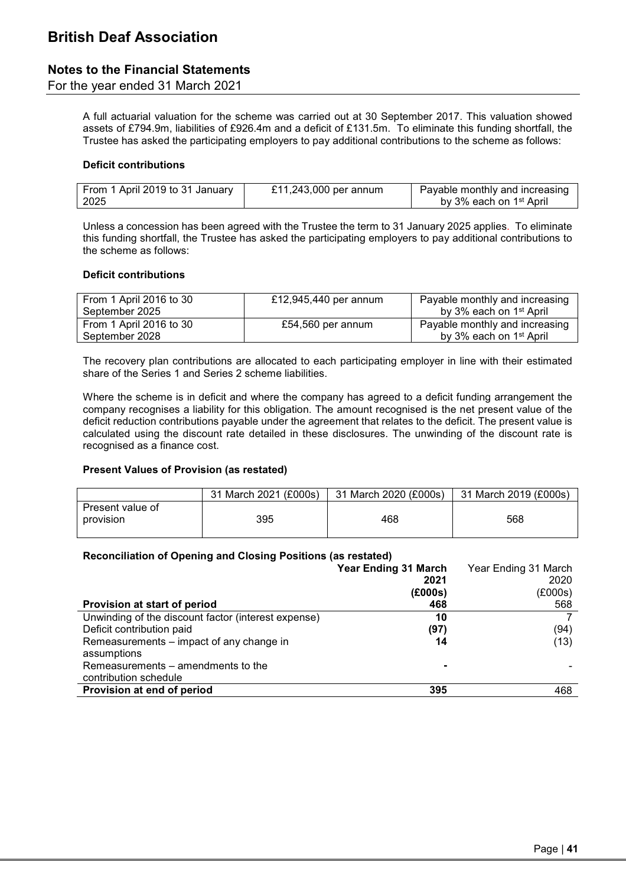# British Deaf Association

## Notes to the Financial Statements

For the year ended 31 March 2021

A full actuarial valuation for the scheme was carried out at 30 September 2017. This valuation showed assets of £794.9m, liabilities of £926.4m and a deficit of £131.5m. To eliminate this funding shortfall, the Trustee has asked the participating employers to pay additional contributions to the scheme as follows:

**Deficit contributions**

| | | |
|---|---|---|
| From 1 April 2019 to 31 January 2025 | £11,243,000 per annum | Payable monthly and increasing by 3% each on 1st April |

Unless a concession has been agreed with the Trustee the term to 31 January 2025 applies. To eliminate this funding shortfall, the Trustee has asked the participating employers to pay additional contributions to the scheme as follows:

**Deficit contributions**

| | | |
|---|---|---|
| From 1 April 2016 to 30 September 2025 | £12,945,440 per annum | Payable monthly and increasing by 3% each on 1st April |
| From 1 April 2016 to 30 September 2028 | £54,560 per annum | Payable monthly and increasing by 3% each on 1st April |

The recovery plan contributions are allocated to each participating employer in line with their estimated share of the Series 1 and Series 2 scheme liabilities.

Where the scheme is in deficit and where the company has agreed to a deficit funding arrangement the company recognises a liability for this obligation. The amount recognised is the net present value of the deficit reduction contributions payable under the agreement that relates to the deficit. The present value is calculated using the discount rate detailed in these disclosures. The unwinding of the discount rate is recognised as a finance cost.

**Present Values of Provision (as restated)**

| | 31 March 2021 (£000s) | 31 March 2020 (£000s) | 31 March 2019 (£000s) |
|---|---|---|---|
| Present value of provision | 395 | 468 | 568 |

**Reconciliation of Opening and Closing Positions (as restated)**

| | **Year Ending 31 March 2021 (£000s)** | Year Ending 31 March 2020 (£000s) |
|---|---|---|
| **Provision at start of period** | **468** | 568 |
| Unwinding of the discount factor (interest expense) | **10** | 7 |
| Deficit contribution paid | **(97)** | (94) |
| Remeasurements – impact of any change in assumptions | **14** | (13) |
| Remeasurements – amendments to the contribution schedule | **-** | - |
| **Provision at end of period** | **395** | 468 |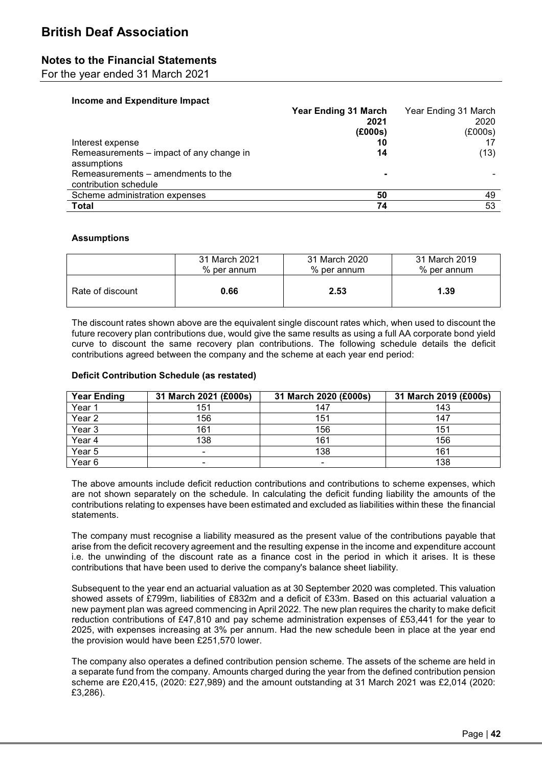# British Deaf Association

## Notes to the Financial Statements

For the year ended 31 March 2021

**Income and Expenditure Impact**

| | **Year Ending 31 March 2021 (£000s)** | Year Ending 31 March 2020 (£000s) |
|---|---|---|
| Interest expense | **10** | 17 |
| Remeasurements – impact of any change in assumptions | **14** | (13) |
| Remeasurements – amendments to the contribution schedule | **-** | - |
| Scheme administration expenses | **50** | 49 |
| **Total** | **74** | 53 |

**Assumptions**

| | 31 March 2021 % per annum | 31 March 2020 % per annum | 31 March 2019 % per annum |
|---|---|---|---|
| Rate of discount | **0.66** | **2.53** | **1.39** |

The discount rates shown above are the equivalent single discount rates which, when used to discount the future recovery plan contributions due, would give the same results as using a full AA corporate bond yield curve to discount the same recovery plan contributions. The following schedule details the deficit contributions agreed between the company and the scheme at each year end period:

**Deficit Contribution Schedule (as restated)**

| **Year Ending** | **31 March 2021 (£000s)** | **31 March 2020 (£000s)** | **31 March 2019 (£000s)** |
|---|---|---|---|
| Year 1 | 151 | 147 | 143 |
| Year 2 | 156 | 151 | 147 |
| Year 3 | 161 | 156 | 151 |
| Year 4 | 138 | 161 | 156 |
| Year 5 | - | 138 | 161 |
| Year 6 | - | - | 138 |

The above amounts include deficit reduction contributions and contributions to scheme expenses, which are not shown separately on the schedule. In calculating the deficit funding liability the amounts of the contributions relating to expenses have been estimated and excluded as liabilities within these the financial statements.

The company must recognise a liability measured as the present value of the contributions payable that arise from the deficit recovery agreement and the resulting expense in the income and expenditure account i.e. the unwinding of the discount rate as a finance cost in the period in which it arises. It is these contributions that have been used to derive the company's balance sheet liability.

Subsequent to the year end an actuarial valuation as at 30 September 2020 was completed. This valuation showed assets of £799m, liabilities of £832m and a deficit of £33m. Based on this actuarial valuation a new payment plan was agreed commencing in April 2022. The new plan requires the charity to make deficit reduction contributions of £47,810 and pay scheme administration expenses of £53,441 for the year to 2025, with expenses increasing at 3% per annum. Had the new schedule been in place at the year end the provision would have been £251,570 lower.

The company also operates a defined contribution pension scheme. The assets of the scheme are held in a separate fund from the company. Amounts charged during the year from the defined contribution pension scheme are £20,415, (2020: £27,989) and the amount outstanding at 31 March 2021 was £2,014 (2020: £3,286).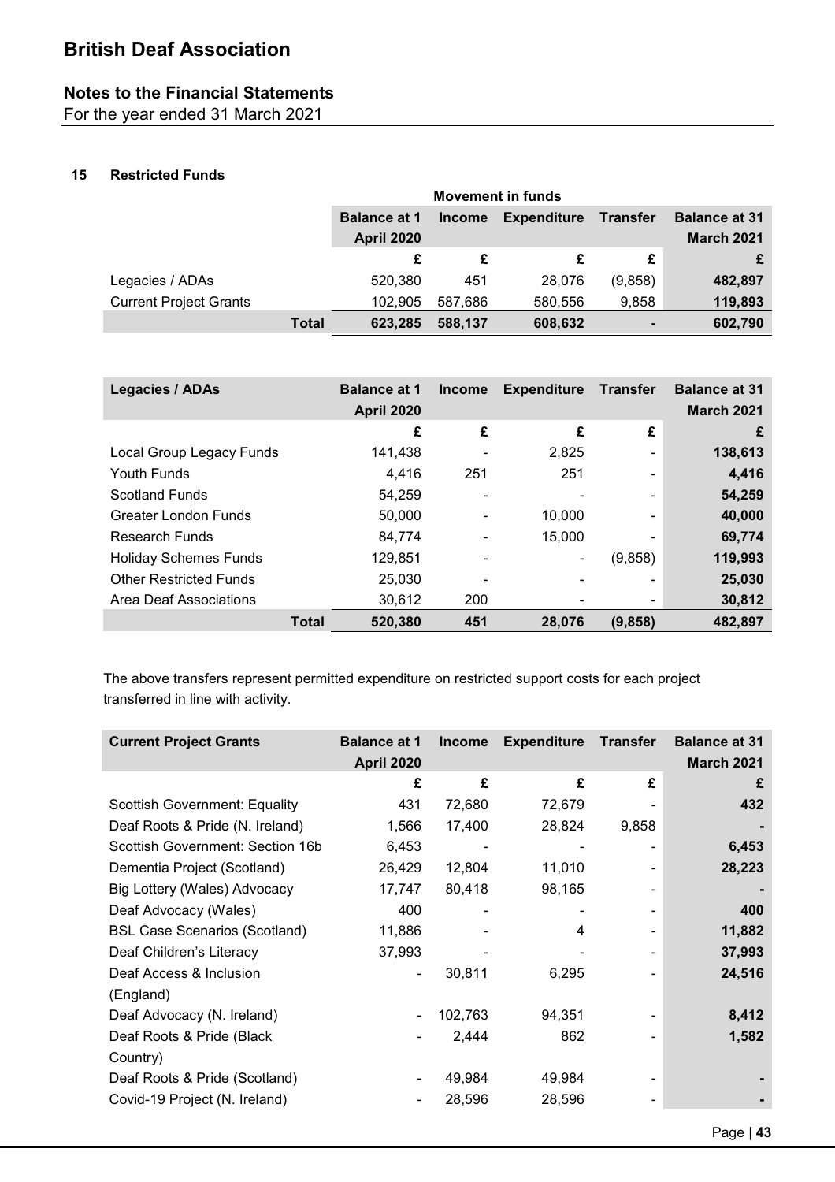# British Deaf Association

## Notes to the Financial Statements

For the year ended 31 March 2021

### 15 Restricted Funds

| | Movement in funds | | | | |
|---|---|---|---|---|---|
| | Balance at 1 April 2020 | Income | Expenditure | Transfer | Balance at 31 March 2021 |
| | £ | £ | £ | £ | £ |
| Legacies / ADAs | 520,380 | 451 | 28,076 | (9,858) | **482,897** |
| Current Project Grants | 102,905 | 587,686 | 580,556 | 9,858 | **119,893** |
| **Total** | **623,285** | **588,137** | **608,632** | **-** | **602,790** |

| Legacies / ADAs | Balance at 1 April 2020 | Income | Expenditure | Transfer | Balance at 31 March 2021 |
|---|---|---|---|---|---|
| | £ | £ | £ | £ | £ |
| Local Group Legacy Funds | 141,438 | - | 2,825 | - | **138,613** |
| Youth Funds | 4,416 | 251 | 251 | - | **4,416** |
| Scotland Funds | 54,259 | - | - | - | **54,259** |
| Greater London Funds | 50,000 | - | 10,000 | - | **40,000** |
| Research Funds | 84,774 | - | 15,000 | - | **69,774** |
| Holiday Schemes Funds | 129,851 | - | - | (9,858) | **119,993** |
| Other Restricted Funds | 25,030 | - | - | - | **25,030** |
| Area Deaf Associations | 30,612 | 200 | - | - | **30,812** |
| **Total** | **520,380** | **451** | **28,076** | **(9,858)** | **482,897** |

The above transfers represent permitted expenditure on restricted support costs for each project transferred in line with activity.

| Current Project Grants | Balance at 1 April 2020 | Income | Expenditure | Transfer | Balance at 31 March 2021 |
|---|---|---|---|---|---|
| | £ | £ | £ | £ | £ |
| Scottish Government: Equality | 431 | 72,680 | 72,679 | - | **432** |
| Deaf Roots & Pride (N. Ireland) | 1,566 | 17,400 | 28,824 | 9,858 | **-** |
| Scottish Government: Section 16b | 6,453 | - | - | - | **6,453** |
| Dementia Project (Scotland) | 26,429 | 12,804 | 11,010 | - | **28,223** |
| Big Lottery (Wales) Advocacy | 17,747 | 80,418 | 98,165 | - | **-** |
| Deaf Advocacy (Wales) | 400 | - | - | - | **400** |
| BSL Case Scenarios (Scotland) | 11,886 | - | 4 | - | **11,882** |
| Deaf Children's Literacy | 37,993 | - | - | - | **37,993** |
| Deaf Access & Inclusion (England) | - | 30,811 | 6,295 | - | **24,516** |
| Deaf Advocacy (N. Ireland) | - | 102,763 | 94,351 | - | **8,412** |
| Deaf Roots & Pride (Black Country) | - | 2,444 | 862 | - | **1,582** |
| Deaf Roots & Pride (Scotland) | - | 49,984 | 49,984 | - | **-** |
| Covid-19 Project (N. Ireland) | - | 28,596 | 28,596 | - | **-** |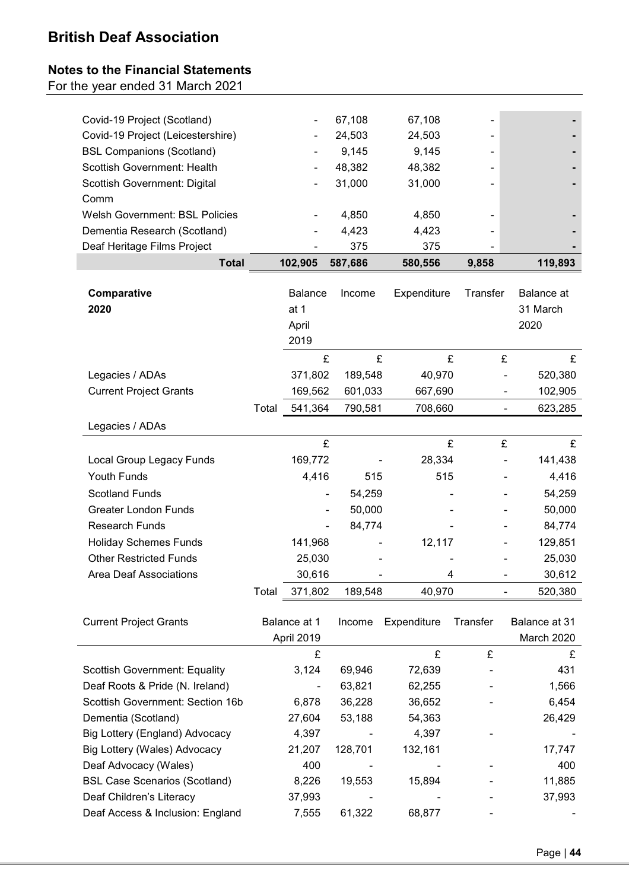## Notes to the Financial Statements

For the year ended 31 March 2021

| | | | | | |
|---|---|---|---|---|---|
| Covid-19 Project (Scotland) | - | 67,108 | 67,108 | - | - |
| Covid-19 Project (Leicestershire) | - | 24,503 | 24,503 | - | - |
| BSL Companions (Scotland) | - | 9,145 | 9,145 | - | - |
| Scottish Government: Health | - | 48,382 | 48,382 | - | - |
| Scottish Government: Digital Comm | - | 31,000 | 31,000 | - | - |
| Welsh Government: BSL Policies | - | 4,850 | 4,850 | - | - |
| Dementia Research (Scotland) | - | 4,423 | 4,423 | - | - |
| Deaf Heritage Films Project | - | 375 | 375 | - | - |
| **Total** | **102,905** | **587,686** | **580,556** | **9,858** | **119,893** |

| **Comparative 2020** | | Balance at 1 April 2019 | Income | Expenditure | Transfer | Balance at 31 March 2020 |
|---|---|---|---|---|---|---|
| | | £ | £ | £ | £ | £ |
| Legacies / ADAs | | 371,802 | 189,548 | 40,970 | - | 520,380 |
| Current Project Grants | | 169,562 | 601,033 | 667,690 | - | 102,905 |
| | Total | 541,364 | 790,581 | 708,660 | - | 623,285 |

| Legacies / ADAs | | | | | | |
|---|---|---|---|---|---|---|
| | | £ | | £ | £ | £ |
| Local Group Legacy Funds | | 169,772 | - | 28,334 | - | 141,438 |
| Youth Funds | | 4,416 | 515 | 515 | - | 4,416 |
| Scotland Funds | | - | 54,259 | - | - | 54,259 |
| Greater London Funds | | - | 50,000 | - | - | 50,000 |
| Research Funds | | - | 84,774 | - | - | 84,774 |
| Holiday Schemes Funds | | 141,968 | - | 12,117 | - | 129,851 |
| Other Restricted Funds | | 25,030 | - | - | - | 25,030 |
| Area Deaf Associations | | 30,616 | - | 4 | - | 30,612 |
| | Total | 371,802 | 189,548 | 40,970 | - | 520,380 |

| Current Project Grants | Balance at 1 April 2019 | Income | Expenditure | Transfer | Balance at 31 March 2020 |
|---|---|---|---|---|---|
| | £ | | £ | £ | £ |
| Scottish Government: Equality | 3,124 | 69,946 | 72,639 | - | 431 |
| Deaf Roots & Pride (N. Ireland) | - | 63,821 | 62,255 | - | 1,566 |
| Scottish Government: Section 16b | 6,878 | 36,228 | 36,652 | - | 6,454 |
| Dementia (Scotland) | 27,604 | 53,188 | 54,363 | - | 26,429 |
| Big Lottery (England) Advocacy | 4,397 | - | 4,397 | | - |
| Big Lottery (Wales) Advocacy | 21,207 | 128,701 | 132,161 | | 17,747 |
| Deaf Advocacy (Wales) | 400 | - | - | - | 400 |
| BSL Case Scenarios (Scotland) | 8,226 | 19,553 | 15,894 | - | 11,885 |
| Deaf Children's Literacy | 37,993 | - | - | - | 37,993 |
| Deaf Access & Inclusion: England | 7,555 | 61,322 | 68,877 | - | - |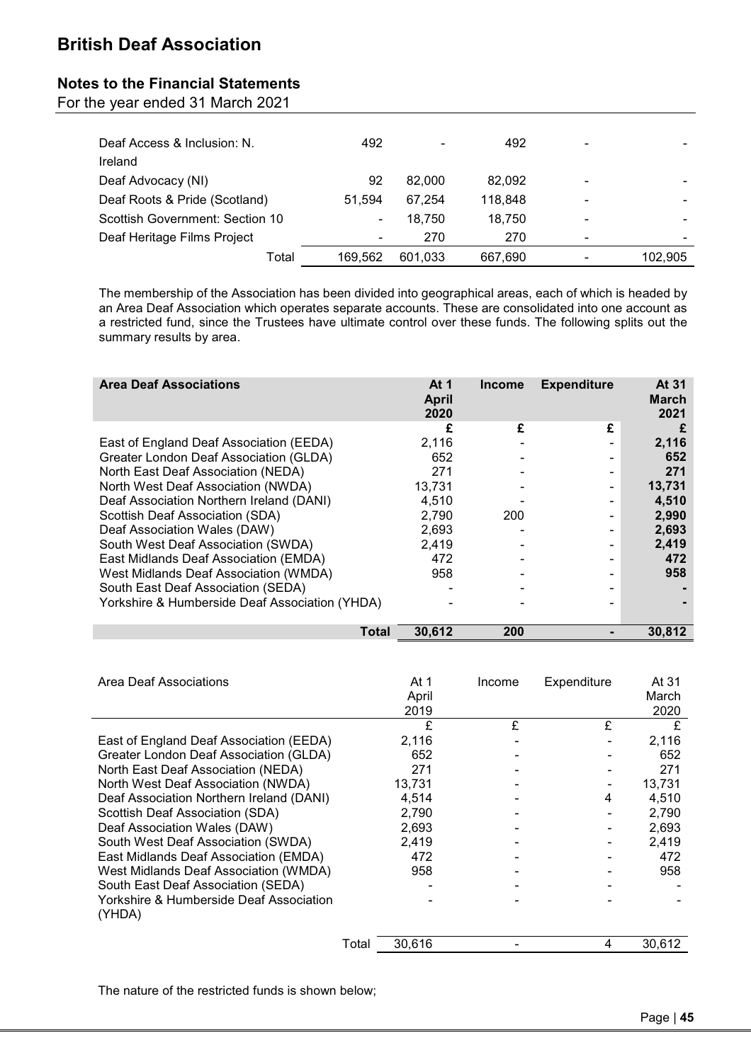# British Deaf Association

## Notes to the Financial Statements

For the year ended 31 March 2021

| | | | | | |
|---|---|---|---|---|---|
| Deaf Access & Inclusion: N. Ireland | 492 | - | 492 | - | - |
| Deaf Advocacy (NI) | 92 | 82,000 | 82,092 | - | - |
| Deaf Roots & Pride (Scotland) | 51,594 | 67,254 | 118,848 | - | - |
| Scottish Government: Section 10 | - | 18,750 | 18,750 | - | - |
| Deaf Heritage Films Project | - | 270 | 270 | - | - |
| Total | 169,562 | 601,033 | 667,690 | - | 102,905 |

The membership of the Association has been divided into geographical areas, each of which is headed by an Area Deaf Association which operates separate accounts. These are consolidated into one account as a restricted fund, since the Trustees have ultimate control over these funds. The following splits out the summary results by area.

| **Area Deaf Associations** | **At 1 April 2020** | **Income** | **Expenditure** | **At 31 March 2021** |
|---|---|---|---|---|
| | **£** | **£** | **£** | **£** |
| East of England Deaf Association (EEDA) | 2,116 | - | - | **2,116** |
| Greater London Deaf Association (GLDA) | 652 | - | - | **652** |
| North East Deaf Association (NEDA) | 271 | - | - | **271** |
| North West Deaf Association (NWDA) | 13,731 | - | - | **13,731** |
| Deaf Association Northern Ireland (DANI) | 4,510 | - | - | **4,510** |
| Scottish Deaf Association (SDA) | 2,790 | 200 | - | **2,990** |
| Deaf Association Wales (DAW) | 2,693 | - | - | **2,693** |
| South West Deaf Association (SWDA) | 2,419 | - | - | **2,419** |
| East Midlands Deaf Association (EMDA) | 472 | - | - | **472** |
| West Midlands Deaf Association (WMDA) | 958 | - | - | **958** |
| South East Deaf Association (SEDA) | - | - | - | **-** |
| Yorkshire & Humberside Deaf Association (YHDA) | - | - | - | **-** |
| **Total** | **30,612** | **200** | **-** | **30,812** |

| Area Deaf Associations | At 1 April 2019 | Income | Expenditure | At 31 March 2020 |
|---|---|---|---|---|
| | £ | £ | £ | £ |
| East of England Deaf Association (EEDA) | 2,116 | - | - | 2,116 |
| Greater London Deaf Association (GLDA) | 652 | - | - | 652 |
| North East Deaf Association (NEDA) | 271 | - | - | 271 |
| North West Deaf Association (NWDA) | 13,731 | - | - | 13,731 |
| Deaf Association Northern Ireland (DANI) | 4,514 | - | 4 | 4,510 |
| Scottish Deaf Association (SDA) | 2,790 | - | - | 2,790 |
| Deaf Association Wales (DAW) | 2,693 | - | - | 2,693 |
| South West Deaf Association (SWDA) | 2,419 | - | - | 2,419 |
| East Midlands Deaf Association (EMDA) | 472 | - | - | 472 |
| West Midlands Deaf Association (WMDA) | 958 | - | - | 958 |
| South East Deaf Association (SEDA) | - | - | - | - |
| Yorkshire & Humberside Deaf Association (YHDA) | - | - | - | - |
| Total | 30,616 | - | 4 | 30,612 |

The nature of the restricted funds is shown below;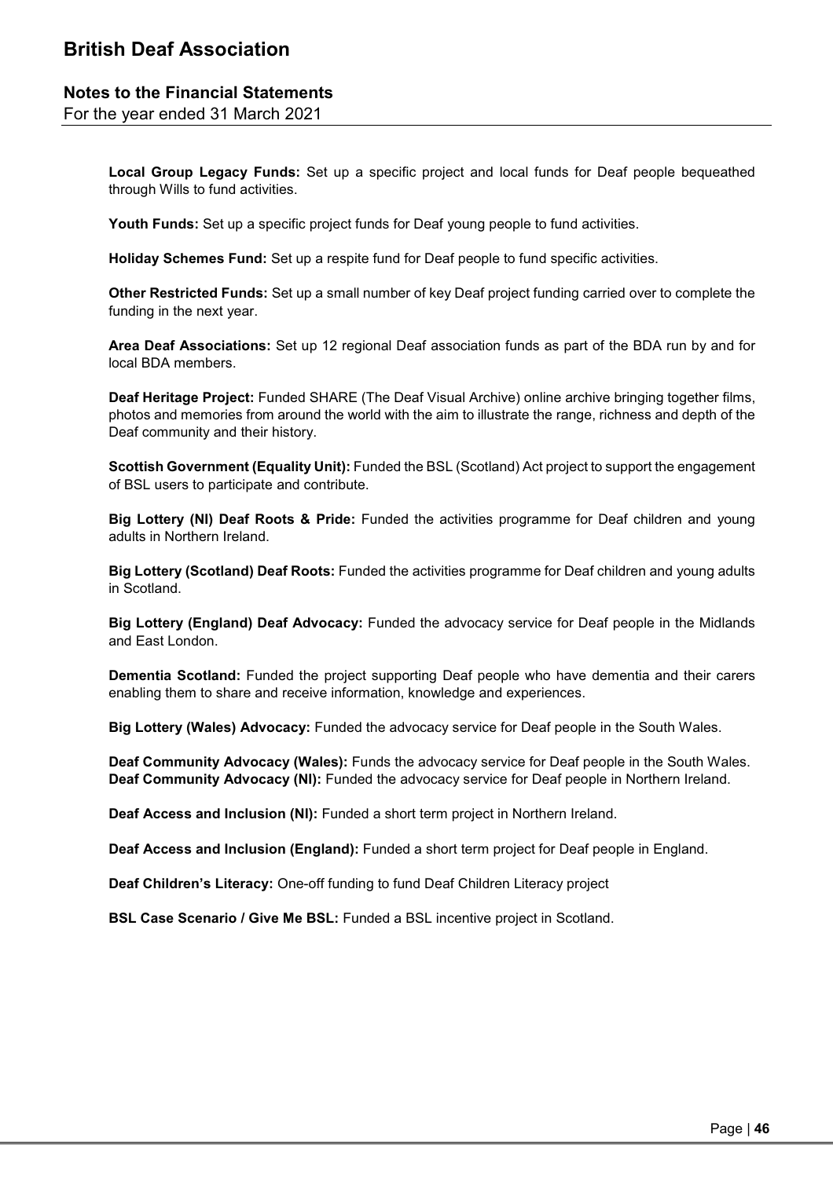**Local Group Legacy Funds:** Set up a specific project and local funds for Deaf people bequeathed through Wills to fund activities.

**Youth Funds:** Set up a specific project funds for Deaf young people to fund activities.

**Holiday Schemes Fund:** Set up a respite fund for Deaf people to fund specific activities.

**Other Restricted Funds:** Set up a small number of key Deaf project funding carried over to complete the funding in the next year.

**Area Deaf Associations:** Set up 12 regional Deaf association funds as part of the BDA run by and for local BDA members.

**Deaf Heritage Project:** Funded SHARE (The Deaf Visual Archive) online archive bringing together films, photos and memories from around the world with the aim to illustrate the range, richness and depth of the Deaf community and their history.

**Scottish Government (Equality Unit):** Funded the BSL (Scotland) Act project to support the engagement of BSL users to participate and contribute.

**Big Lottery (NI) Deaf Roots & Pride:** Funded the activities programme for Deaf children and young adults in Northern Ireland.

**Big Lottery (Scotland) Deaf Roots:** Funded the activities programme for Deaf children and young adults in Scotland.

**Big Lottery (England) Deaf Advocacy:** Funded the advocacy service for Deaf people in the Midlands and East London.

**Dementia Scotland:** Funded the project supporting Deaf people who have dementia and their carers enabling them to share and receive information, knowledge and experiences.

**Big Lottery (Wales) Advocacy:** Funded the advocacy service for Deaf people in the South Wales.

**Deaf Community Advocacy (Wales):** Funds the advocacy service for Deaf people in the South Wales.
**Deaf Community Advocacy (NI):** Funded the advocacy service for Deaf people in Northern Ireland.

**Deaf Access and Inclusion (NI):** Funded a short term project in Northern Ireland.

**Deaf Access and Inclusion (England):** Funded a short term project for Deaf people in England.

**Deaf Children's Literacy:** One-off funding to fund Deaf Children Literacy project

**BSL Case Scenario / Give Me BSL:** Funded a BSL incentive project in Scotland.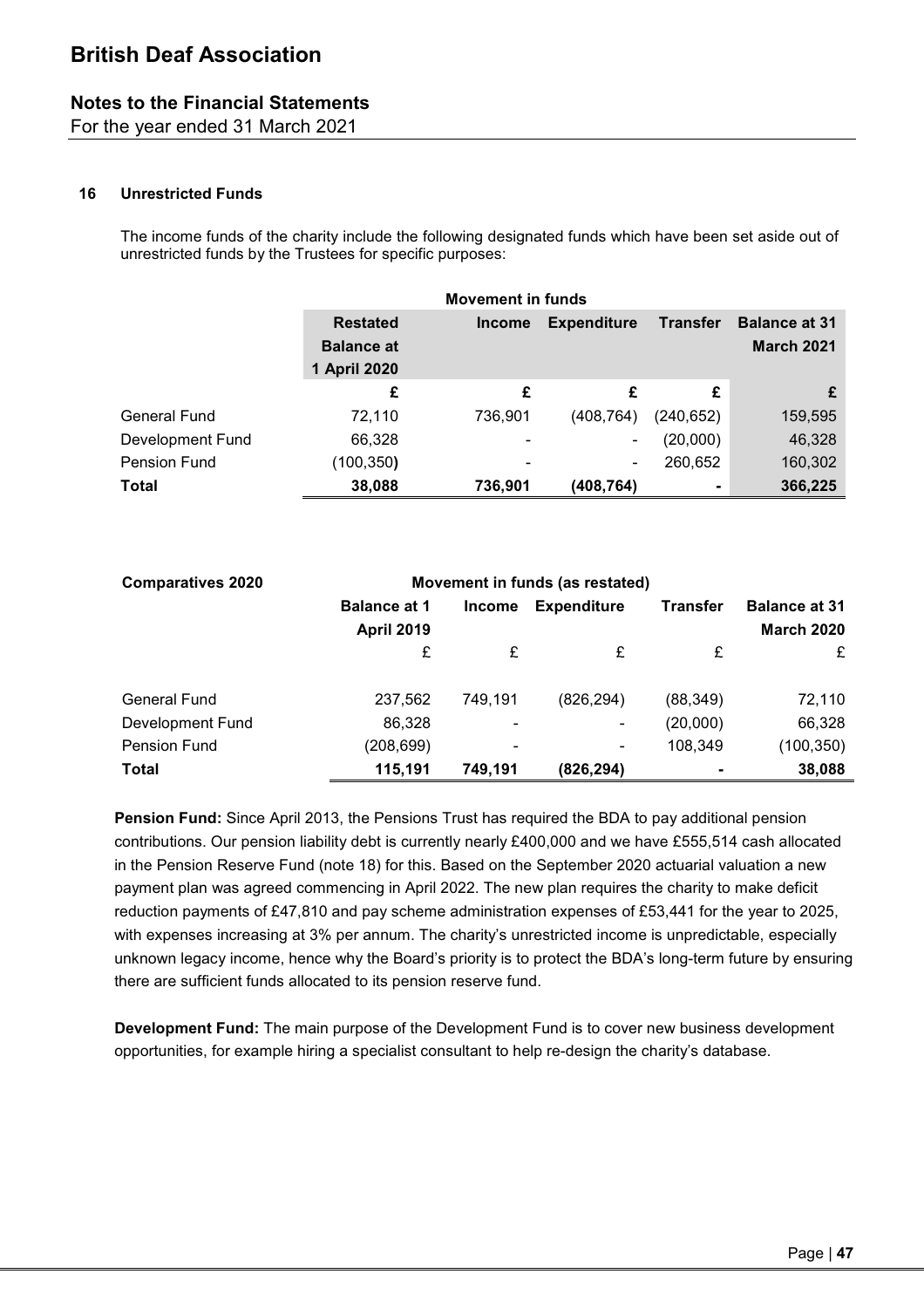# British Deaf Association

## Notes to the Financial Statements

For the year ended 31 March 2021

### 16 Unrestricted Funds

The income funds of the charity include the following designated funds which have been set aside out of unrestricted funds by the Trustees for specific purposes:

| | | Movement in funds | | | |
|---|---|---|---|---|---|
| | **Restated Balance at 1 April 2020** | **Income** | **Expenditure** | **Transfer** | **Balance at 31 March 2021** |
| | **£** | **£** | **£** | **£** | **£** |
| General Fund | 72,110 | 736,901 | (408,764) | (240,652) | 159,595 |
| Development Fund | 66,328 | - | - | (20,000) | 46,328 |
| Pension Fund | (100,350) | - | - | 260,652 | 160,302 |
| **Total** | **38,088** | **736,901** | **(408,764)** | **-** | **366,225** |

| **Comparatives 2020** | | Movement in funds (as restated) | | | |
|---|---|---|---|---|---|
| | **Balance at 1 April 2019** | **Income** | **Expenditure** | **Transfer** | **Balance at 31 March 2020** |
| | £ | £ | £ | £ | £ |
| General Fund | 237,562 | 749,191 | (826,294) | (88,349) | 72,110 |
| Development Fund | 86,328 | - | - | (20,000) | 66,328 |
| Pension Fund | (208,699) | - | - | 108,349 | (100,350) |
| **Total** | **115,191** | **749,191** | **(826,294)** | **-** | **38,088** |

**Pension Fund:** Since April 2013, the Pensions Trust has required the BDA to pay additional pension contributions. Our pension liability debt is currently nearly £400,000 and we have £555,514 cash allocated in the Pension Reserve Fund (note 18) for this. Based on the September 2020 actuarial valuation a new payment plan was agreed commencing in April 2022. The new plan requires the charity to make deficit reduction payments of £47,810 and pay scheme administration expenses of £53,441 for the year to 2025, with expenses increasing at 3% per annum. The charity's unrestricted income is unpredictable, especially unknown legacy income, hence why the Board's priority is to protect the BDA's long-term future by ensuring there are sufficient funds allocated to its pension reserve fund.

**Development Fund:** The main purpose of the Development Fund is to cover new business development opportunities, for example hiring a specialist consultant to help re-design the charity's database.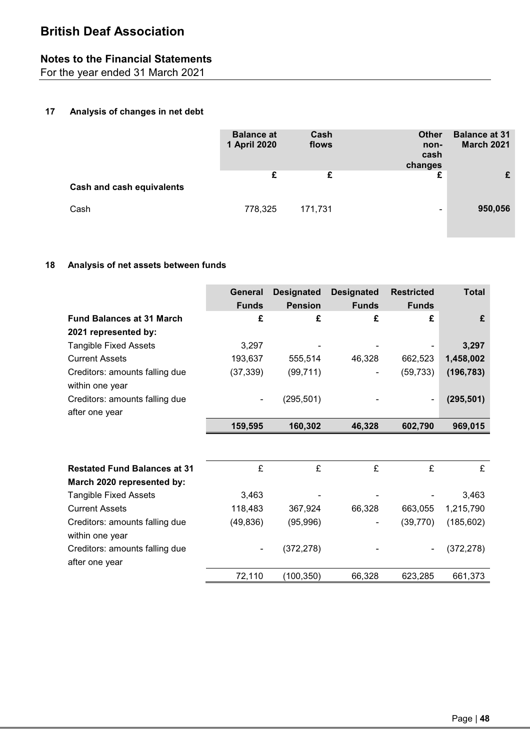# British Deaf Association

## Notes to the Financial Statements

For the year ended 31 March 2021

### 17 Analysis of changes in net debt

| | Balance at 1 April 2020 | Cash flows | Other non-cash changes | Balance at 31 March 2021 |
|---|---|---|---|---|
| | £ | £ | £ | £ |
| **Cash and cash equivalents** | | | | |
| Cash | 778,325 | 171,731 | - | **950,056** |

### 18 Analysis of net assets between funds

| | General Funds | Designated Pension | Designated Funds | Restricted Funds | Total |
|---|---|---|---|---|---|
| **Fund Balances at 31 March 2021 represented by:** | £ | £ | £ | £ | £ |
| Tangible Fixed Assets | 3,297 | - | - | - | **3,297** |
| Current Assets | 193,637 | 555,514 | 46,328 | 662,523 | **1,458,002** |
| Creditors: amounts falling due within one year | (37,339) | (99,711) | - | (59,733) | **(196,783)** |
| Creditors: amounts falling due after one year | - | (295,501) | - | - | **(295,501)** |
| | **159,595** | **160,302** | **46,328** | **602,790** | **969,015** |

| | | | | | |
|---|---|---|---|---|---|
| **Restated Fund Balances at 31 March 2020 represented by:** | £ | £ | £ | £ | £ |
| Tangible Fixed Assets | 3,463 | - | - | - | 3,463 |
| Current Assets | 118,483 | 367,924 | 66,328 | 663,055 | 1,215,790 |
| Creditors: amounts falling due within one year | (49,836) | (95,996) | - | (39,770) | (185,602) |
| Creditors: amounts falling due after one year | - | (372,278) | - | - | (372,278) |
| | 72,110 | (100,350) | 66,328 | 623,285 | 661,373 |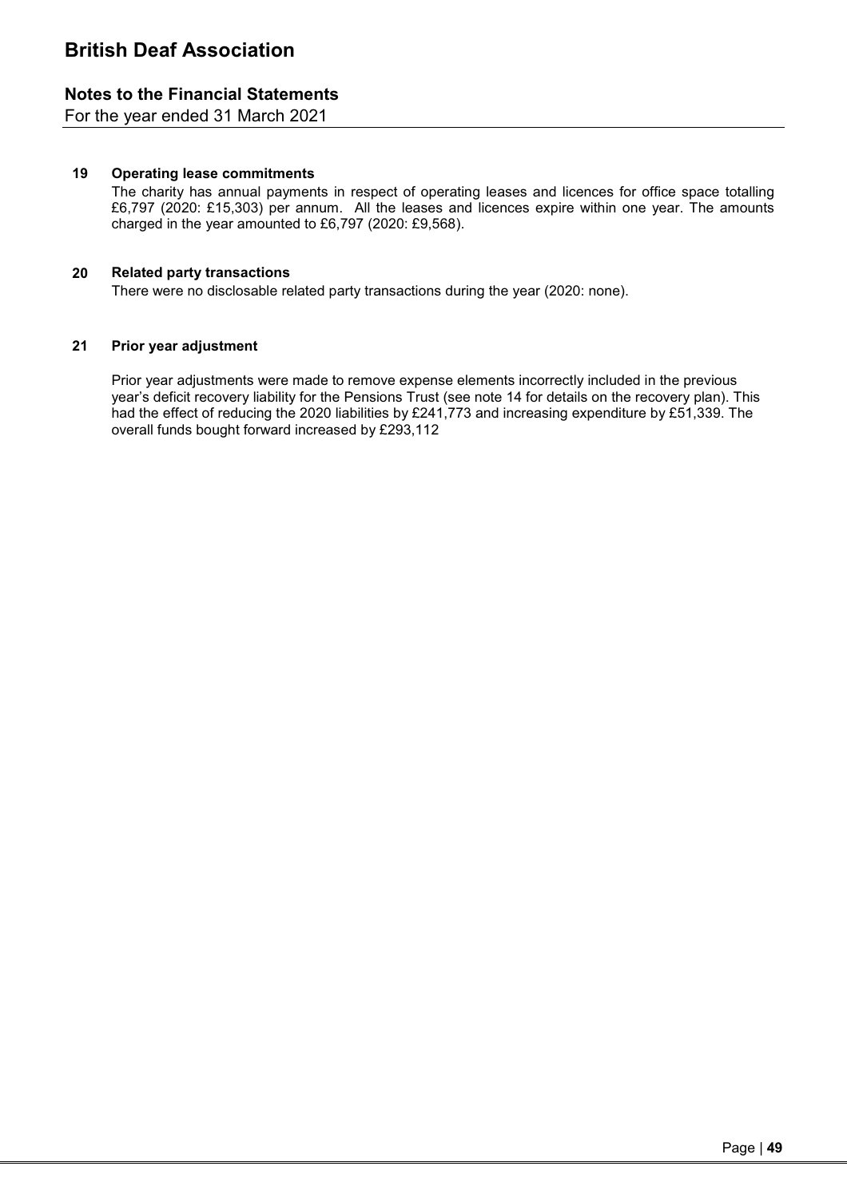# British Deaf Association

## Notes to the Financial Statements

For the year ended 31 March 2021

### 19 Operating lease commitments

The charity has annual payments in respect of operating leases and licences for office space totalling £6,797 (2020: £15,303) per annum. All the leases and licences expire within one year. The amounts charged in the year amounted to £6,797 (2020: £9,568).

### 20 Related party transactions

There were no disclosable related party transactions during the year (2020: none).

### 21 Prior year adjustment

Prior year adjustments were made to remove expense elements incorrectly included in the previous year's deficit recovery liability for the Pensions Trust (see note 14 for details on the recovery plan). This had the effect of reducing the 2020 liabilities by £241,773 and increasing expenditure by £51,339. The overall funds bought forward increased by £293,112